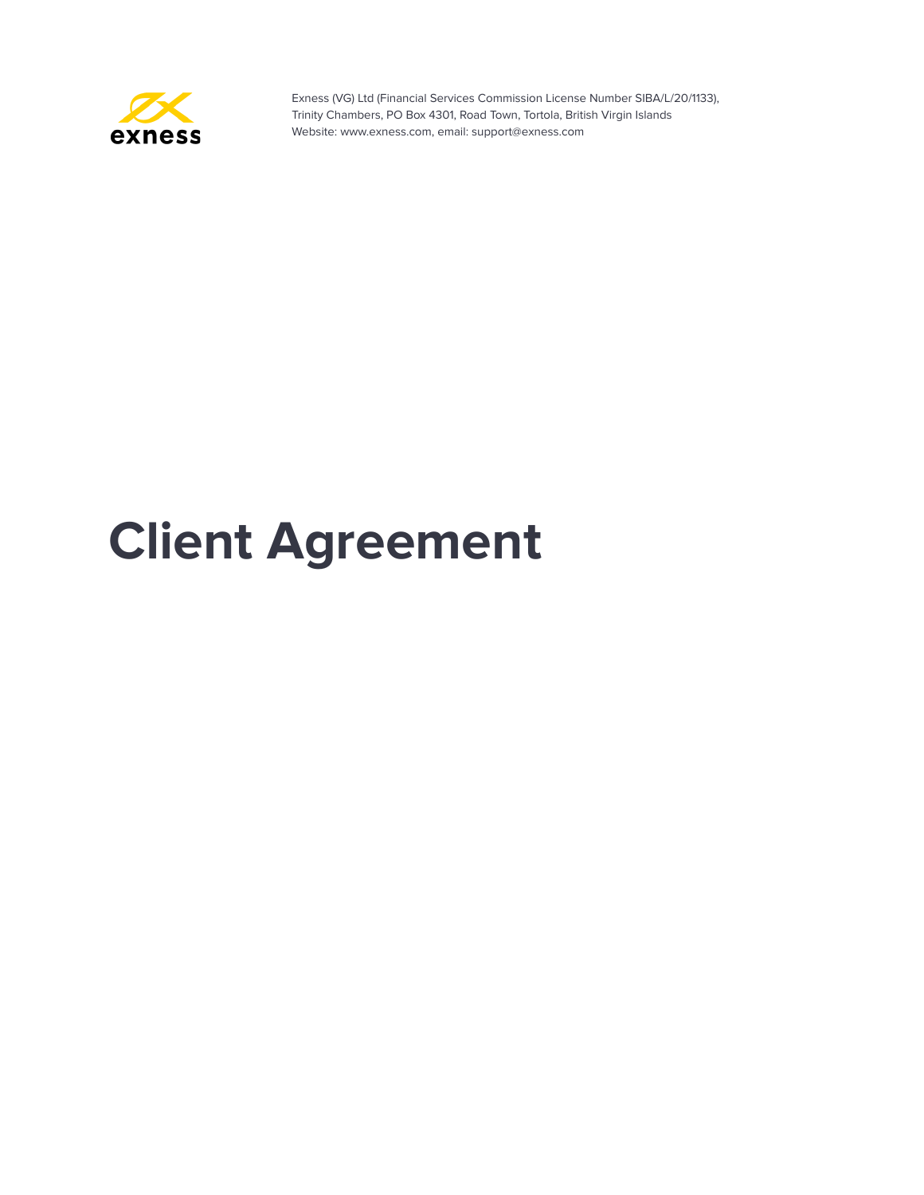Exness (VG) Ltd (Financial Services Commission License Number SIBA/L/20/1133),
Trinity Chambers, PO Box 4301, Road Town, Tortola, British Virgin Islands
Website: www.exness.com, email: support@exness.com

# Client Agreement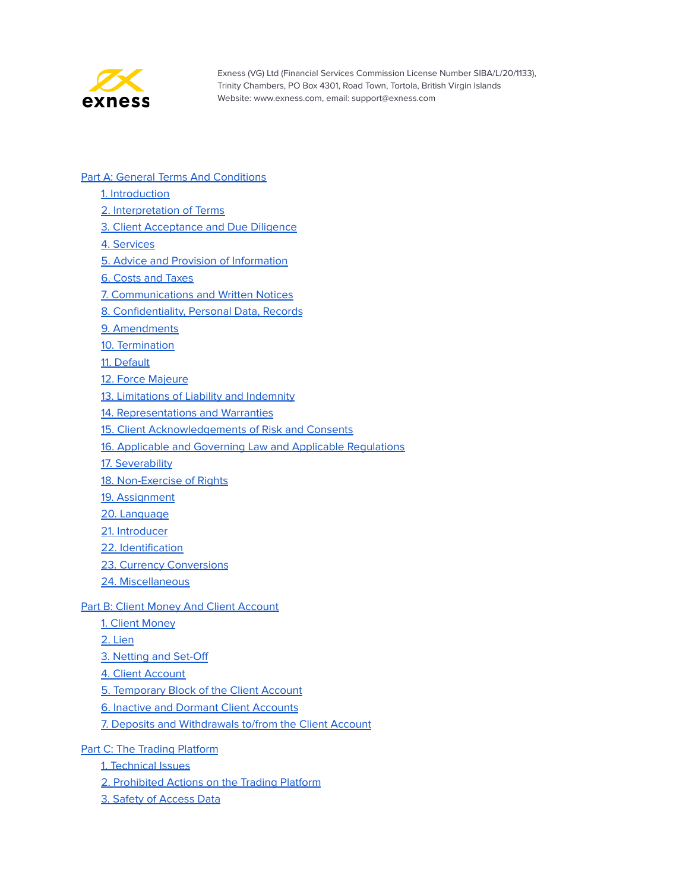Exness (VG) Ltd (Financial Services Commission License Number SIBA/L/20/1133), Trinity Chambers, PO Box 4301, Road Town, Tortola, British Virgin Islands
Website: www.exness.com, email: support@exness.com

Part A: General Terms And Conditions

- 1. Introduction
- 2. Interpretation of Terms
- 3. Client Acceptance and Due Diligence
- 4. Services
- 5. Advice and Provision of Information
- 6. Costs and Taxes
- 7. Communications and Written Notices
- 8. Confidentiality, Personal Data, Records
- 9. Amendments
- 10. Termination
- 11. Default
- 12. Force Majeure
- 13. Limitations of Liability and Indemnity
- 14. Representations and Warranties
- 15. Client Acknowledgements of Risk and Consents
- 16. Applicable and Governing Law and Applicable Regulations
- 17. Severability
- 18. Non-Exercise of Rights
- 19. Assignment
- 20. Language
- 21. Introducer
- 22. Identification
- 23. Currency Conversions
- 24. Miscellaneous

Part B: Client Money And Client Account

- 1. Client Money
- 2. Lien
- 3. Netting and Set-Off
- 4. Client Account
- 5. Temporary Block of the Client Account
- 6. Inactive and Dormant Client Accounts
- 7. Deposits and Withdrawals to/from the Client Account

Part C: The Trading Platform

- 1. Technical Issues
- 2. Prohibited Actions on the Trading Platform
- 3. Safety of Access Data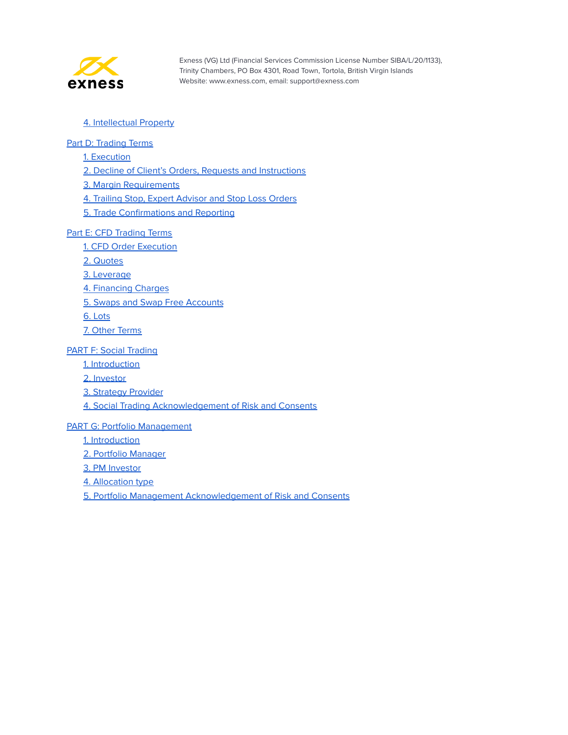- 4. Intellectual Property

Part D: Trading Terms

- 1. Execution
- 2. Decline of Client's Orders, Requests and Instructions
- 3. Margin Requirements
- 4. Trailing Stop, Expert Advisor and Stop Loss Orders
- 5. Trade Confirmations and Reporting

Part E: CFD Trading Terms

- 1. CFD Order Execution
- 2. Quotes
- 3. Leverage
- 4. Financing Charges
- 5. Swaps and Swap Free Accounts
- 6. Lots
- 7. Other Terms

PART F: Social Trading

- 1. Introduction
- 2. Investor
- 3. Strategy Provider
- 4. Social Trading Acknowledgement of Risk and Consents

PART G: Portfolio Management

- 1. Introduction
- 2. Portfolio Manager
- 3. PM Investor
- 4. Allocation type
- 5. Portfolio Management Acknowledgement of Risk and Consents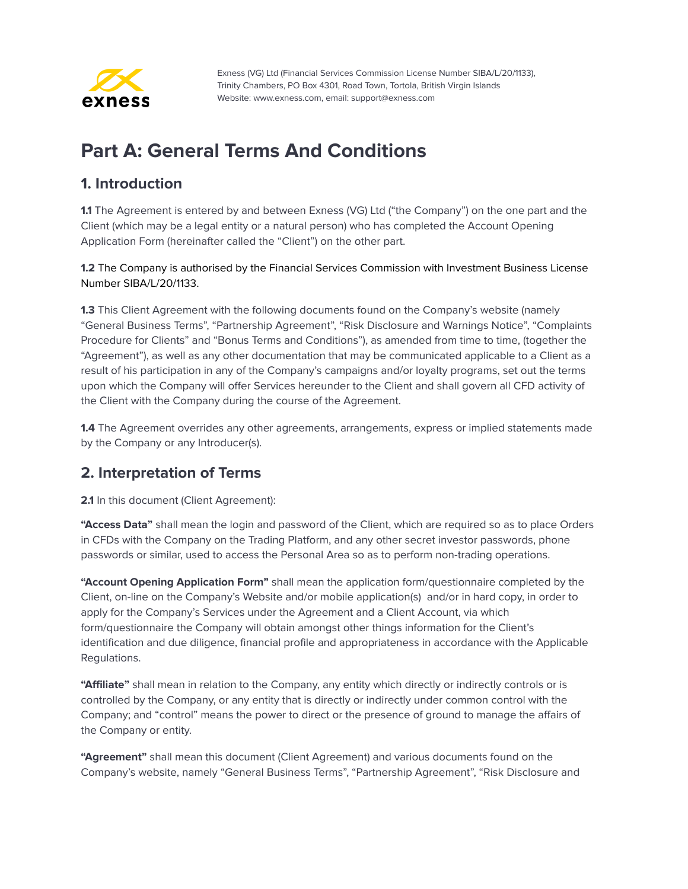Exness (VG) Ltd (Financial Services Commission License Number SIBA/L/20/1133), Trinity Chambers, PO Box 4301, Road Town, Tortola, British Virgin Islands
Website: www.exness.com, email: support@exness.com

# Part A: General Terms And Conditions

## 1. Introduction

**1.1** The Agreement is entered by and between Exness (VG) Ltd ("the Company") on the one part and the Client (which may be a legal entity or a natural person) who has completed the Account Opening Application Form (hereinafter called the "Client") on the other part.

**1.2** The Company is authorised by the Financial Services Commission with Investment Business License Number SIBA/L/20/1133.

**1.3** This Client Agreement with the following documents found on the Company's website (namely "General Business Terms", "Partnership Agreement", "Risk Disclosure and Warnings Notice", "Complaints Procedure for Clients" and "Bonus Terms and Conditions"), as amended from time to time, (together the "Agreement"), as well as any other documentation that may be communicated applicable to a Client as a result of his participation in any of the Company's campaigns and/or loyalty programs, set out the terms upon which the Company will offer Services hereunder to the Client and shall govern all CFD activity of the Client with the Company during the course of the Agreement.

**1.4** The Agreement overrides any other agreements, arrangements, express or implied statements made by the Company or any Introducer(s).

## 2. Interpretation of Terms

**2.1** In this document (Client Agreement):

**"Access Data"** shall mean the login and password of the Client, which are required so as to place Orders in CFDs with the Company on the Trading Platform, and any other secret investor passwords, phone passwords or similar, used to access the Personal Area so as to perform non-trading operations.

**"Account Opening Application Form"** shall mean the application form/questionnaire completed by the Client, on-line on the Company's Website and/or mobile application(s) and/or in hard copy, in order to apply for the Company's Services under the Agreement and a Client Account, via which form/questionnaire the Company will obtain amongst other things information for the Client's identification and due diligence, financial profile and appropriateness in accordance with the Applicable Regulations.

**"Affiliate"** shall mean in relation to the Company, any entity which directly or indirectly controls or is controlled by the Company, or any entity that is directly or indirectly under common control with the Company; and "control" means the power to direct or the presence of ground to manage the affairs of the Company or entity.

**"Agreement"** shall mean this document (Client Agreement) and various documents found on the Company's website, namely "General Business Terms", "Partnership Agreement", "Risk Disclosure and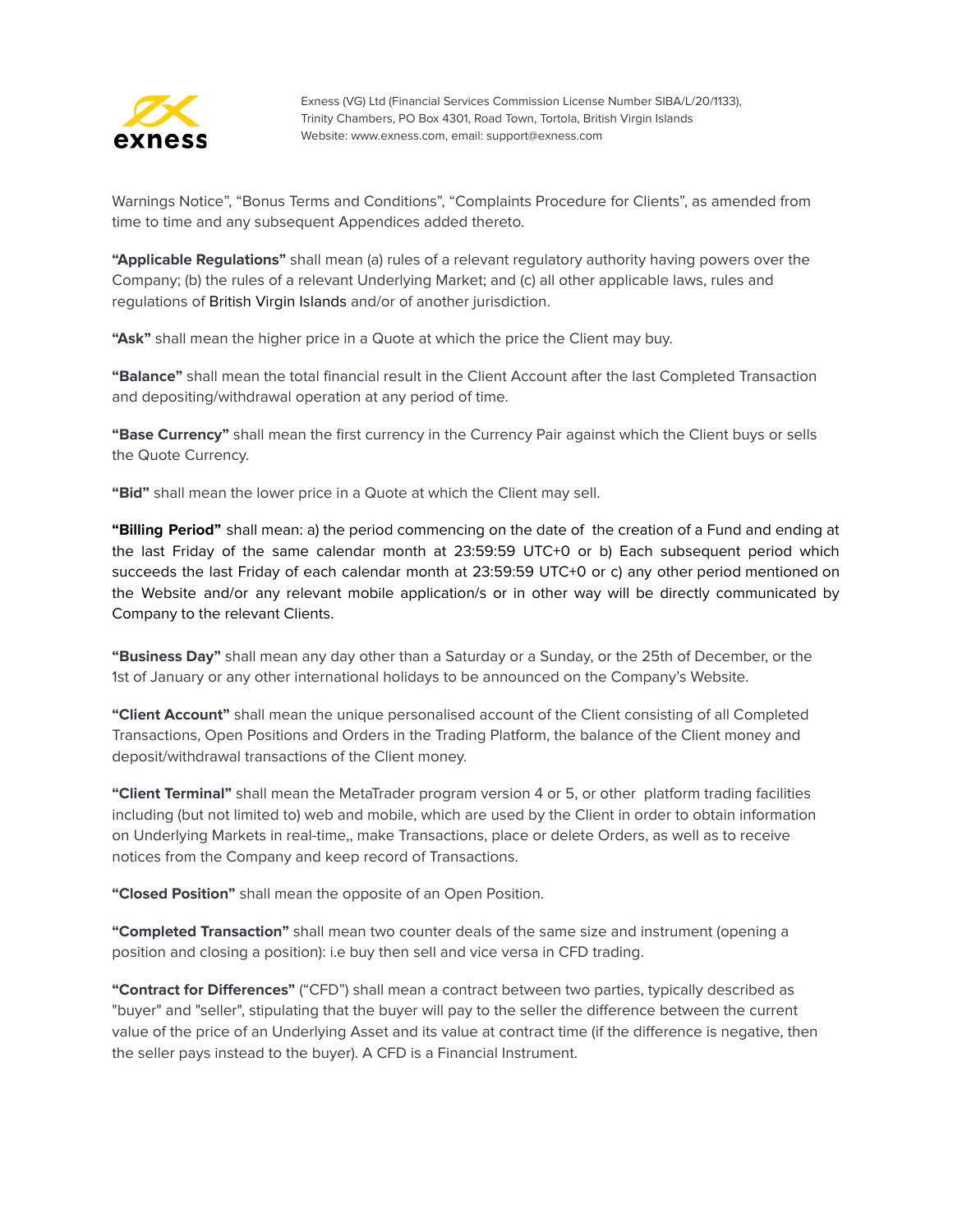Warnings Notice", "Bonus Terms and Conditions", "Complaints Procedure for Clients", as amended from time to time and any subsequent Appendices added thereto.

**"Applicable Regulations"** shall mean (a) rules of a relevant regulatory authority having powers over the Company; (b) the rules of a relevant Underlying Market; and (c) all other applicable laws, rules and regulations of British Virgin Islands and/or of another jurisdiction.

**"Ask"** shall mean the higher price in a Quote at which the price the Client may buy.

**"Balance"** shall mean the total financial result in the Client Account after the last Completed Transaction and depositing/withdrawal operation at any period of time.

**"Base Currency"** shall mean the first currency in the Currency Pair against which the Client buys or sells the Quote Currency.

**"Bid"** shall mean the lower price in a Quote at which the Client may sell.

**"Billing Period"** shall mean: a) the period commencing on the date of the creation of a Fund and ending at the last Friday of the same calendar month at 23:59:59 UTC+0 or b) Each subsequent period which succeeds the last Friday of each calendar month at 23:59:59 UTC+0 or c) any other period mentioned on the Website and/or any relevant mobile application/s or in other way will be directly communicated by Company to the relevant Clients.

**"Business Day"** shall mean any day other than a Saturday or a Sunday, or the 25th of December, or the 1st of January or any other international holidays to be announced on the Company's Website.

**"Client Account"** shall mean the unique personalised account of the Client consisting of all Completed Transactions, Open Positions and Orders in the Trading Platform, the balance of the Client money and deposit/withdrawal transactions of the Client money.

**"Client Terminal"** shall mean the MetaTrader program version 4 or 5, or other platform trading facilities including (but not limited to) web and mobile, which are used by the Client in order to obtain information on Underlying Markets in real-time,, make Transactions, place or delete Orders, as well as to receive notices from the Company and keep record of Transactions.

**"Closed Position"** shall mean the opposite of an Open Position.

**"Completed Transaction"** shall mean two counter deals of the same size and instrument (opening a position and closing a position): i.e buy then sell and vice versa in CFD trading.

**"Contract for Differences"** ("CFD") shall mean a contract between two parties, typically described as "buyer" and "seller", stipulating that the buyer will pay to the seller the difference between the current value of the price of an Underlying Asset and its value at contract time (if the difference is negative, then the seller pays instead to the buyer). A CFD is a Financial Instrument.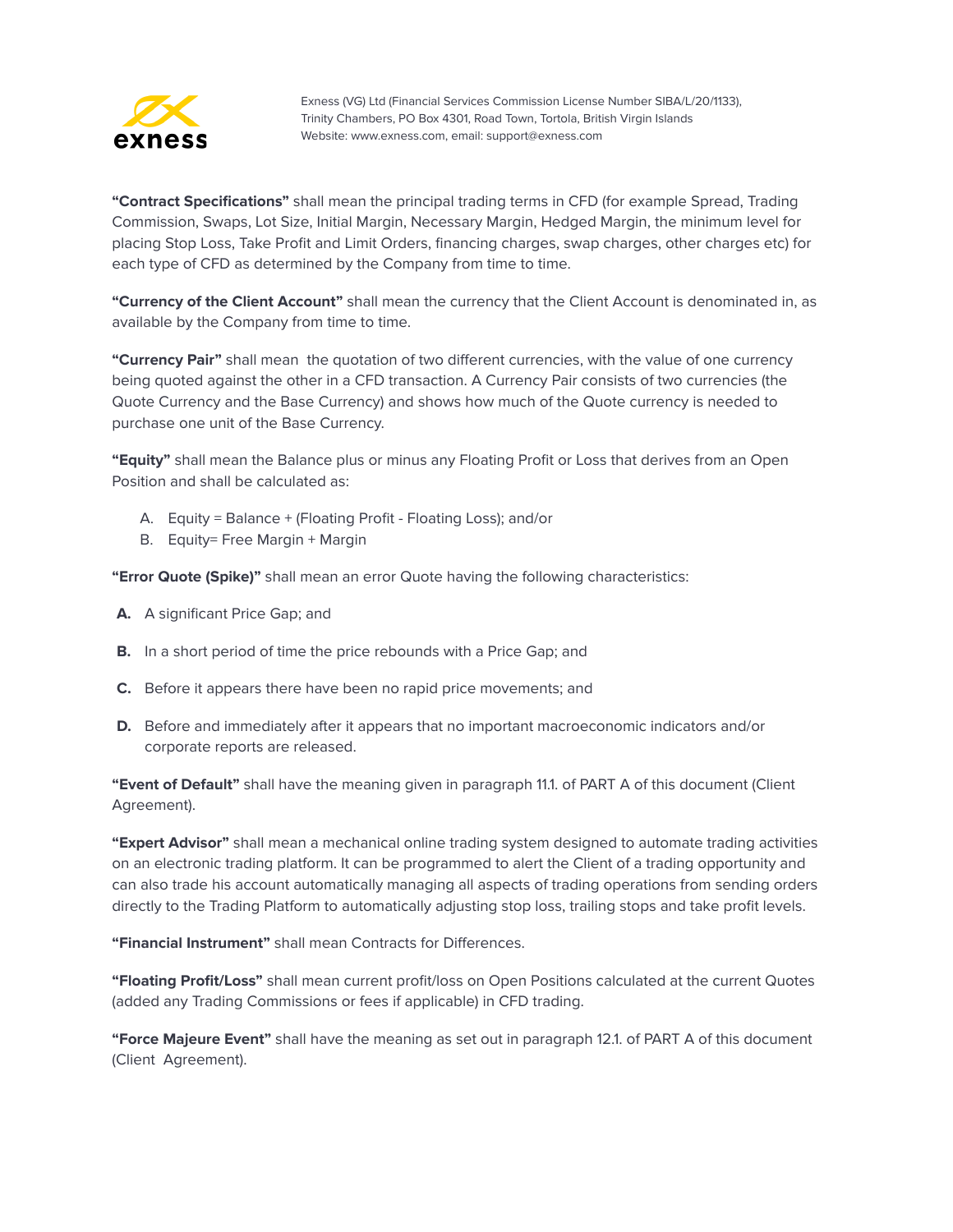**“Contract Specifications”** shall mean the principal trading terms in CFD (for example Spread, Trading Commission, Swaps, Lot Size, Initial Margin, Necessary Margin, Hedged Margin, the minimum level for placing Stop Loss, Take Profit and Limit Orders, financing charges, swap charges, other charges etc) for each type of CFD as determined by the Company from time to time.

**“Currency of the Client Account”** shall mean the currency that the Client Account is denominated in, as available by the Company from time to time.

**“Currency Pair”** shall mean  the quotation of two different currencies, with the value of one currency being quoted against the other in a CFD transaction. A Currency Pair consists of two currencies (the Quote Currency and the Base Currency) and shows how much of the Quote currency is needed to purchase one unit of the Base Currency.

**“Equity”** shall mean the Balance plus or minus any Floating Profit or Loss that derives from an Open Position and shall be calculated as:

A. Equity = Balance + (Floating Profit - Floating Loss); and/or
B. Equity= Free Margin + Margin

**“Error Quote (Spike)”** shall mean an error Quote having the following characteristics:

**A.** A significant Price Gap; and

**B.** In a short period of time the price rebounds with a Price Gap; and

**C.** Before it appears there have been no rapid price movements; and

**D.** Before and immediately after it appears that no important macroeconomic indicators and/or corporate reports are released.

**“Event of Default”** shall have the meaning given in paragraph 11.1. of PART A of this document (Client Agreement).

**“Expert Advisor”** shall mean a mechanical online trading system designed to automate trading activities on an electronic trading platform. It can be programmed to alert the Client of a trading opportunity and can also trade his account automatically managing all aspects of trading operations from sending orders directly to the Trading Platform to automatically adjusting stop loss, trailing stops and take profit levels.

**“Financial Instrument”** shall mean Contracts for Differences.

**“Floating Profit/Loss”** shall mean current profit/loss on Open Positions calculated at the current Quotes (added any Trading Commissions or fees if applicable) in CFD trading.

**“Force Majeure Event”** shall have the meaning as set out in paragraph 12.1. of PART A of this document (Client  Agreement).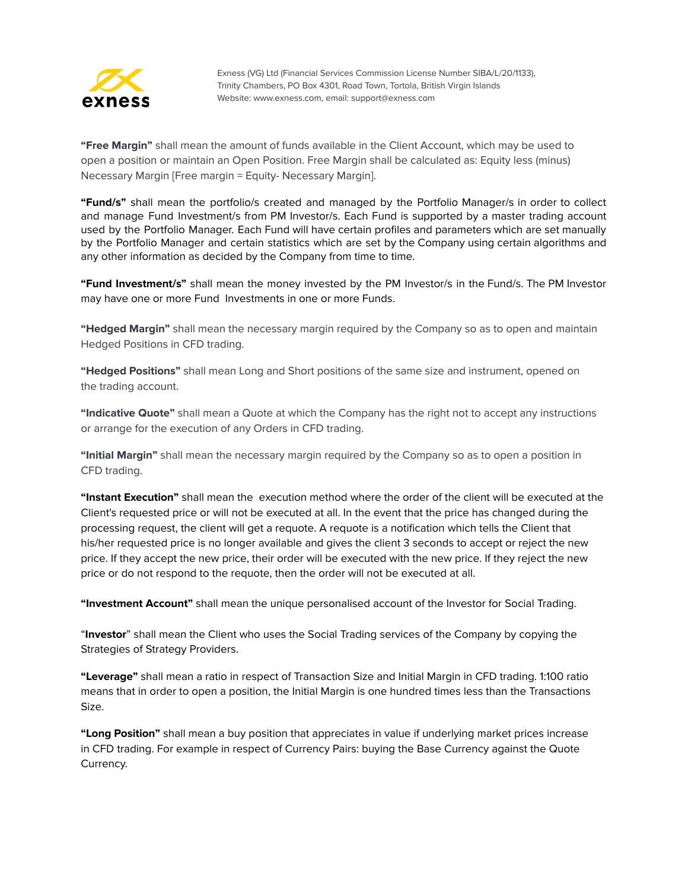**"Free Margin"** shall mean the amount of funds available in the Client Account, which may be used to open a position or maintain an Open Position. Free Margin shall be calculated as: Equity less (minus) Necessary Margin [Free margin = Equity- Necessary Margin].

**"Fund/s"** shall mean the portfolio/s created and managed by the Portfolio Manager/s in order to collect and manage Fund Investment/s from PM Investor/s. Each Fund is supported by a master trading account used by the Portfolio Manager. Each Fund will have certain profiles and parameters which are set manually by the Portfolio Manager and certain statistics which are set by the Company using certain algorithms and any other information as decided by the Company from time to time.

**"Fund Investment/s"** shall mean the money invested by the PM Investor/s in the Fund/s. The PM Investor may have one or more Fund Investments in one or more Funds.

**"Hedged Margin"** shall mean the necessary margin required by the Company so as to open and maintain Hedged Positions in CFD trading.

**"Hedged Positions"** shall mean Long and Short positions of the same size and instrument, opened on the trading account.

**"Indicative Quote"** shall mean a Quote at which the Company has the right not to accept any instructions or arrange for the execution of any Orders in CFD trading.

**"Initial Margin"** shall mean the necessary margin required by the Company so as to open a position in CFD trading.

**"Instant Execution"** shall mean the execution method where the order of the client will be executed at the Client's requested price or will not be executed at all. In the event that the price has changed during the processing request, the client will get a requote. A requote is a notification which tells the Client that his/her requested price is no longer available and gives the client 3 seconds to accept or reject the new price. If they accept the new price, their order will be executed with the new price. If they reject the new price or do not respond to the requote, then the order will not be executed at all.

**"Investment Account"** shall mean the unique personalised account of the Investor for Social Trading.

"**Investor**" shall mean the Client who uses the Social Trading services of the Company by copying the Strategies of Strategy Providers.

**"Leverage"** shall mean a ratio in respect of Transaction Size and Initial Margin in CFD trading. 1:100 ratio means that in order to open a position, the Initial Margin is one hundred times less than the Transactions Size.

**"Long Position"** shall mean a buy position that appreciates in value if underlying market prices increase in CFD trading. For example in respect of Currency Pairs: buying the Base Currency against the Quote Currency.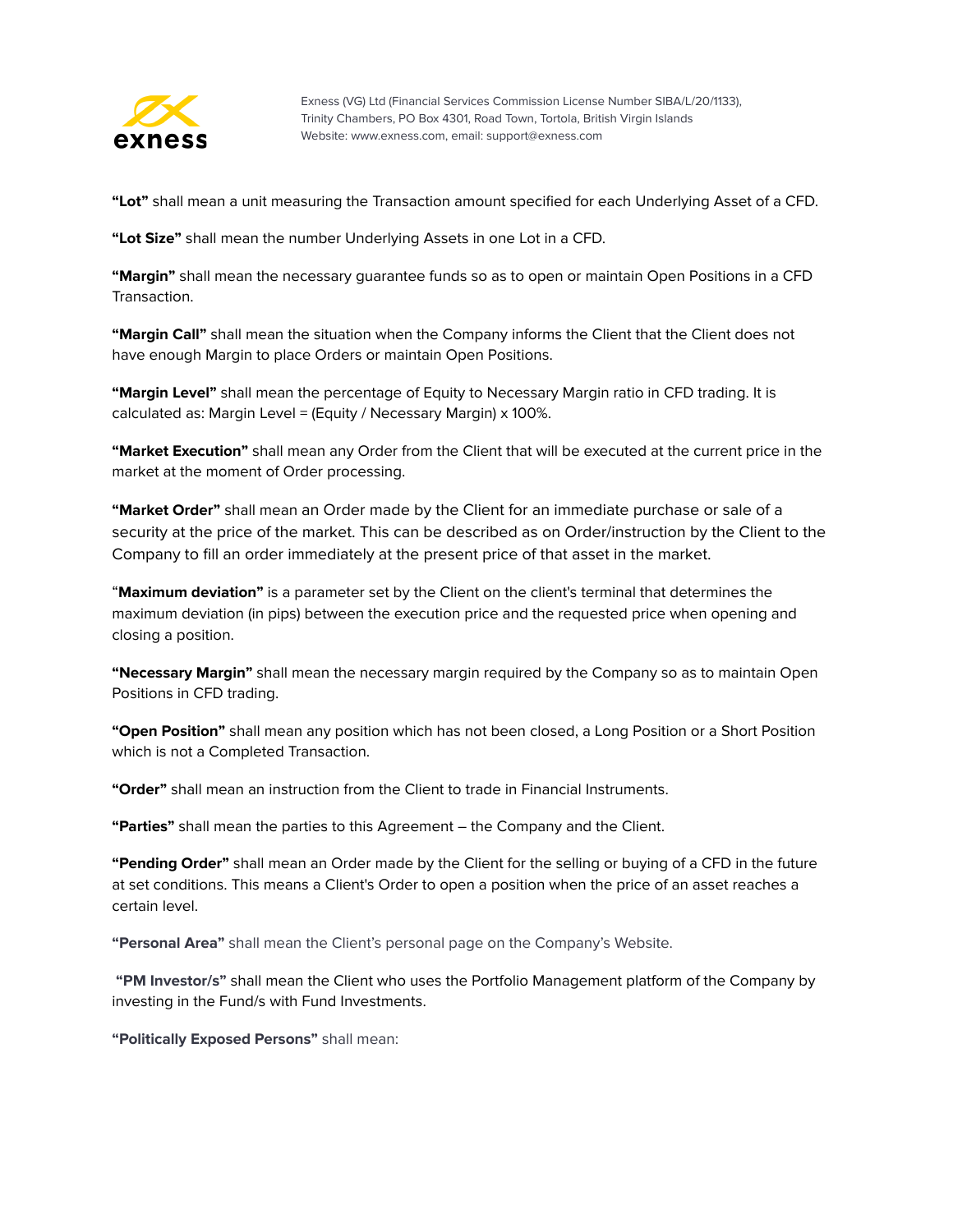**"Lot"** shall mean a unit measuring the Transaction amount specified for each Underlying Asset of a CFD.

**"Lot Size"** shall mean the number Underlying Assets in one Lot in a CFD.

**"Margin"** shall mean the necessary guarantee funds so as to open or maintain Open Positions in a CFD Transaction.

**"Margin Call"** shall mean the situation when the Company informs the Client that the Client does not have enough Margin to place Orders or maintain Open Positions.

**"Margin Level"** shall mean the percentage of Equity to Necessary Margin ratio in CFD trading. It is calculated as: Margin Level = (Equity / Necessary Margin) x 100%.

**"Market Execution"** shall mean any Order from the Client that will be executed at the current price in the market at the moment of Order processing.

**"Market Order"** shall mean an Order made by the Client for an immediate purchase or sale of a security at the price of the market. This can be described as on Order/instruction by the Client to the Company to fill an order immediately at the present price of that asset in the market.

"**Maximum deviation"** is a parameter set by the Client on the client's terminal that determines the maximum deviation (in pips) between the execution price and the requested price when opening and closing a position.

**"Necessary Margin"** shall mean the necessary margin required by the Company so as to maintain Open Positions in CFD trading.

**"Open Position"** shall mean any position which has not been closed, a Long Position or a Short Position which is not a Completed Transaction.

**"Order"** shall mean an instruction from the Client to trade in Financial Instruments.

**"Parties"** shall mean the parties to this Agreement – the Company and the Client.

**"Pending Order"** shall mean an Order made by the Client for the selling or buying of a CFD in the future at set conditions. This means a Client's Order to open a position when the price of an asset reaches a certain level.

**"Personal Area"** shall mean the Client's personal page on the Company's Website.

**"PM Investor/s"** shall mean the Client who uses the Portfolio Management platform of the Company by investing in the Fund/s with Fund Investments.

**"Politically Exposed Persons"** shall mean: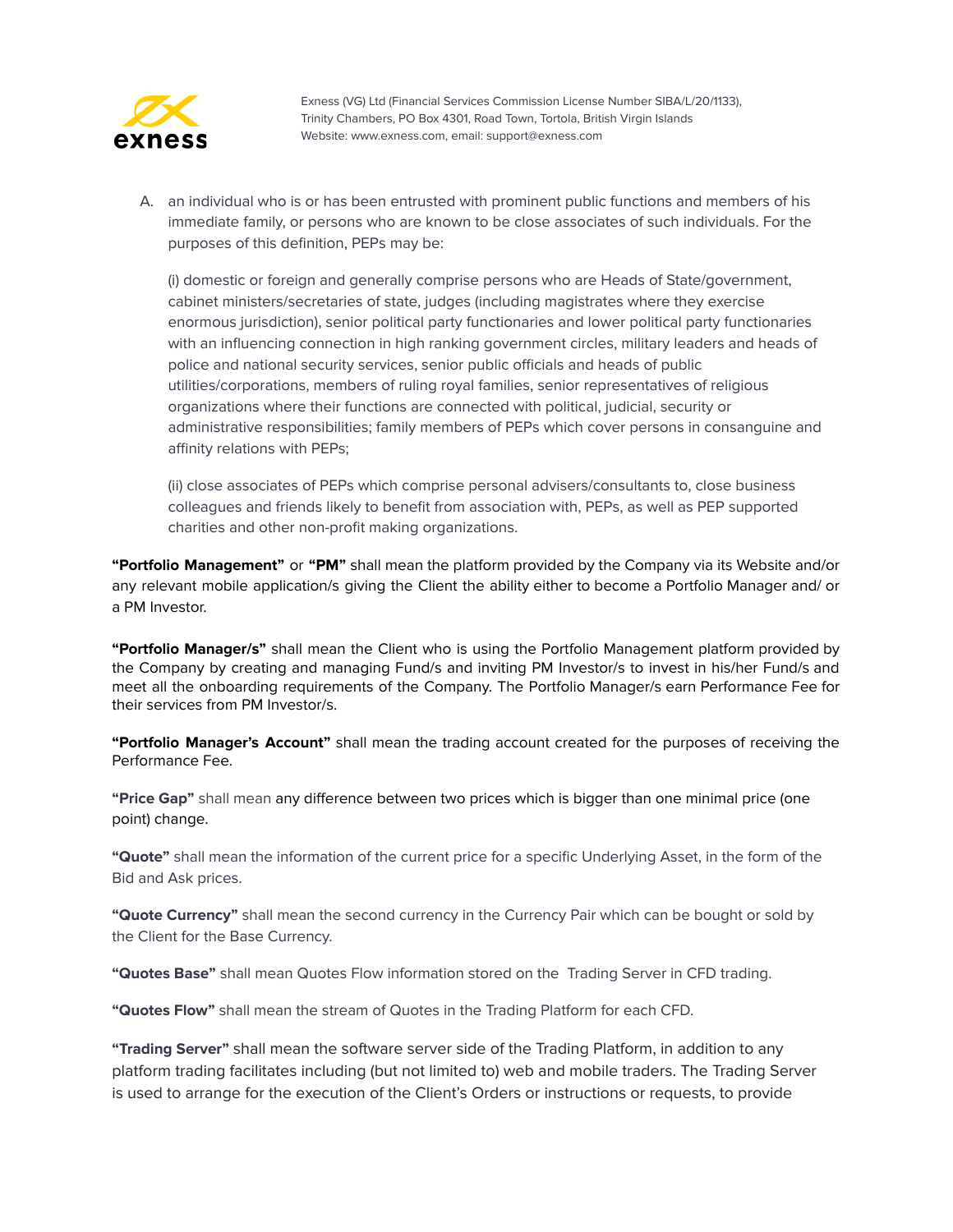A. an individual who is or has been entrusted with prominent public functions and members of his immediate family, or persons who are known to be close associates of such individuals. For the purposes of this definition, PEPs may be:

   (i) domestic or foreign and generally comprise persons who are Heads of State/government, cabinet ministers/secretaries of state, judges (including magistrates where they exercise enormous jurisdiction), senior political party functionaries and lower political party functionaries with an influencing connection in high ranking government circles, military leaders and heads of police and national security services, senior public officials and heads of public utilities/corporations, members of ruling royal families, senior representatives of religious organizations where their functions are connected with political, judicial, security or administrative responsibilities; family members of PEPs which cover persons in consanguine and affinity relations with PEPs;

   (ii) close associates of PEPs which comprise personal advisers/consultants to, close business colleagues and friends likely to benefit from association with, PEPs, as well as PEP supported charities and other non-profit making organizations.

**"Portfolio Management"** or **"PM"** shall mean the platform provided by the Company via its Website and/or any relevant mobile application/s giving the Client the ability either to become a Portfolio Manager and/ or a PM Investor.

**"Portfolio Manager/s"** shall mean the Client who is using the Portfolio Management platform provided by the Company by creating and managing Fund/s and inviting PM Investor/s to invest in his/her Fund/s and meet all the onboarding requirements of the Company. The Portfolio Manager/s earn Performance Fee for their services from PM Investor/s.

**"Portfolio Manager's Account"** shall mean the trading account created for the purposes of receiving the Performance Fee.

**"Price Gap"** shall mean any difference between two prices which is bigger than one minimal price (one point) change.

**"Quote"** shall mean the information of the current price for a specific Underlying Asset, in the form of the Bid and Ask prices.

**"Quote Currency"** shall mean the second currency in the Currency Pair which can be bought or sold by the Client for the Base Currency.

**"Quotes Base"** shall mean Quotes Flow information stored on the Trading Server in CFD trading.

**"Quotes Flow"** shall mean the stream of Quotes in the Trading Platform for each CFD.

**"Trading Server"** shall mean the software server side of the Trading Platform, in addition to any platform trading facilitates including (but not limited to) web and mobile traders. The Trading Server is used to arrange for the execution of the Client's Orders or instructions or requests, to provide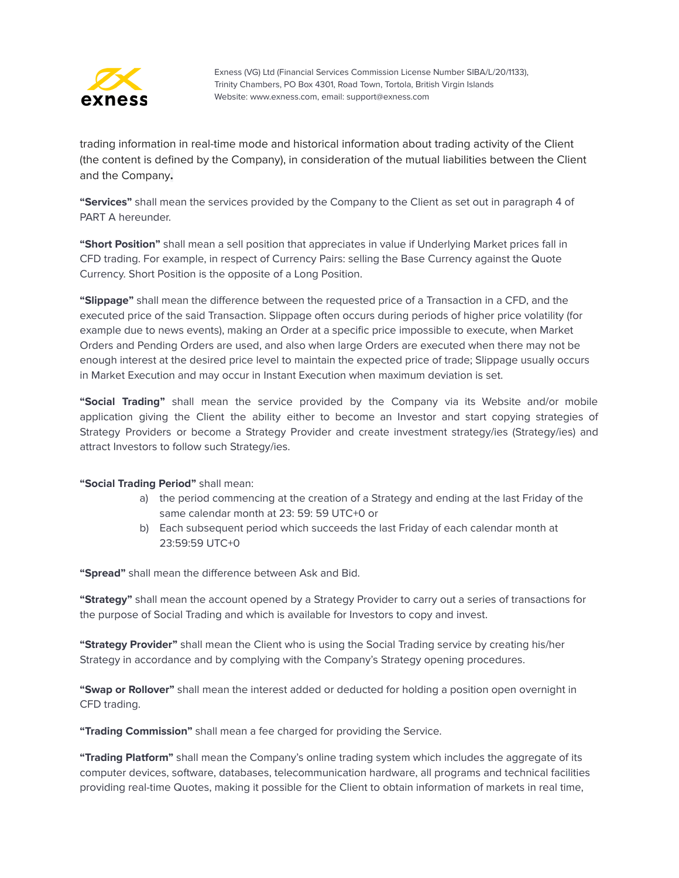trading information in real-time mode and historical information about trading activity of the Client (the content is defined by the Company), in consideration of the mutual liabilities between the Client and the Company**.**

**"Services"** shall mean the services provided by the Company to the Client as set out in paragraph 4 of PART A hereunder.

**"Short Position"** shall mean a sell position that appreciates in value if Underlying Market prices fall in CFD trading. For example, in respect of Currency Pairs: selling the Base Currency against the Quote Currency. Short Position is the opposite of a Long Position.

**"Slippage"** shall mean the difference between the requested price of a Transaction in a CFD, and the executed price of the said Transaction. Slippage often occurs during periods of higher price volatility (for example due to news events), making an Order at a specific price impossible to execute, when Market Orders and Pending Orders are used, and also when large Orders are executed when there may not be enough interest at the desired price level to maintain the expected price of trade; Slippage usually occurs in Market Execution and may occur in Instant Execution when maximum deviation is set.

**"Social Trading"** shall mean the service provided by the Company via its Website and/or mobile application giving the Client the ability either to become an Investor and start copying strategies of Strategy Providers or become a Strategy Provider and create investment strategy/ies (Strategy/ies) and attract Investors to follow such Strategy/ies.

**"Social Trading Period"** shall mean:

a) the period commencing at the creation of a Strategy and ending at the last Friday of the same calendar month at 23: 59: 59 UTC+0 or

b) Each subsequent period which succeeds the last Friday of each calendar month at 23:59:59 UTC+0

**"Spread"** shall mean the difference between Ask and Bid.

**"Strategy"** shall mean the account opened by a Strategy Provider to carry out a series of transactions for the purpose of Social Trading and which is available for Investors to copy and invest.

**"Strategy Provider"** shall mean the Client who is using the Social Trading service by creating his/her Strategy in accordance and by complying with the Company's Strategy opening procedures.

**"Swap or Rollover"** shall mean the interest added or deducted for holding a position open overnight in CFD trading.

**"Trading Commission"** shall mean a fee charged for providing the Service.

**"Trading Platform"** shall mean the Company's online trading system which includes the aggregate of its computer devices, software, databases, telecommunication hardware, all programs and technical facilities providing real-time Quotes, making it possible for the Client to obtain information of markets in real time,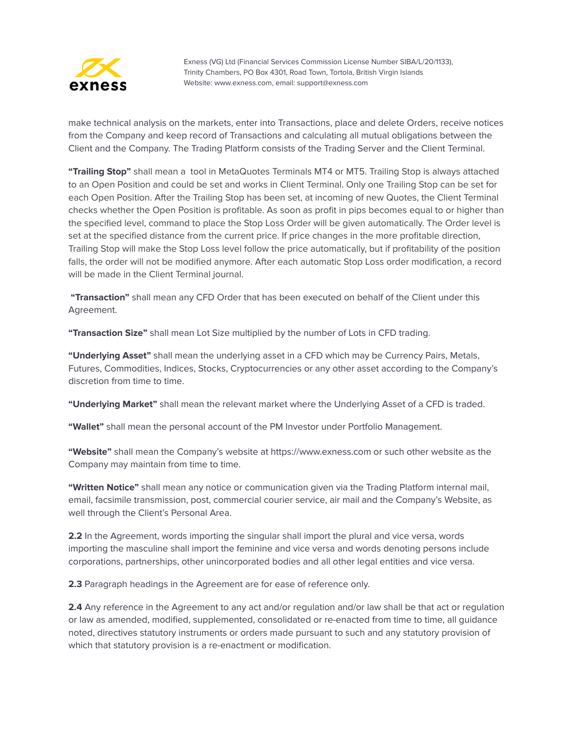make technical analysis on the markets, enter into Transactions, place and delete Orders, receive notices from the Company and keep record of Transactions and calculating all mutual obligations between the Client and the Company. The Trading Platform consists of the Trading Server and the Client Terminal.

**"Trailing Stop"** shall mean a tool in MetaQuotes Terminals MT4 or MT5. Trailing Stop is always attached to an Open Position and could be set and works in Client Terminal. Only one Trailing Stop can be set for each Open Position. After the Trailing Stop has been set, at incoming of new Quotes, the Client Terminal checks whether the Open Position is profitable. As soon as profit in pips becomes equal to or higher than the specified level, command to place the Stop Loss Order will be given automatically. The Order level is set at the specified distance from the current price. If price changes in the more profitable direction, Trailing Stop will make the Stop Loss level follow the price automatically, but if profitability of the position falls, the order will not be modified anymore. After each automatic Stop Loss order modification, a record will be made in the Client Terminal journal.

**"Transaction"** shall mean any CFD Order that has been executed on behalf of the Client under this Agreement.

**"Transaction Size"** shall mean Lot Size multiplied by the number of Lots in CFD trading.

**"Underlying Asset"** shall mean the underlying asset in a CFD which may be Currency Pairs, Metals, Futures, Commodities, Indices, Stocks, Cryptocurrencies or any other asset according to the Company's discretion from time to time.

**"Underlying Market"** shall mean the relevant market where the Underlying Asset of a CFD is traded.

**"Wallet"** shall mean the personal account of the PM Investor under Portfolio Management.

**"Website"** shall mean the Company's website at https://www.exness.com or such other website as the Company may maintain from time to time.

**"Written Notice"** shall mean any notice or communication given via the Trading Platform internal mail, email, facsimile transmission, post, commercial courier service, air mail and the Company's Website, as well through the Client's Personal Area.

**2.2** In the Agreement, words importing the singular shall import the plural and vice versa, words importing the masculine shall import the feminine and vice versa and words denoting persons include corporations, partnerships, other unincorporated bodies and all other legal entities and vice versa.

**2.3** Paragraph headings in the Agreement are for ease of reference only.

**2.4** Any reference in the Agreement to any act and/or regulation and/or law shall be that act or regulation or law as amended, modified, supplemented, consolidated or re-enacted from time to time, all guidance noted, directives statutory instruments or orders made pursuant to such and any statutory provision of which that statutory provision is a re-enactment or modification.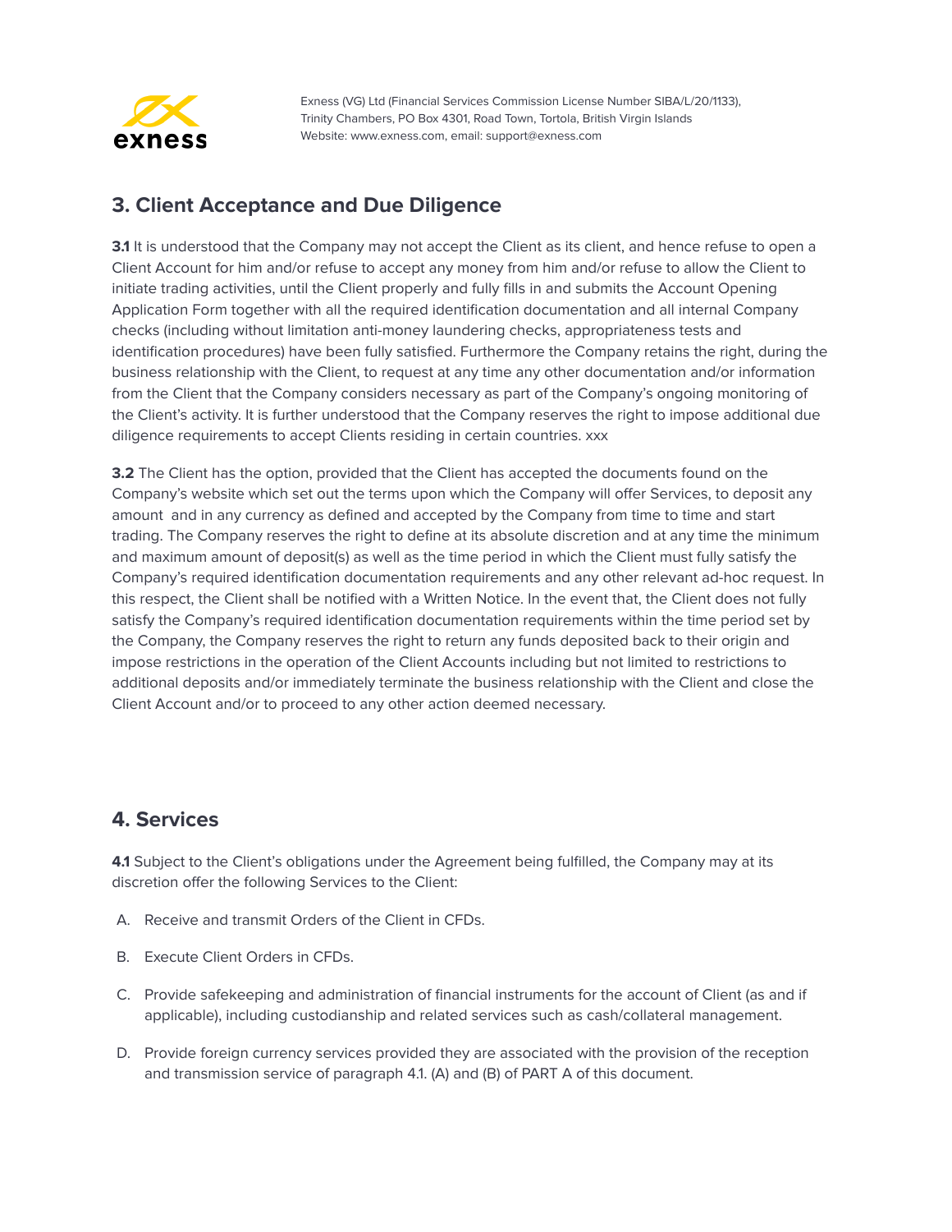## 3. Client Acceptance and Due Diligence

**3.1** It is understood that the Company may not accept the Client as its client, and hence refuse to open a Client Account for him and/or refuse to accept any money from him and/or refuse to allow the Client to initiate trading activities, until the Client properly and fully fills in and submits the Account Opening Application Form together with all the required identification documentation and all internal Company checks (including without limitation anti-money laundering checks, appropriateness tests and identification procedures) have been fully satisfied. Furthermore the Company retains the right, during the business relationship with the Client, to request at any time any other documentation and/or information from the Client that the Company considers necessary as part of the Company's ongoing monitoring of the Client's activity. It is further understood that the Company reserves the right to impose additional due diligence requirements to accept Clients residing in certain countries. xxx

**3.2** The Client has the option, provided that the Client has accepted the documents found on the Company's website which set out the terms upon which the Company will offer Services, to deposit any amount and in any currency as defined and accepted by the Company from time to time and start trading. The Company reserves the right to define at its absolute discretion and at any time the minimum and maximum amount of deposit(s) as well as the time period in which the Client must fully satisfy the Company's required identification documentation requirements and any other relevant ad-hoc request. In this respect, the Client shall be notified with a Written Notice. In the event that, the Client does not fully satisfy the Company's required identification documentation requirements within the time period set by the Company, the Company reserves the right to return any funds deposited back to their origin and impose restrictions in the operation of the Client Accounts including but not limited to restrictions to additional deposits and/or immediately terminate the business relationship with the Client and close the Client Account and/or to proceed to any other action deemed necessary.

## 4. Services

**4.1** Subject to the Client's obligations under the Agreement being fulfilled, the Company may at its discretion offer the following Services to the Client:

A. Receive and transmit Orders of the Client in CFDs.

B. Execute Client Orders in CFDs.

C. Provide safekeeping and administration of financial instruments for the account of Client (as and if applicable), including custodianship and related services such as cash/collateral management.

D. Provide foreign currency services provided they are associated with the provision of the reception and transmission service of paragraph 4.1. (A) and (B) of PART A of this document.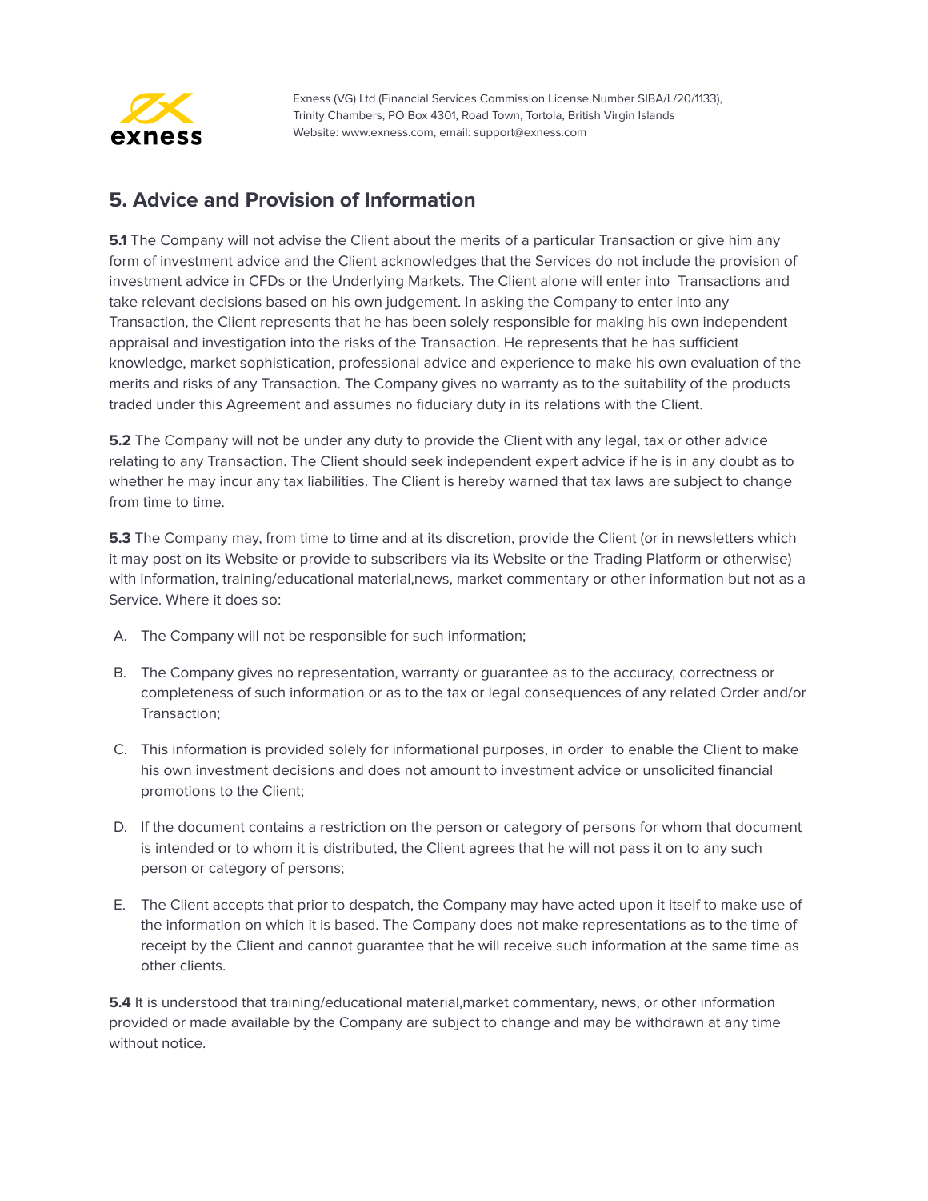## 5. Advice and Provision of Information

**5.1** The Company will not advise the Client about the merits of a particular Transaction or give him any form of investment advice and the Client acknowledges that the Services do not include the provision of investment advice in CFDs or the Underlying Markets. The Client alone will enter into Transactions and take relevant decisions based on his own judgement. In asking the Company to enter into any Transaction, the Client represents that he has been solely responsible for making his own independent appraisal and investigation into the risks of the Transaction. He represents that he has sufficient knowledge, market sophistication, professional advice and experience to make his own evaluation of the merits and risks of any Transaction. The Company gives no warranty as to the suitability of the products traded under this Agreement and assumes no fiduciary duty in its relations with the Client.

**5.2** The Company will not be under any duty to provide the Client with any legal, tax or other advice relating to any Transaction. The Client should seek independent expert advice if he is in any doubt as to whether he may incur any tax liabilities. The Client is hereby warned that tax laws are subject to change from time to time.

**5.3** The Company may, from time to time and at its discretion, provide the Client (or in newsletters which it may post on its Website or provide to subscribers via its Website or the Trading Platform or otherwise) with information, training/educational material,news, market commentary or other information but not as a Service. Where it does so:

A. The Company will not be responsible for such information;

B. The Company gives no representation, warranty or guarantee as to the accuracy, correctness or completeness of such information or as to the tax or legal consequences of any related Order and/or Transaction;

C. This information is provided solely for informational purposes, in order to enable the Client to make his own investment decisions and does not amount to investment advice or unsolicited financial promotions to the Client;

D. If the document contains a restriction on the person or category of persons for whom that document is intended or to whom it is distributed, the Client agrees that he will not pass it on to any such person or category of persons;

E. The Client accepts that prior to despatch, the Company may have acted upon it itself to make use of the information on which it is based. The Company does not make representations as to the time of receipt by the Client and cannot guarantee that he will receive such information at the same time as other clients.

**5.4** It is understood that training/educational material,market commentary, news, or other information provided or made available by the Company are subject to change and may be withdrawn at any time without notice.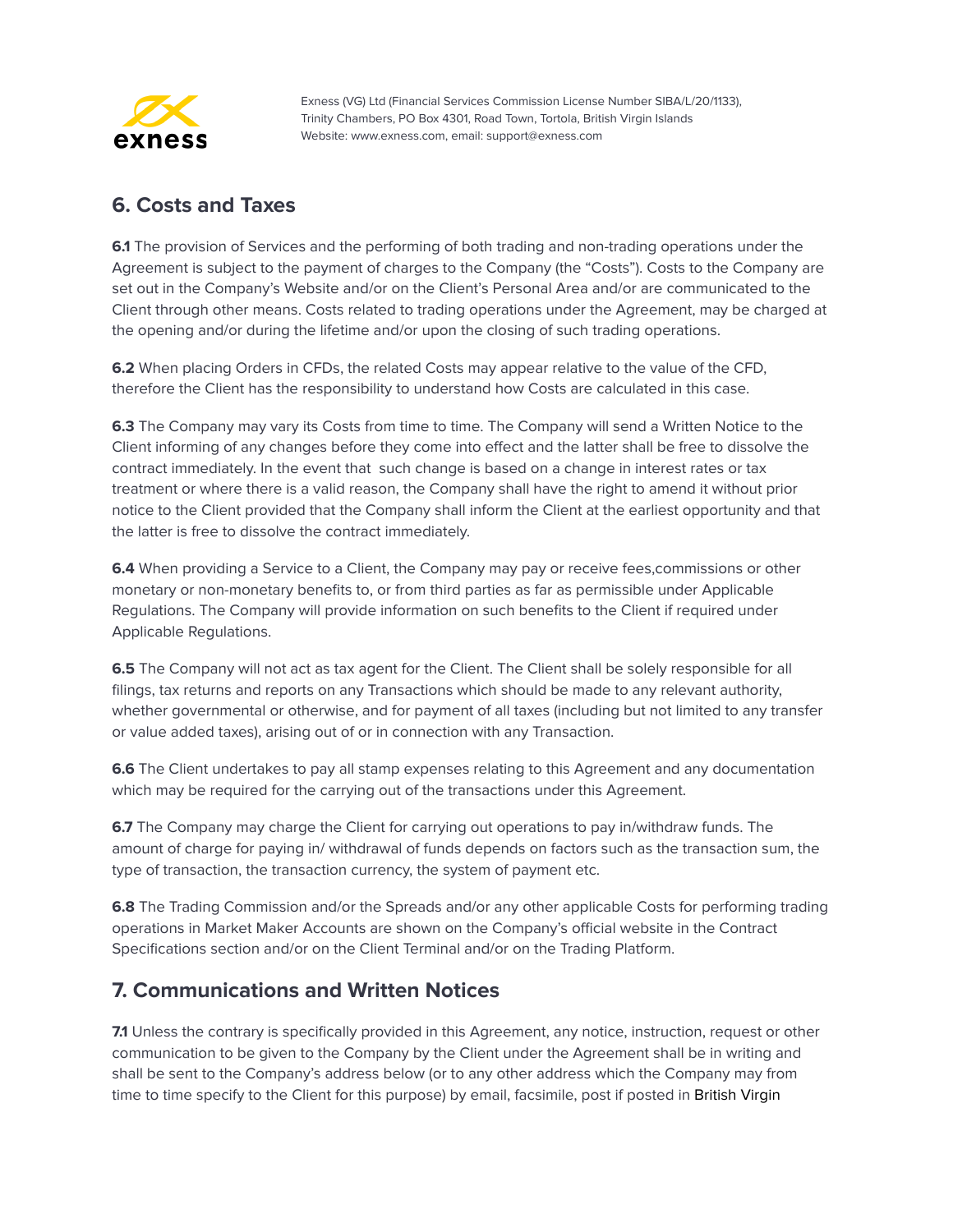## 6. Costs and Taxes

**6.1** The provision of Services and the performing of both trading and non-trading operations under the Agreement is subject to the payment of charges to the Company (the "Costs"). Costs to the Company are set out in the Company's Website and/or on the Client's Personal Area and/or are communicated to the Client through other means. Costs related to trading operations under the Agreement, may be charged at the opening and/or during the lifetime and/or upon the closing of such trading operations.

**6.2** When placing Orders in CFDs, the related Costs may appear relative to the value of the CFD, therefore the Client has the responsibility to understand how Costs are calculated in this case.

**6.3** The Company may vary its Costs from time to time. The Company will send a Written Notice to the Client informing of any changes before they come into effect and the latter shall be free to dissolve the contract immediately. In the event that such change is based on a change in interest rates or tax treatment or where there is a valid reason, the Company shall have the right to amend it without prior notice to the Client provided that the Company shall inform the Client at the earliest opportunity and that the latter is free to dissolve the contract immediately.

**6.4** When providing a Service to a Client, the Company may pay or receive fees,commissions or other monetary or non-monetary benefits to, or from third parties as far as permissible under Applicable Regulations. The Company will provide information on such benefits to the Client if required under Applicable Regulations.

**6.5** The Company will not act as tax agent for the Client. The Client shall be solely responsible for all filings, tax returns and reports on any Transactions which should be made to any relevant authority, whether governmental or otherwise, and for payment of all taxes (including but not limited to any transfer or value added taxes), arising out of or in connection with any Transaction.

**6.6** The Client undertakes to pay all stamp expenses relating to this Agreement and any documentation which may be required for the carrying out of the transactions under this Agreement.

**6.7** The Company may charge the Client for carrying out operations to pay in/withdraw funds. The amount of charge for paying in/ withdrawal of funds depends on factors such as the transaction sum, the type of transaction, the transaction currency, the system of payment etc.

**6.8** The Trading Commission and/or the Spreads and/or any other applicable Costs for performing trading operations in Market Maker Accounts are shown on the Company's official website in the Contract Specifications section and/or on the Client Terminal and/or on the Trading Platform.

## 7. Communications and Written Notices

**7.1** Unless the contrary is specifically provided in this Agreement, any notice, instruction, request or other communication to be given to the Company by the Client under the Agreement shall be in writing and shall be sent to the Company's address below (or to any other address which the Company may from time to time specify to the Client for this purpose) by email, facsimile, post if posted in British Virgin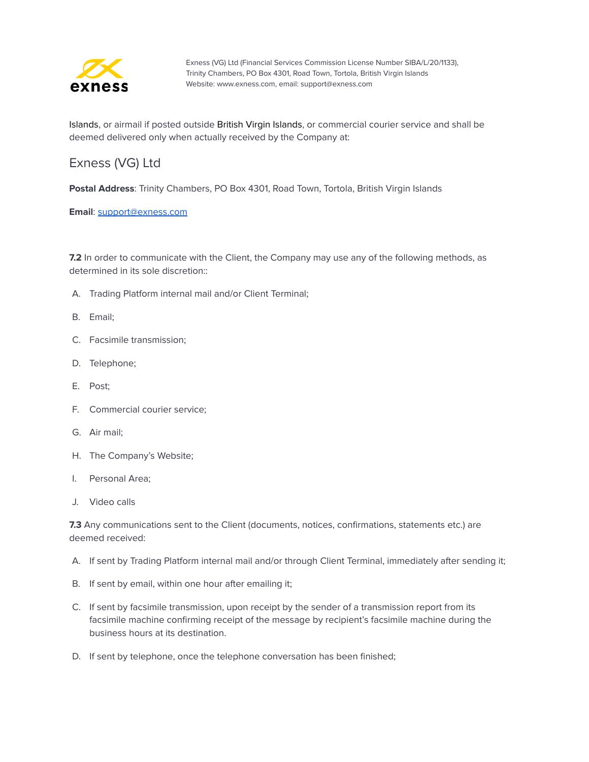Islands, or airmail if posted outside British Virgin Islands, or commercial courier service and shall be deemed delivered only when actually received by the Company at:

## Exness (VG) Ltd

**Postal Address**: Trinity Chambers, PO Box 4301, Road Town, Tortola, British Virgin Islands

**Email**: support@exness.com

**7.2** In order to communicate with the Client, the Company may use any of the following methods, as determined in its sole discretion::

A. Trading Platform internal mail and/or Client Terminal;

B. Email;

C. Facsimile transmission;

D. Telephone;

E. Post;

F. Commercial courier service;

G. Air mail;

H. The Company's Website;

I. Personal Area;

J. Video calls

**7.3** Any communications sent to the Client (documents, notices, confirmations, statements etc.) are deemed received:

A. If sent by Trading Platform internal mail and/or through Client Terminal, immediately after sending it;

B. If sent by email, within one hour after emailing it;

C. If sent by facsimile transmission, upon receipt by the sender of a transmission report from its facsimile machine confirming receipt of the message by recipient's facsimile machine during the business hours at its destination.

D. If sent by telephone, once the telephone conversation has been finished;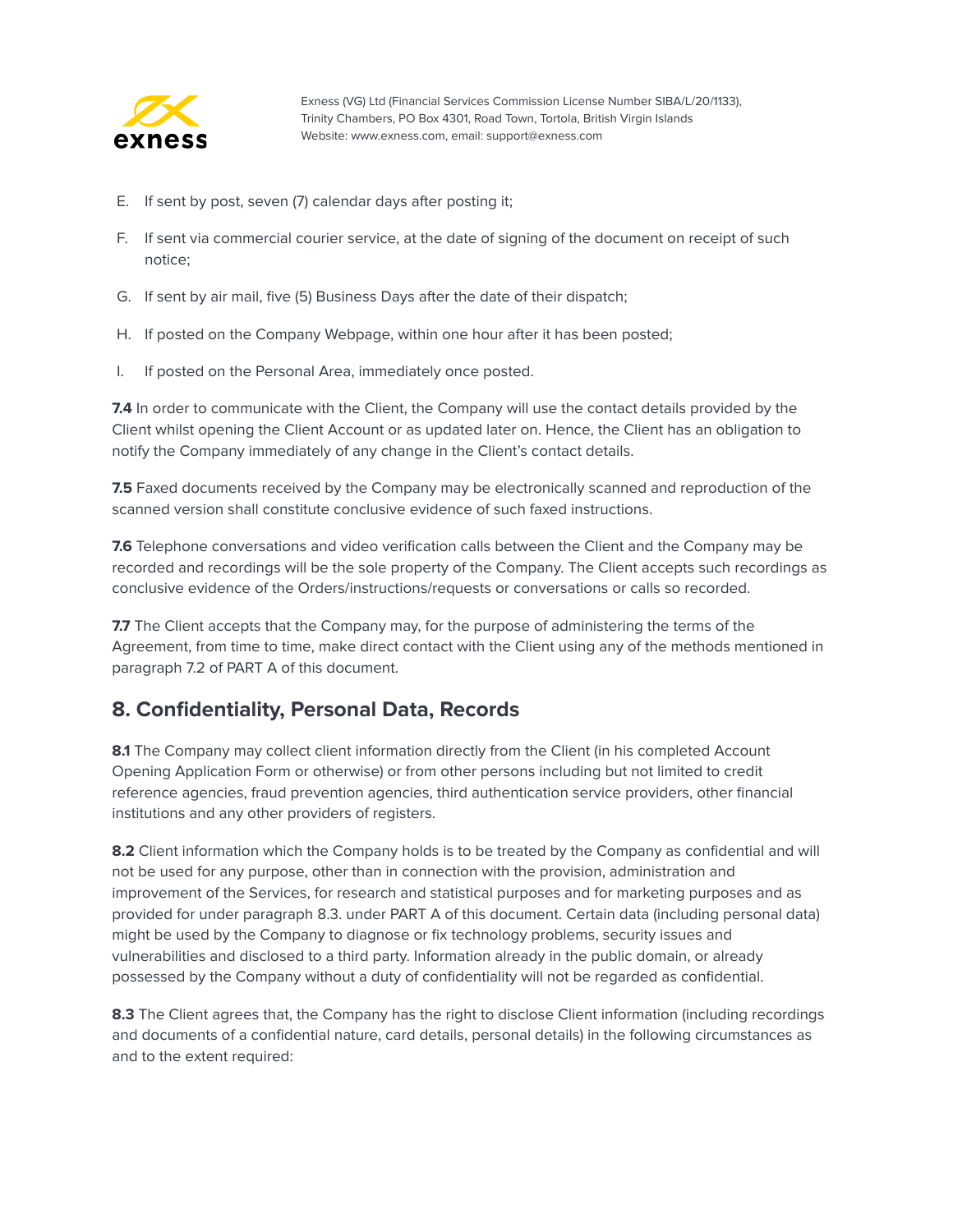E. If sent by post, seven (7) calendar days after posting it;

F. If sent via commercial courier service, at the date of signing of the document on receipt of such notice;

G. If sent by air mail, five (5) Business Days after the date of their dispatch;

H. If posted on the Company Webpage, within one hour after it has been posted;

I. If posted on the Personal Area, immediately once posted.

**7.4** In order to communicate with the Client, the Company will use the contact details provided by the Client whilst opening the Client Account or as updated later on. Hence, the Client has an obligation to notify the Company immediately of any change in the Client's contact details.

**7.5** Faxed documents received by the Company may be electronically scanned and reproduction of the scanned version shall constitute conclusive evidence of such faxed instructions.

**7.6** Telephone conversations and video verification calls between the Client and the Company may be recorded and recordings will be the sole property of the Company. The Client accepts such recordings as conclusive evidence of the Orders/instructions/requests or conversations or calls so recorded.

**7.7** The Client accepts that the Company may, for the purpose of administering the terms of the Agreement, from time to time, make direct contact with the Client using any of the methods mentioned in paragraph 7.2 of PART A of this document.

## 8. Confidentiality, Personal Data, Records

**8.1** The Company may collect client information directly from the Client (in his completed Account Opening Application Form or otherwise) or from other persons including but not limited to credit reference agencies, fraud prevention agencies, third authentication service providers, other financial institutions and any other providers of registers.

**8.2** Client information which the Company holds is to be treated by the Company as confidential and will not be used for any purpose, other than in connection with the provision, administration and improvement of the Services, for research and statistical purposes and for marketing purposes and as provided for under paragraph 8.3. under PART A of this document. Certain data (including personal data) might be used by the Company to diagnose or fix technology problems, security issues and vulnerabilities and disclosed to a third party. Information already in the public domain, or already possessed by the Company without a duty of confidentiality will not be regarded as confidential.

**8.3** The Client agrees that, the Company has the right to disclose Client information (including recordings and documents of a confidential nature, card details, personal details) in the following circumstances as and to the extent required: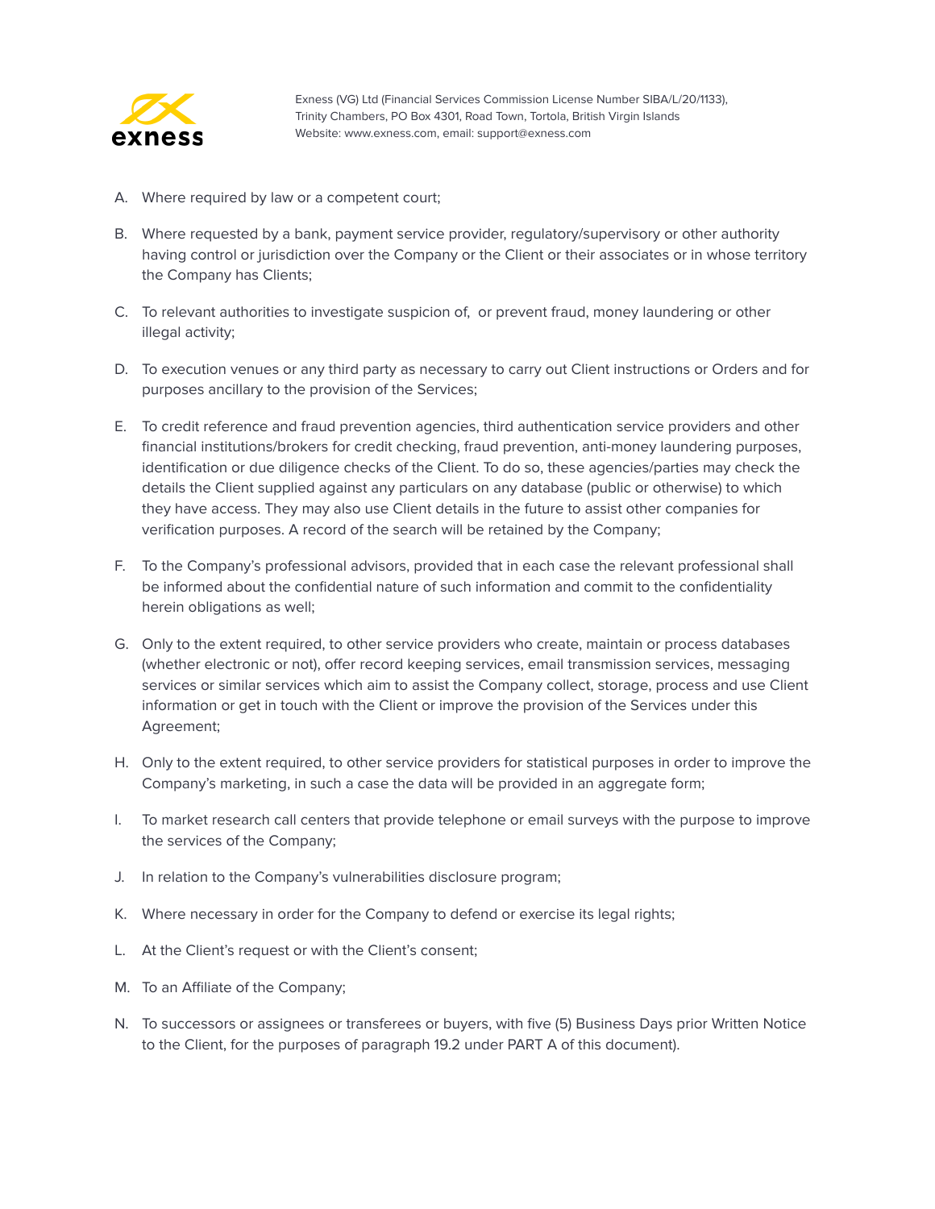A. Where required by law or a competent court;

B. Where requested by a bank, payment service provider, regulatory/supervisory or other authority having control or jurisdiction over the Company or the Client or their associates or in whose territory the Company has Clients;

C. To relevant authorities to investigate suspicion of,  or prevent fraud, money laundering or other illegal activity;

D. To execution venues or any third party as necessary to carry out Client instructions or Orders and for purposes ancillary to the provision of the Services;

E. To credit reference and fraud prevention agencies, third authentication service providers and other financial institutions/brokers for credit checking, fraud prevention, anti-money laundering purposes, identification or due diligence checks of the Client. To do so, these agencies/parties may check the details the Client supplied against any particulars on any database (public or otherwise) to which they have access. They may also use Client details in the future to assist other companies for verification purposes. A record of the search will be retained by the Company;

F. To the Company's professional advisors, provided that in each case the relevant professional shall be informed about the confidential nature of such information and commit to the confidentiality herein obligations as well;

G. Only to the extent required, to other service providers who create, maintain or process databases (whether electronic or not), offer record keeping services, email transmission services, messaging services or similar services which aim to assist the Company collect, storage, process and use Client information or get in touch with the Client or improve the provision of the Services under this Agreement;

H. Only to the extent required, to other service providers for statistical purposes in order to improve the Company's marketing, in such a case the data will be provided in an aggregate form;

I. To market research call centers that provide telephone or email surveys with the purpose to improve the services of the Company;

J. In relation to the Company's vulnerabilities disclosure program;

K. Where necessary in order for the Company to defend or exercise its legal rights;

L. At the Client's request or with the Client's consent;

M. To an Affiliate of the Company;

N. To successors or assignees or transferees or buyers, with five (5) Business Days prior Written Notice to the Client, for the purposes of paragraph 19.2 under PART A of this document).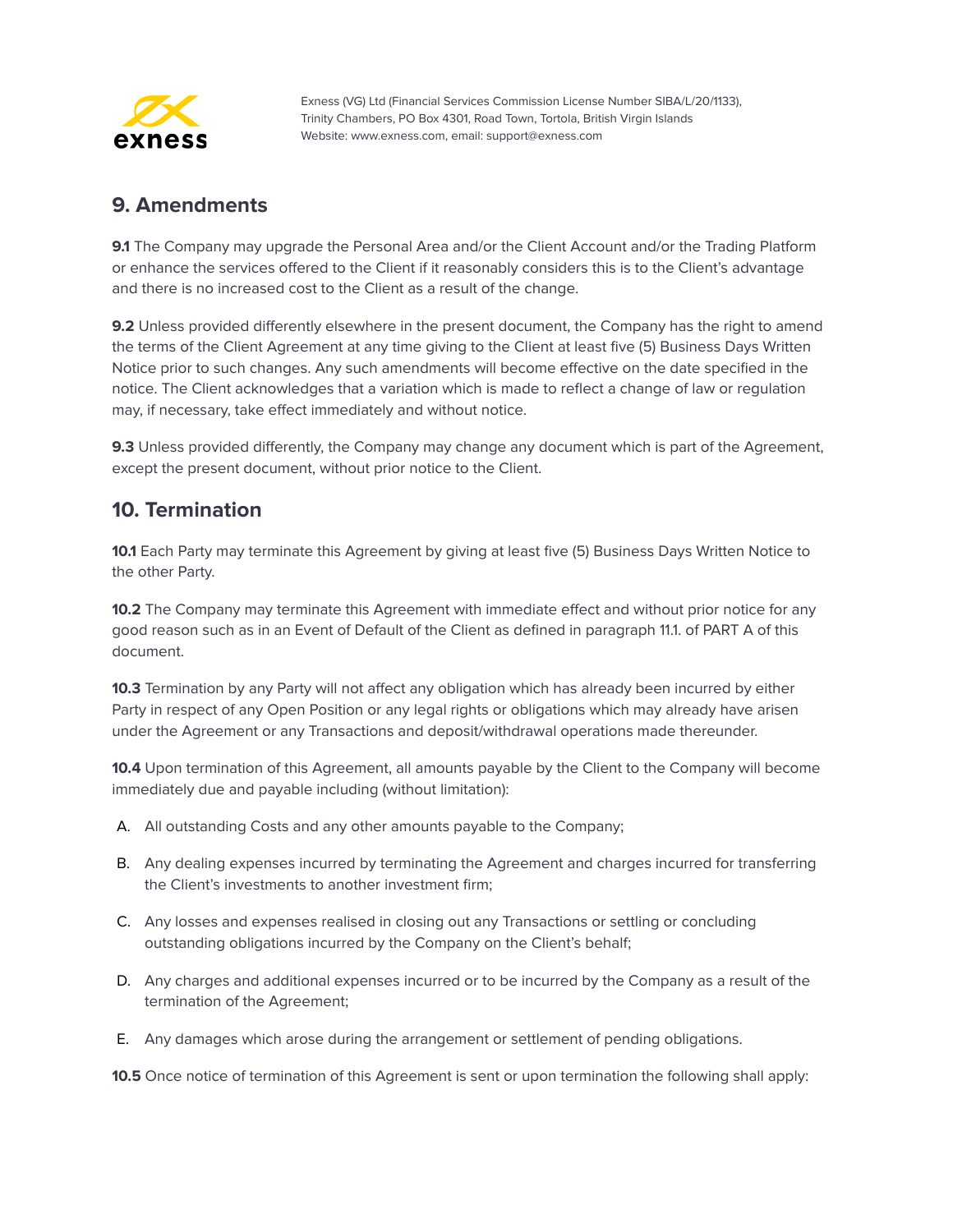## 9. Amendments

**9.1** The Company may upgrade the Personal Area and/or the Client Account and/or the Trading Platform or enhance the services offered to the Client if it reasonably considers this is to the Client's advantage and there is no increased cost to the Client as a result of the change.

**9.2** Unless provided differently elsewhere in the present document, the Company has the right to amend the terms of the Client Agreement at any time giving to the Client at least five (5) Business Days Written Notice prior to such changes. Any such amendments will become effective on the date specified in the notice. The Client acknowledges that a variation which is made to reflect a change of law or regulation may, if necessary, take effect immediately and without notice.

**9.3** Unless provided differently, the Company may change any document which is part of the Agreement, except the present document, without prior notice to the Client.

## 10. Termination

**10.1** Each Party may terminate this Agreement by giving at least five (5) Business Days Written Notice to the other Party.

**10.2** The Company may terminate this Agreement with immediate effect and without prior notice for any good reason such as in an Event of Default of the Client as defined in paragraph 11.1. of PART A of this document.

**10.3** Termination by any Party will not affect any obligation which has already been incurred by either Party in respect of any Open Position or any legal rights or obligations which may already have arisen under the Agreement or any Transactions and deposit/withdrawal operations made thereunder.

**10.4** Upon termination of this Agreement, all amounts payable by the Client to the Company will become immediately due and payable including (without limitation):

A. All outstanding Costs and any other amounts payable to the Company;

B. Any dealing expenses incurred by terminating the Agreement and charges incurred for transferring the Client's investments to another investment firm;

C. Any losses and expenses realised in closing out any Transactions or settling or concluding outstanding obligations incurred by the Company on the Client's behalf;

D. Any charges and additional expenses incurred or to be incurred by the Company as a result of the termination of the Agreement;

E. Any damages which arose during the arrangement or settlement of pending obligations.

**10.5** Once notice of termination of this Agreement is sent or upon termination the following shall apply: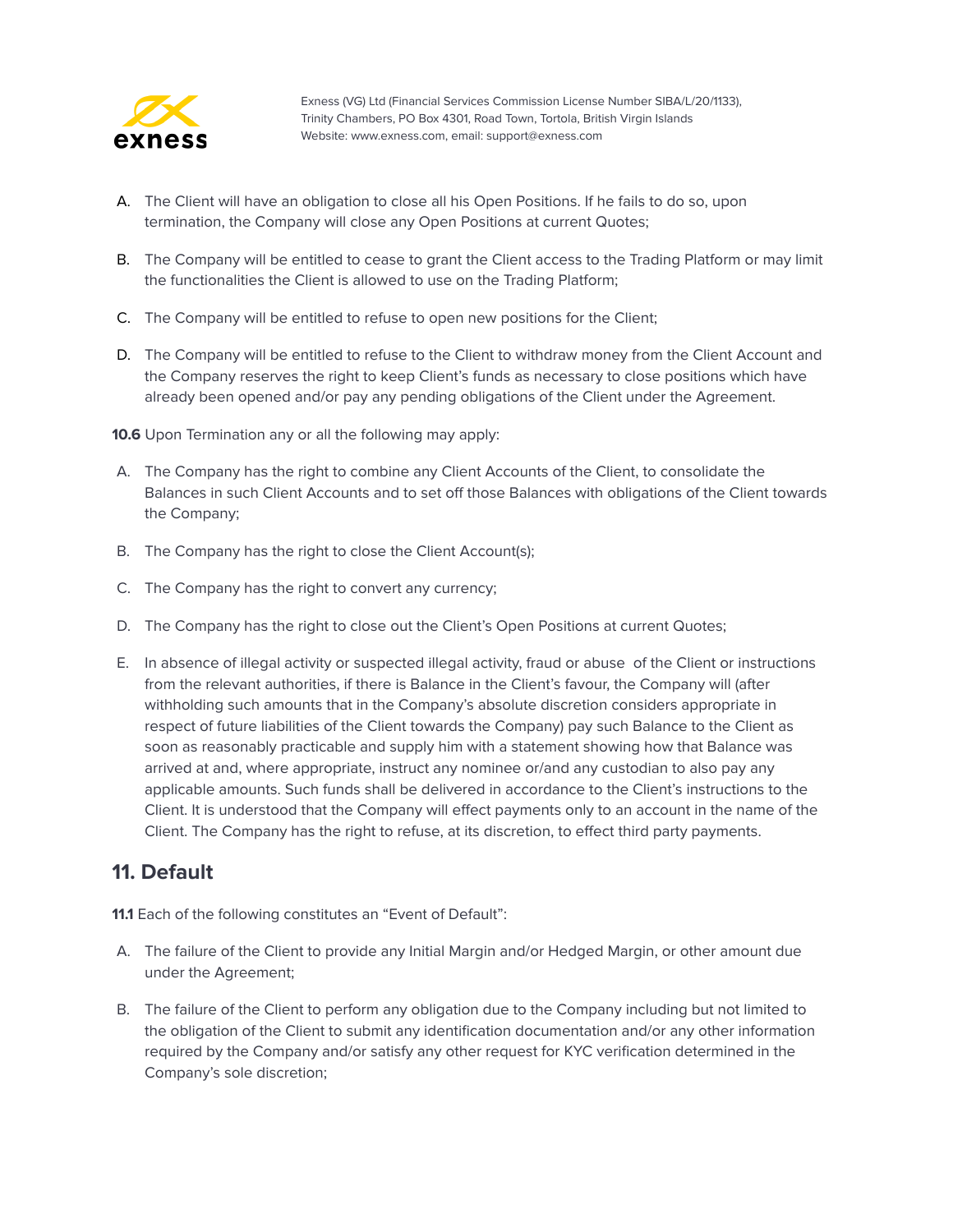A. The Client will have an obligation to close all his Open Positions. If he fails to do so, upon termination, the Company will close any Open Positions at current Quotes;

B. The Company will be entitled to cease to grant the Client access to the Trading Platform or may limit the functionalities the Client is allowed to use on the Trading Platform;

C. The Company will be entitled to refuse to open new positions for the Client;

D. The Company will be entitled to refuse to the Client to withdraw money from the Client Account and the Company reserves the right to keep Client's funds as necessary to close positions which have already been opened and/or pay any pending obligations of the Client under the Agreement.

**10.6** Upon Termination any or all the following may apply:

A. The Company has the right to combine any Client Accounts of the Client, to consolidate the Balances in such Client Accounts and to set off those Balances with obligations of the Client towards the Company;

B. The Company has the right to close the Client Account(s);

C. The Company has the right to convert any currency;

D. The Company has the right to close out the Client's Open Positions at current Quotes;

E. In absence of illegal activity or suspected illegal activity, fraud or abuse of the Client or instructions from the relevant authorities, if there is Balance in the Client's favour, the Company will (after withholding such amounts that in the Company's absolute discretion considers appropriate in respect of future liabilities of the Client towards the Company) pay such Balance to the Client as soon as reasonably practicable and supply him with a statement showing how that Balance was arrived at and, where appropriate, instruct any nominee or/and any custodian to also pay any applicable amounts. Such funds shall be delivered in accordance to the Client's instructions to the Client. It is understood that the Company will effect payments only to an account in the name of the Client. The Company has the right to refuse, at its discretion, to effect third party payments.

## 11. Default

**11.1** Each of the following constitutes an "Event of Default":

A. The failure of the Client to provide any Initial Margin and/or Hedged Margin, or other amount due under the Agreement;

B. The failure of the Client to perform any obligation due to the Company including but not limited to the obligation of the Client to submit any identification documentation and/or any other information required by the Company and/or satisfy any other request for KYC verification determined in the Company's sole discretion;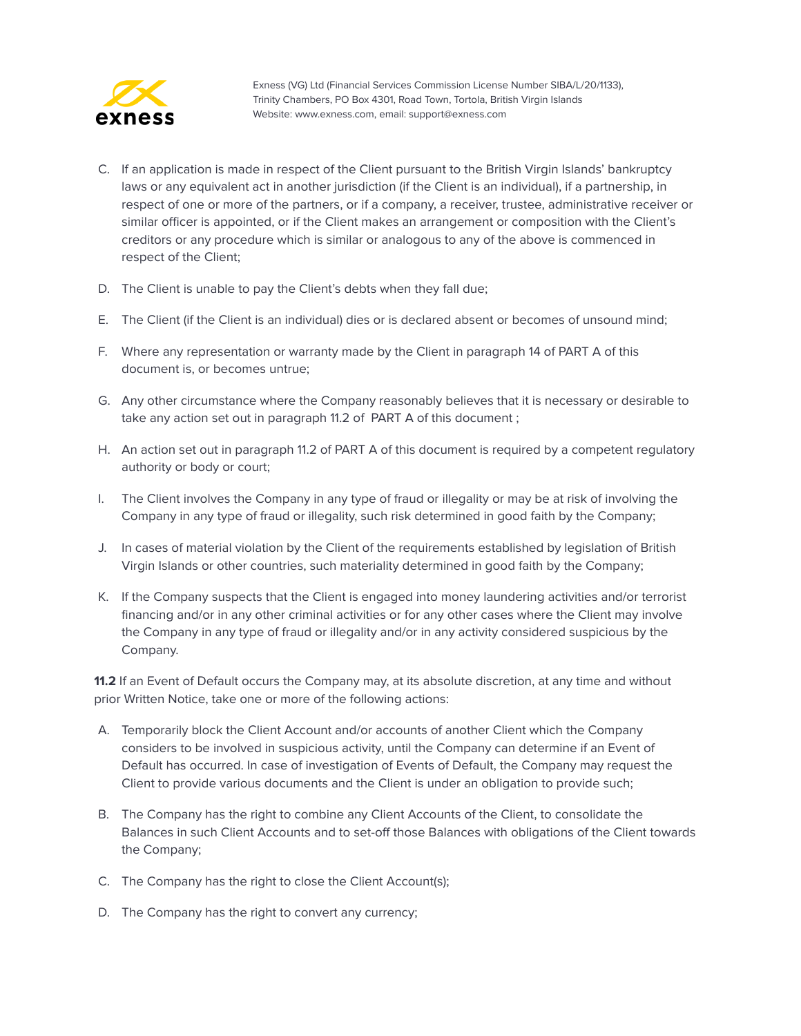C. If an application is made in respect of the Client pursuant to the British Virgin Islands' bankruptcy laws or any equivalent act in another jurisdiction (if the Client is an individual), if a partnership, in respect of one or more of the partners, or if a company, a receiver, trustee, administrative receiver or similar officer is appointed, or if the Client makes an arrangement or composition with the Client's creditors or any procedure which is similar or analogous to any of the above is commenced in respect of the Client;

D. The Client is unable to pay the Client's debts when they fall due;

E. The Client (if the Client is an individual) dies or is declared absent or becomes of unsound mind;

F. Where any representation or warranty made by the Client in paragraph 14 of PART A of this document is, or becomes untrue;

G. Any other circumstance where the Company reasonably believes that it is necessary or desirable to take any action set out in paragraph 11.2 of PART A of this document ;

H. An action set out in paragraph 11.2 of PART A of this document is required by a competent regulatory authority or body or court;

I. The Client involves the Company in any type of fraud or illegality or may be at risk of involving the Company in any type of fraud or illegality, such risk determined in good faith by the Company;

J. In cases of material violation by the Client of the requirements established by legislation of British Virgin Islands or other countries, such materiality determined in good faith by the Company;

K. If the Company suspects that the Client is engaged into money laundering activities and/or terrorist financing and/or in any other criminal activities or for any other cases where the Client may involve the Company in any type of fraud or illegality and/or in any activity considered suspicious by the Company.

**11.2** If an Event of Default occurs the Company may, at its absolute discretion, at any time and without prior Written Notice, take one or more of the following actions:

A. Temporarily block the Client Account and/or accounts of another Client which the Company considers to be involved in suspicious activity, until the Company can determine if an Event of Default has occurred. In case of investigation of Events of Default, the Company may request the Client to provide various documents and the Client is under an obligation to provide such;

B. The Company has the right to combine any Client Accounts of the Client, to consolidate the Balances in such Client Accounts and to set-off those Balances with obligations of the Client towards the Company;

C. The Company has the right to close the Client Account(s);

D. The Company has the right to convert any currency;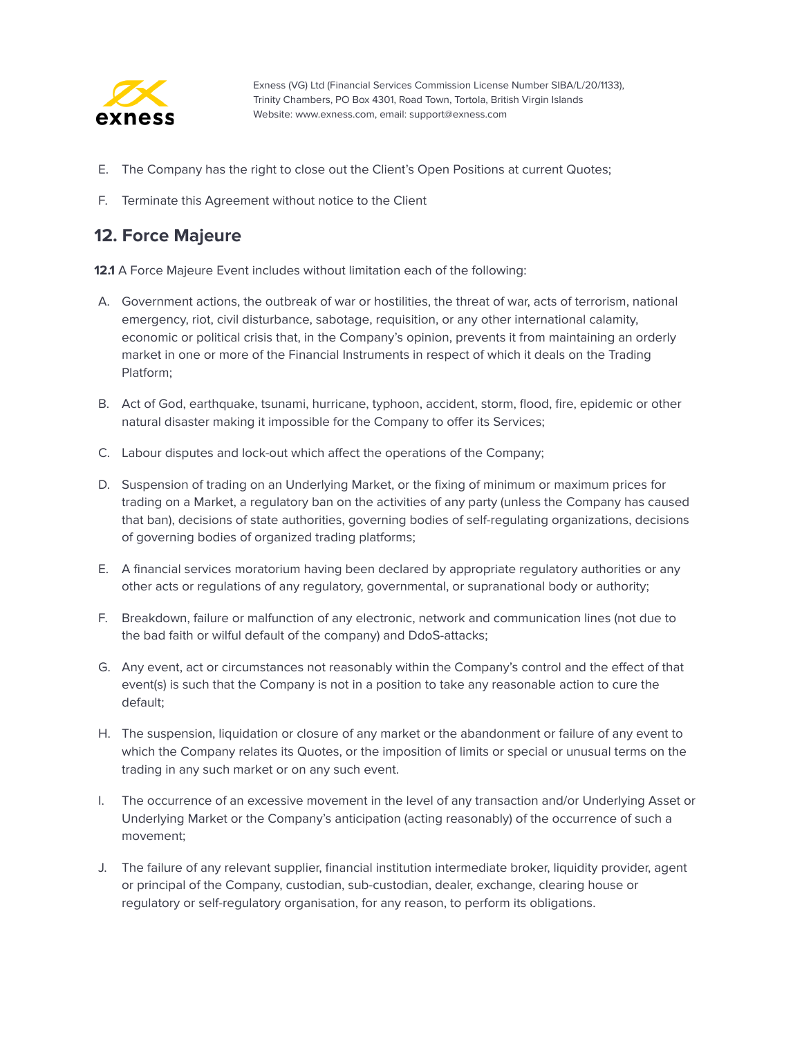E. The Company has the right to close out the Client's Open Positions at current Quotes;

F. Terminate this Agreement without notice to the Client

## 12. Force Majeure

**12.1** A Force Majeure Event includes without limitation each of the following:

A. Government actions, the outbreak of war or hostilities, the threat of war, acts of terrorism, national emergency, riot, civil disturbance, sabotage, requisition, or any other international calamity, economic or political crisis that, in the Company's opinion, prevents it from maintaining an orderly market in one or more of the Financial Instruments in respect of which it deals on the Trading Platform;

B. Act of God, earthquake, tsunami, hurricane, typhoon, accident, storm, flood, fire, epidemic or other natural disaster making it impossible for the Company to offer its Services;

C. Labour disputes and lock-out which affect the operations of the Company;

D. Suspension of trading on an Underlying Market, or the fixing of minimum or maximum prices for trading on a Market, a regulatory ban on the activities of any party (unless the Company has caused that ban), decisions of state authorities, governing bodies of self-regulating organizations, decisions of governing bodies of organized trading platforms;

E. A financial services moratorium having been declared by appropriate regulatory authorities or any other acts or regulations of any regulatory, governmental, or supranational body or authority;

F. Breakdown, failure or malfunction of any electronic, network and communication lines (not due to the bad faith or wilful default of the company) and DdoS-attacks;

G. Any event, act or circumstances not reasonably within the Company's control and the effect of that event(s) is such that the Company is not in a position to take any reasonable action to cure the default;

H. The suspension, liquidation or closure of any market or the abandonment or failure of any event to which the Company relates its Quotes, or the imposition of limits or special or unusual terms on the trading in any such market or on any such event.

I. The occurrence of an excessive movement in the level of any transaction and/or Underlying Asset or Underlying Market or the Company's anticipation (acting reasonably) of the occurrence of such a movement;

J. The failure of any relevant supplier, financial institution intermediate broker, liquidity provider, agent or principal of the Company, custodian, sub-custodian, dealer, exchange, clearing house or regulatory or self-regulatory organisation, for any reason, to perform its obligations.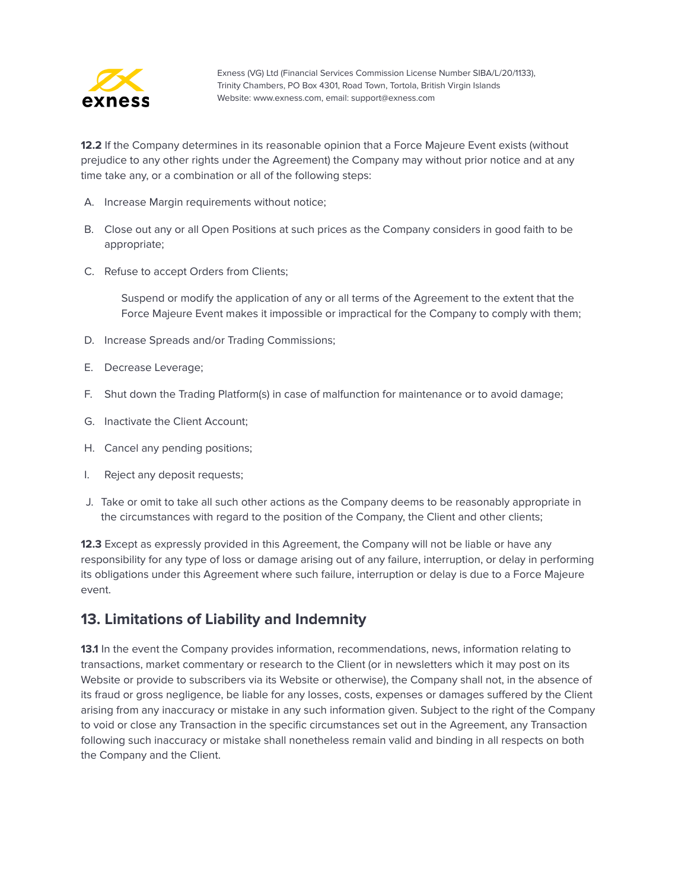**12.2** If the Company determines in its reasonable opinion that a Force Majeure Event exists (without prejudice to any other rights under the Agreement) the Company may without prior notice and at any time take any, or a combination or all of the following steps:

A. Increase Margin requirements without notice;

B. Close out any or all Open Positions at such prices as the Company considers in good faith to be appropriate;

C. Refuse to accept Orders from Clients;

   Suspend or modify the application of any or all terms of the Agreement to the extent that the Force Majeure Event makes it impossible or impractical for the Company to comply with them;

D. Increase Spreads and/or Trading Commissions;

E. Decrease Leverage;

F. Shut down the Trading Platform(s) in case of malfunction for maintenance or to avoid damage;

G. Inactivate the Client Account;

H. Cancel any pending positions;

I. Reject any deposit requests;

J. Take or omit to take all such other actions as the Company deems to be reasonably appropriate in the circumstances with regard to the position of the Company, the Client and other clients;

**12.3** Except as expressly provided in this Agreement, the Company will not be liable or have any responsibility for any type of loss or damage arising out of any failure, interruption, or delay in performing its obligations under this Agreement where such failure, interruption or delay is due to a Force Majeure event.

## 13. Limitations of Liability and Indemnity

**13.1** In the event the Company provides information, recommendations, news, information relating to transactions, market commentary or research to the Client (or in newsletters which it may post on its Website or provide to subscribers via its Website or otherwise), the Company shall not, in the absence of its fraud or gross negligence, be liable for any losses, costs, expenses or damages suffered by the Client arising from any inaccuracy or mistake in any such information given. Subject to the right of the Company to void or close any Transaction in the specific circumstances set out in the Agreement, any Transaction following such inaccuracy or mistake shall nonetheless remain valid and binding in all respects on both the Company and the Client.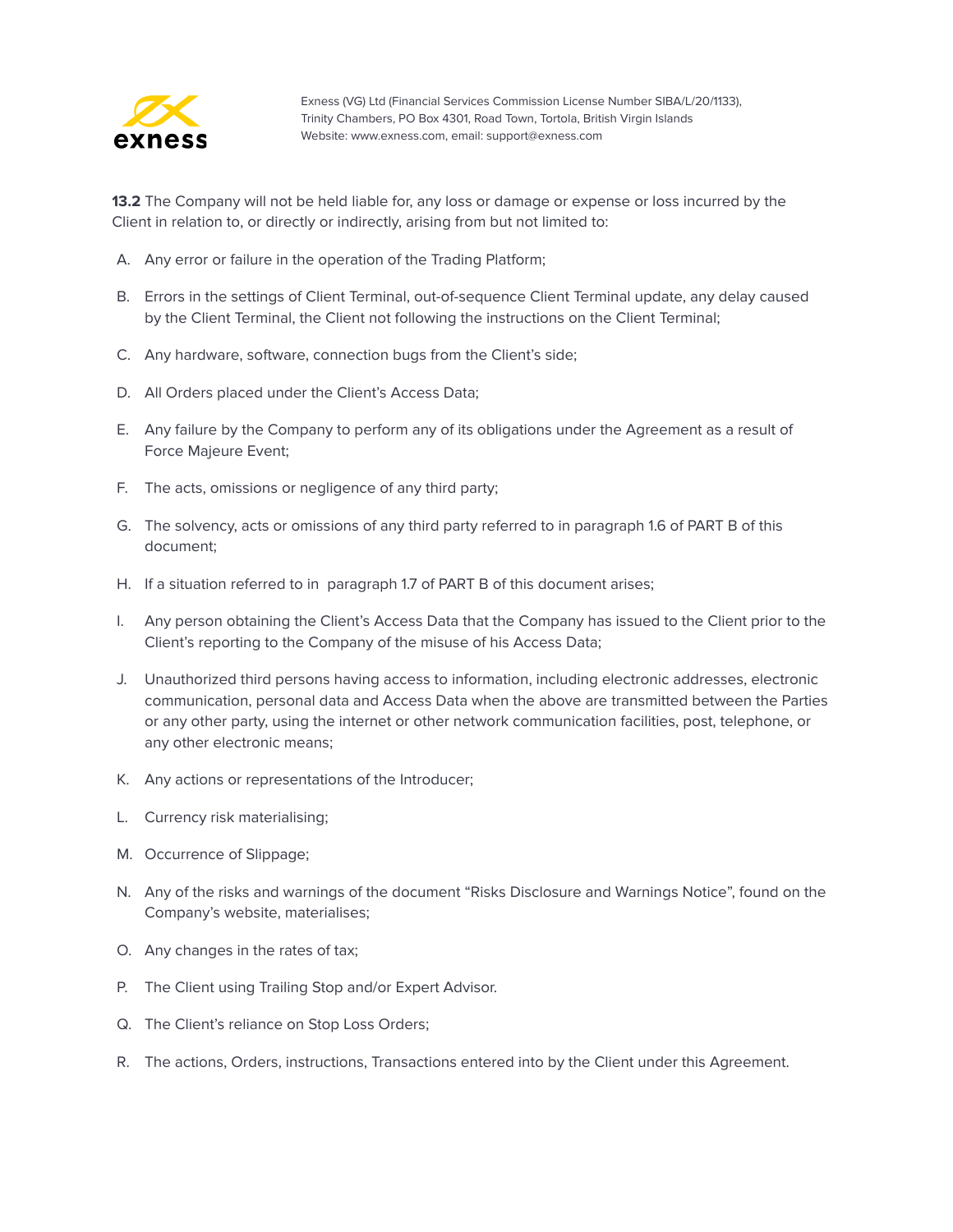**13.2** The Company will not be held liable for, any loss or damage or expense or loss incurred by the Client in relation to, or directly or indirectly, arising from but not limited to:

A. Any error or failure in the operation of the Trading Platform;

B. Errors in the settings of Client Terminal, out-of-sequence Client Terminal update, any delay caused by the Client Terminal, the Client not following the instructions on the Client Terminal;

C. Any hardware, software, connection bugs from the Client's side;

D. All Orders placed under the Client's Access Data;

E. Any failure by the Company to perform any of its obligations under the Agreement as a result of Force Majeure Event;

F. The acts, omissions or negligence of any third party;

G. The solvency, acts or omissions of any third party referred to in paragraph 1.6 of PART B of this document;

H. If a situation referred to in paragraph 1.7 of PART B of this document arises;

I. Any person obtaining the Client's Access Data that the Company has issued to the Client prior to the Client's reporting to the Company of the misuse of his Access Data;

J. Unauthorized third persons having access to information, including electronic addresses, electronic communication, personal data and Access Data when the above are transmitted between the Parties or any other party, using the internet or other network communication facilities, post, telephone, or any other electronic means;

K. Any actions or representations of the Introducer;

L. Currency risk materialising;

M. Occurrence of Slippage;

N. Any of the risks and warnings of the document "Risks Disclosure and Warnings Notice", found on the Company's website, materialises;

O. Any changes in the rates of tax;

P. The Client using Trailing Stop and/or Expert Advisor.

Q. The Client's reliance on Stop Loss Orders;

R. The actions, Orders, instructions, Transactions entered into by the Client under this Agreement.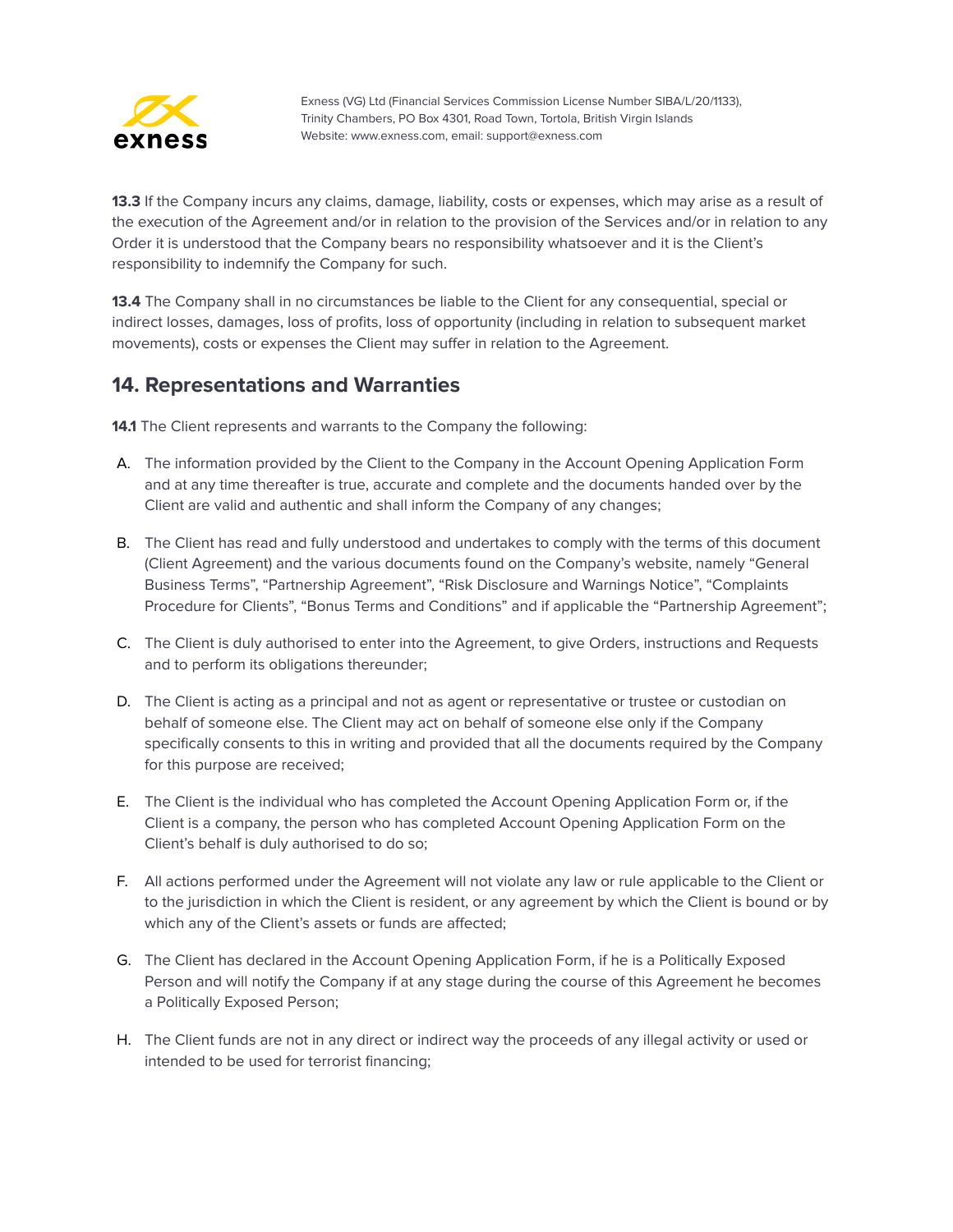**13.3** If the Company incurs any claims, damage, liability, costs or expenses, which may arise as a result of the execution of the Agreement and/or in relation to the provision of the Services and/or in relation to any Order it is understood that the Company bears no responsibility whatsoever and it is the Client's responsibility to indemnify the Company for such.

**13.4** The Company shall in no circumstances be liable to the Client for any consequential, special or indirect losses, damages, loss of profits, loss of opportunity (including in relation to subsequent market movements), costs or expenses the Client may suffer in relation to the Agreement.

## 14. Representations and Warranties

**14.1** The Client represents and warrants to the Company the following:

A. The information provided by the Client to the Company in the Account Opening Application Form and at any time thereafter is true, accurate and complete and the documents handed over by the Client are valid and authentic and shall inform the Company of any changes;

B. The Client has read and fully understood and undertakes to comply with the terms of this document (Client Agreement) and the various documents found on the Company's website, namely "General Business Terms", "Partnership Agreement", "Risk Disclosure and Warnings Notice", "Complaints Procedure for Clients", "Bonus Terms and Conditions" and if applicable the "Partnership Agreement";

C. The Client is duly authorised to enter into the Agreement, to give Orders, instructions and Requests and to perform its obligations thereunder;

D. The Client is acting as a principal and not as agent or representative or trustee or custodian on behalf of someone else. The Client may act on behalf of someone else only if the Company specifically consents to this in writing and provided that all the documents required by the Company for this purpose are received;

E. The Client is the individual who has completed the Account Opening Application Form or, if the Client is a company, the person who has completed Account Opening Application Form on the Client's behalf is duly authorised to do so;

F. All actions performed under the Agreement will not violate any law or rule applicable to the Client or to the jurisdiction in which the Client is resident, or any agreement by which the Client is bound or by which any of the Client's assets or funds are affected;

G. The Client has declared in the Account Opening Application Form, if he is a Politically Exposed Person and will notify the Company if at any stage during the course of this Agreement he becomes a Politically Exposed Person;

H. The Client funds are not in any direct or indirect way the proceeds of any illegal activity or used or intended to be used for terrorist financing;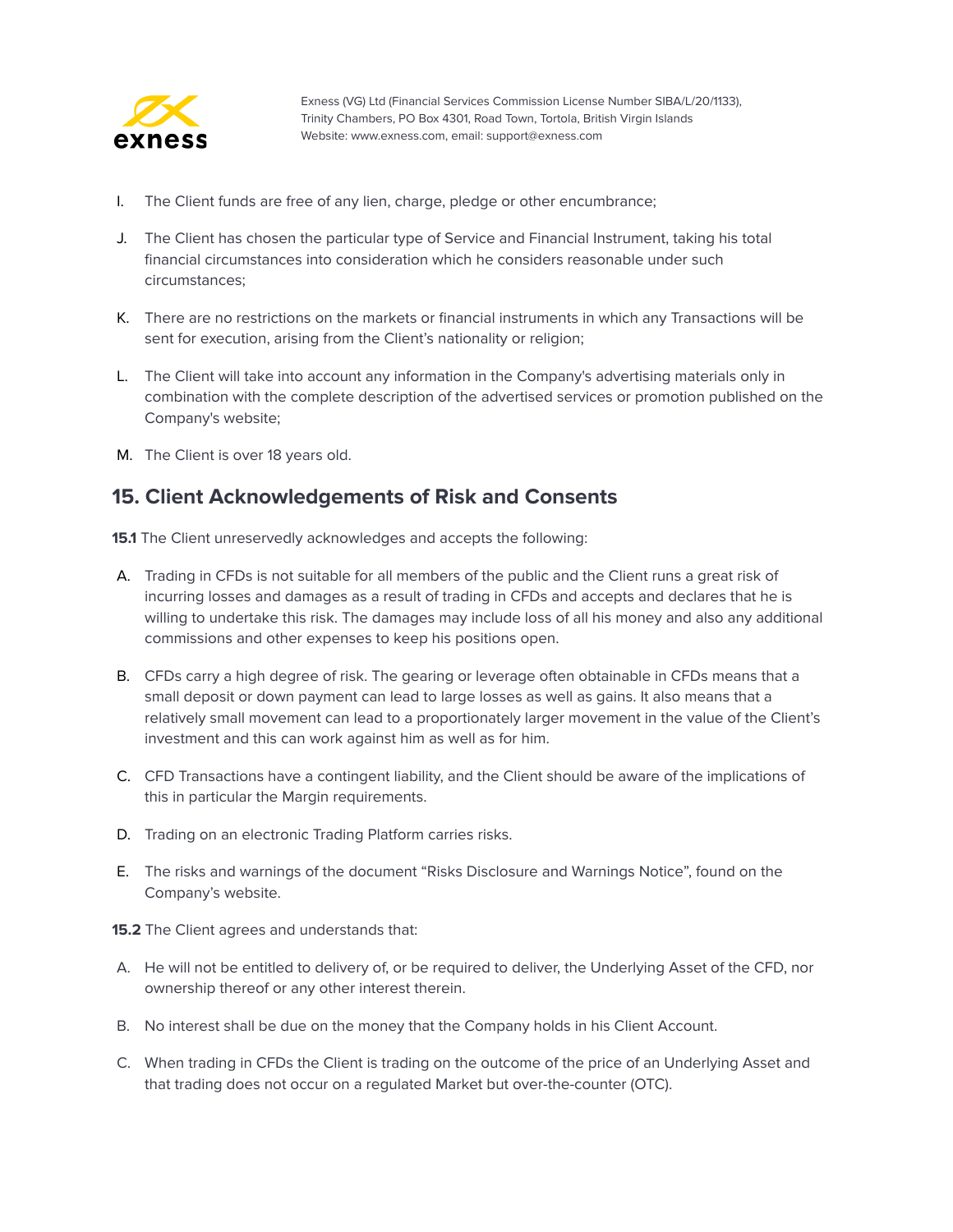I. The Client funds are free of any lien, charge, pledge or other encumbrance;

J. The Client has chosen the particular type of Service and Financial Instrument, taking his total financial circumstances into consideration which he considers reasonable under such circumstances;

K. There are no restrictions on the markets or financial instruments in which any Transactions will be sent for execution, arising from the Client's nationality or religion;

L. The Client will take into account any information in the Company's advertising materials only in combination with the complete description of the advertised services or promotion published on the Company's website;

M. The Client is over 18 years old.

## 15. Client Acknowledgements of Risk and Consents

**15.1** The Client unreservedly acknowledges and accepts the following:

A. Trading in CFDs is not suitable for all members of the public and the Client runs a great risk of incurring losses and damages as a result of trading in CFDs and accepts and declares that he is willing to undertake this risk. The damages may include loss of all his money and also any additional commissions and other expenses to keep his positions open.

B. CFDs carry a high degree of risk. The gearing or leverage often obtainable in CFDs means that a small deposit or down payment can lead to large losses as well as gains. It also means that a relatively small movement can lead to a proportionately larger movement in the value of the Client's investment and this can work against him as well as for him.

C. CFD Transactions have a contingent liability, and the Client should be aware of the implications of this in particular the Margin requirements.

D. Trading on an electronic Trading Platform carries risks.

E. The risks and warnings of the document "Risks Disclosure and Warnings Notice", found on the Company's website.

**15.2** The Client agrees and understands that:

A. He will not be entitled to delivery of, or be required to deliver, the Underlying Asset of the CFD, nor ownership thereof or any other interest therein.

B. No interest shall be due on the money that the Company holds in his Client Account.

C. When trading in CFDs the Client is trading on the outcome of the price of an Underlying Asset and that trading does not occur on a regulated Market but over-the-counter (OTC).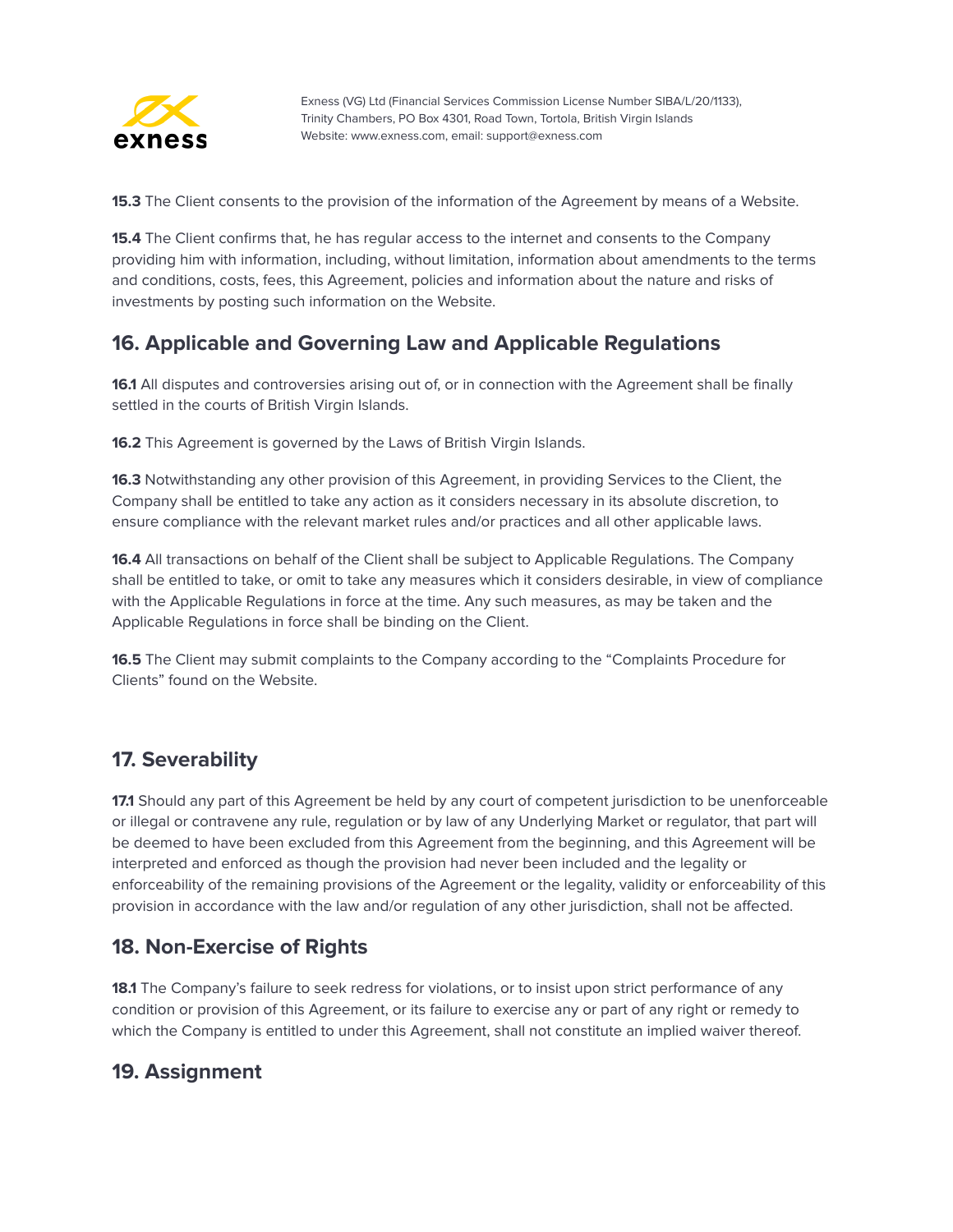**15.3** The Client consents to the provision of the information of the Agreement by means of a Website.

**15.4** The Client confirms that, he has regular access to the internet and consents to the Company providing him with information, including, without limitation, information about amendments to the terms and conditions, costs, fees, this Agreement, policies and information about the nature and risks of investments by posting such information on the Website.

## 16. Applicable and Governing Law and Applicable Regulations

**16.1** All disputes and controversies arising out of, or in connection with the Agreement shall be finally settled in the courts of British Virgin Islands.

**16.2** This Agreement is governed by the Laws of British Virgin Islands.

**16.3** Notwithstanding any other provision of this Agreement, in providing Services to the Client, the Company shall be entitled to take any action as it considers necessary in its absolute discretion, to ensure compliance with the relevant market rules and/or practices and all other applicable laws.

**16.4** All transactions on behalf of the Client shall be subject to Applicable Regulations. The Company shall be entitled to take, or omit to take any measures which it considers desirable, in view of compliance with the Applicable Regulations in force at the time. Any such measures, as may be taken and the Applicable Regulations in force shall be binding on the Client.

**16.5** The Client may submit complaints to the Company according to the "Complaints Procedure for Clients" found on the Website.

## 17. Severability

**17.1** Should any part of this Agreement be held by any court of competent jurisdiction to be unenforceable or illegal or contravene any rule, regulation or by law of any Underlying Market or regulator, that part will be deemed to have been excluded from this Agreement from the beginning, and this Agreement will be interpreted and enforced as though the provision had never been included and the legality or enforceability of the remaining provisions of the Agreement or the legality, validity or enforceability of this provision in accordance with the law and/or regulation of any other jurisdiction, shall not be affected.

## 18. Non-Exercise of Rights

**18.1** The Company's failure to seek redress for violations, or to insist upon strict performance of any condition or provision of this Agreement, or its failure to exercise any or part of any right or remedy to which the Company is entitled to under this Agreement, shall not constitute an implied waiver thereof.

## 19. Assignment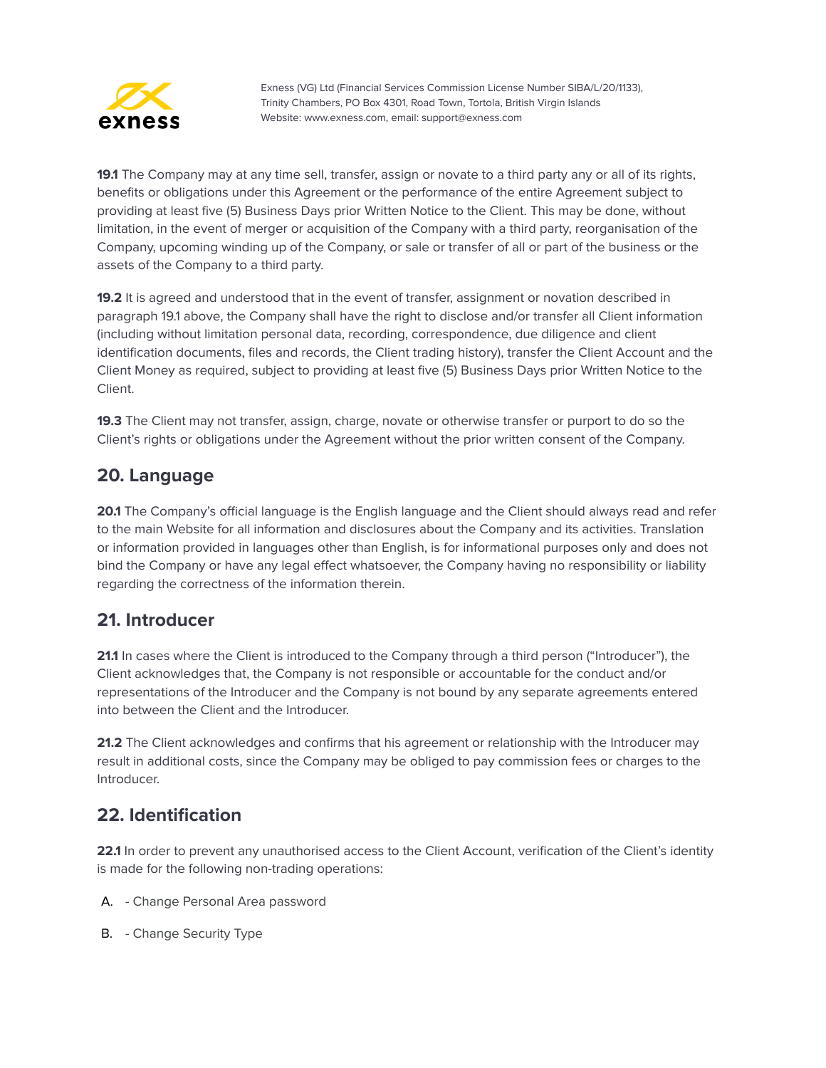**19.1** The Company may at any time sell, transfer, assign or novate to a third party any or all of its rights, benefits or obligations under this Agreement or the performance of the entire Agreement subject to providing at least five (5) Business Days prior Written Notice to the Client. This may be done, without limitation, in the event of merger or acquisition of the Company with a third party, reorganisation of the Company, upcoming winding up of the Company, or sale or transfer of all or part of the business or the assets of the Company to a third party.

**19.2** It is agreed and understood that in the event of transfer, assignment or novation described in paragraph 19.1 above, the Company shall have the right to disclose and/or transfer all Client information (including without limitation personal data, recording, correspondence, due diligence and client identification documents, files and records, the Client trading history), transfer the Client Account and the Client Money as required, subject to providing at least five (5) Business Days prior Written Notice to the Client.

**19.3** The Client may not transfer, assign, charge, novate or otherwise transfer or purport to do so the Client's rights or obligations under the Agreement without the prior written consent of the Company.

## 20. Language

**20.1** The Company's official language is the English language and the Client should always read and refer to the main Website for all information and disclosures about the Company and its activities. Translation or information provided in languages other than English, is for informational purposes only and does not bind the Company or have any legal effect whatsoever, the Company having no responsibility or liability regarding the correctness of the information therein.

## 21. Introducer

**21.1** In cases where the Client is introduced to the Company through a third person ("Introducer"), the Client acknowledges that, the Company is not responsible or accountable for the conduct and/or representations of the Introducer and the Company is not bound by any separate agreements entered into between the Client and the Introducer.

**21.2** The Client acknowledges and confirms that his agreement or relationship with the Introducer may result in additional costs, since the Company may be obliged to pay commission fees or charges to the Introducer.

## 22. Identification

**22.1** In order to prevent any unauthorised access to the Client Account, verification of the Client's identity is made for the following non-trading operations:

A. - Change Personal Area password

B. - Change Security Type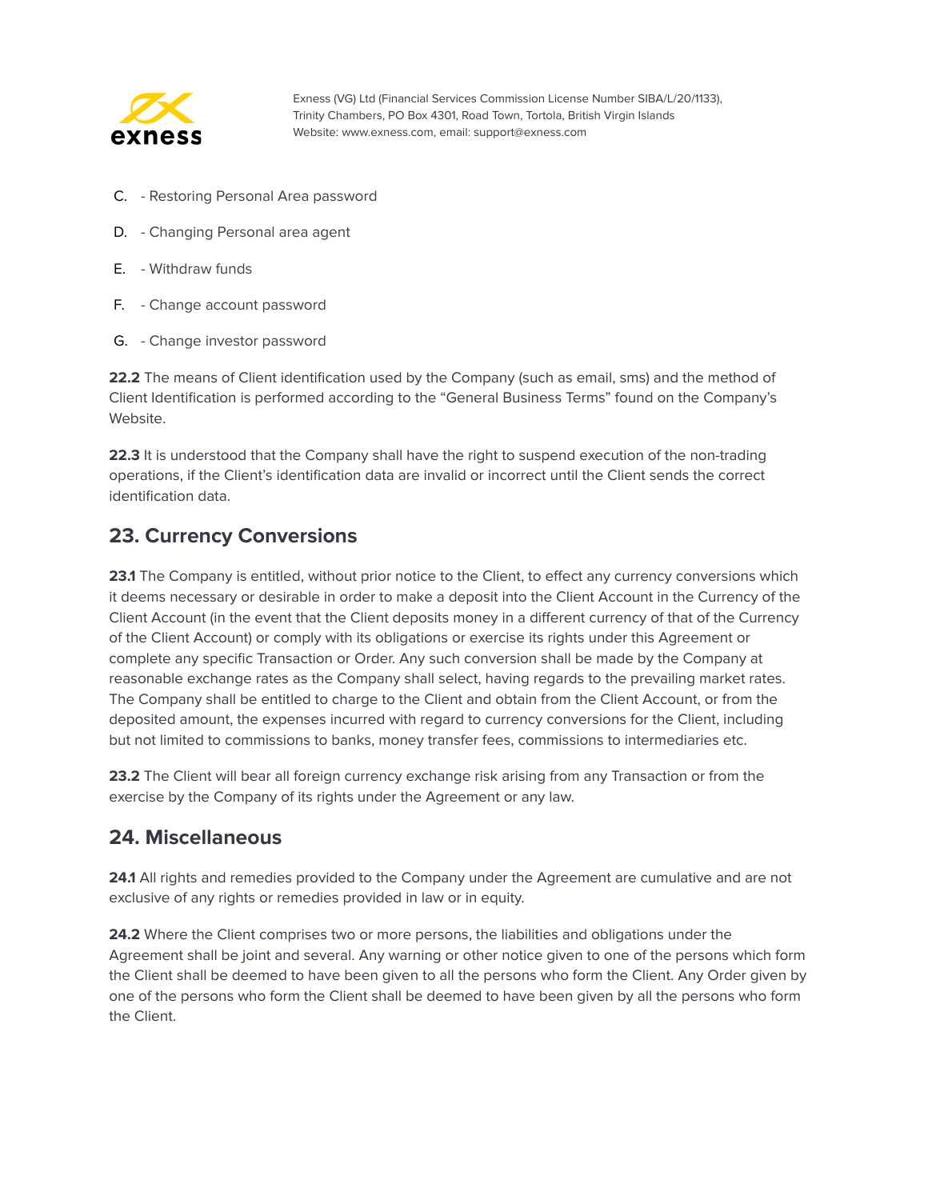C. - Restoring Personal Area password

D. - Changing Personal area agent

E. - Withdraw funds

F. - Change account password

G. - Change investor password

**22.2** The means of Client identification used by the Company (such as email, sms) and the method of Client Identification is performed according to the "General Business Terms" found on the Company's Website.

**22.3** It is understood that the Company shall have the right to suspend execution of the non-trading operations, if the Client's identification data are invalid or incorrect until the Client sends the correct identification data.

## 23. Currency Conversions

**23.1** The Company is entitled, without prior notice to the Client, to effect any currency conversions which it deems necessary or desirable in order to make a deposit into the Client Account in the Currency of the Client Account (in the event that the Client deposits money in a different currency of that of the Currency of the Client Account) or comply with its obligations or exercise its rights under this Agreement or complete any specific Transaction or Order. Any such conversion shall be made by the Company at reasonable exchange rates as the Company shall select, having regards to the prevailing market rates. The Company shall be entitled to charge to the Client and obtain from the Client Account, or from the deposited amount, the expenses incurred with regard to currency conversions for the Client, including but not limited to commissions to banks, money transfer fees, commissions to intermediaries etc.

**23.2** The Client will bear all foreign currency exchange risk arising from any Transaction or from the exercise by the Company of its rights under the Agreement or any law.

## 24. Miscellaneous

**24.1** All rights and remedies provided to the Company under the Agreement are cumulative and are not exclusive of any rights or remedies provided in law or in equity.

**24.2** Where the Client comprises two or more persons, the liabilities and obligations under the Agreement shall be joint and several. Any warning or other notice given to one of the persons which form the Client shall be deemed to have been given to all the persons who form the Client. Any Order given by one of the persons who form the Client shall be deemed to have been given by all the persons who form the Client.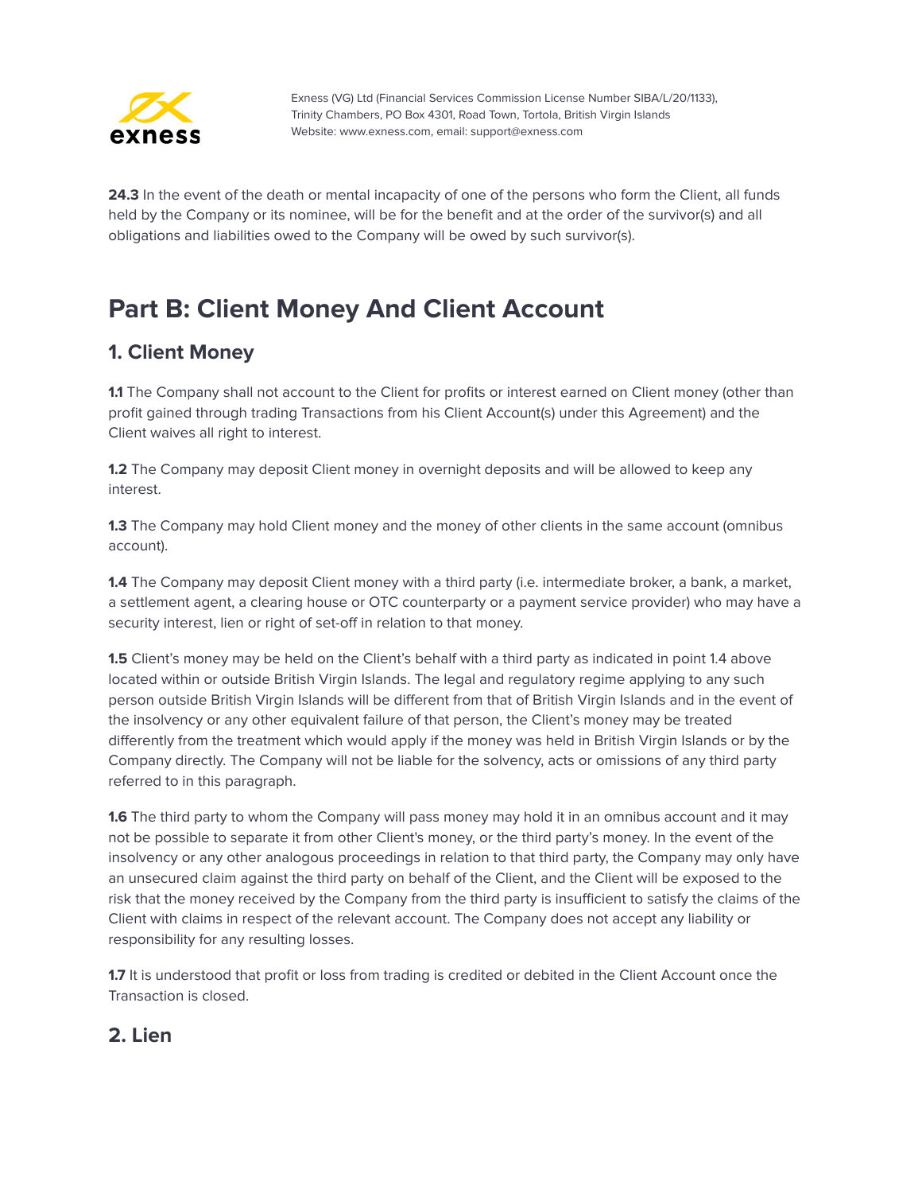**24.3** In the event of the death or mental incapacity of one of the persons who form the Client, all funds held by the Company or its nominee, will be for the benefit and at the order of the survivor(s) and all obligations and liabilities owed to the Company will be owed by such survivor(s).

# Part B: Client Money And Client Account

## 1. Client Money

**1.1** The Company shall not account to the Client for profits or interest earned on Client money (other than profit gained through trading Transactions from his Client Account(s) under this Agreement) and the Client waives all right to interest.

**1.2** The Company may deposit Client money in overnight deposits and will be allowed to keep any interest.

**1.3** The Company may hold Client money and the money of other clients in the same account (omnibus account).

**1.4** The Company may deposit Client money with a third party (i.e. intermediate broker, a bank, a market, a settlement agent, a clearing house or OTC counterparty or a payment service provider) who may have a security interest, lien or right of set-off in relation to that money.

**1.5** Client's money may be held on the Client's behalf with a third party as indicated in point 1.4 above located within or outside British Virgin Islands. The legal and regulatory regime applying to any such person outside British Virgin Islands will be different from that of British Virgin Islands and in the event of the insolvency or any other equivalent failure of that person, the Client's money may be treated differently from the treatment which would apply if the money was held in British Virgin Islands or by the Company directly. The Company will not be liable for the solvency, acts or omissions of any third party referred to in this paragraph.

**1.6** The third party to whom the Company will pass money may hold it in an omnibus account and it may not be possible to separate it from other Client's money, or the third party's money. In the event of the insolvency or any other analogous proceedings in relation to that third party, the Company may only have an unsecured claim against the third party on behalf of the Client, and the Client will be exposed to the risk that the money received by the Company from the third party is insufficient to satisfy the claims of the Client with claims in respect of the relevant account. The Company does not accept any liability or responsibility for any resulting losses.

**1.7** It is understood that profit or loss from trading is credited or debited in the Client Account once the Transaction is closed.

## 2. Lien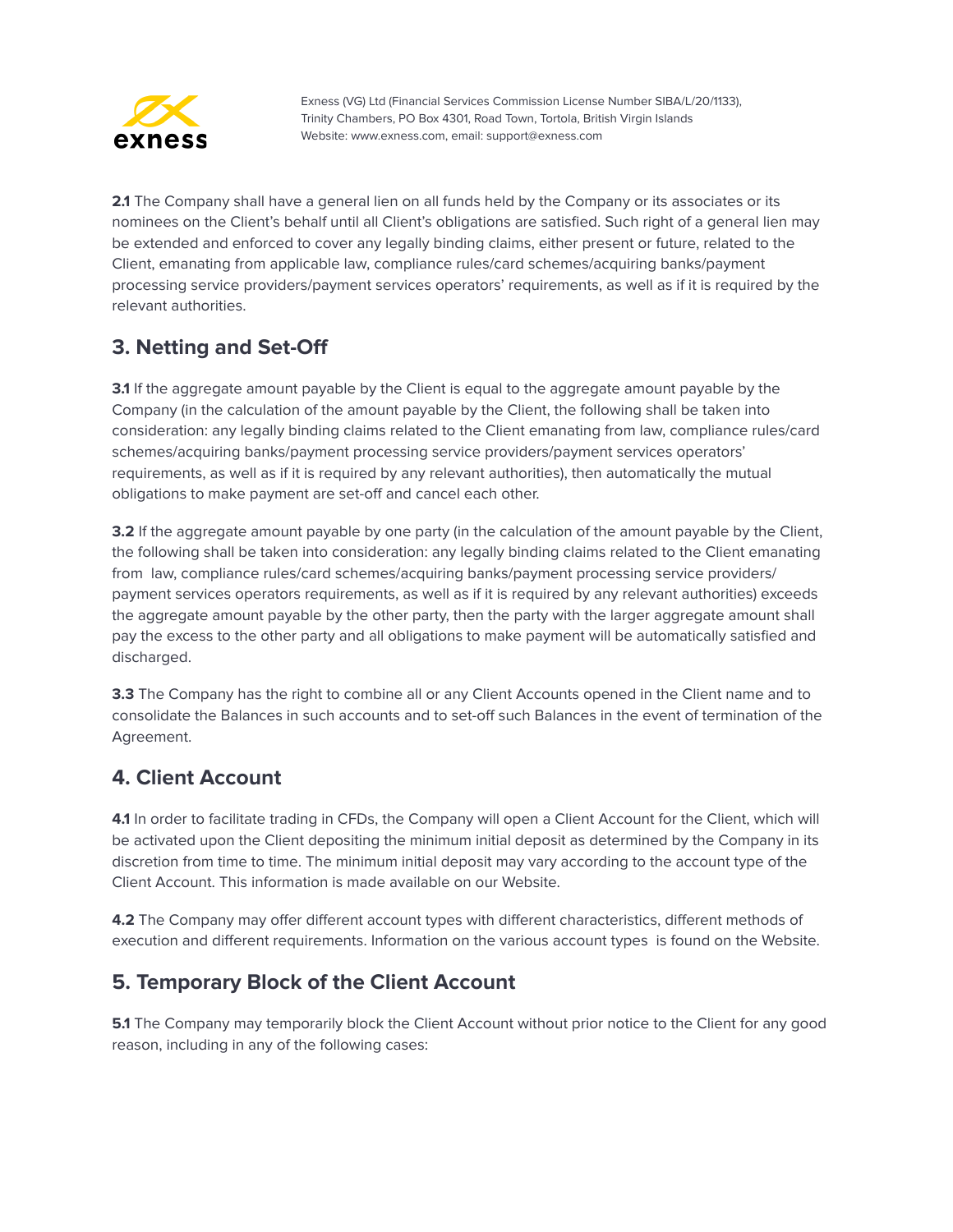**2.1** The Company shall have a general lien on all funds held by the Company or its associates or its nominees on the Client's behalf until all Client's obligations are satisfied. Such right of a general lien may be extended and enforced to cover any legally binding claims, either present or future, related to the Client, emanating from applicable law, compliance rules/card schemes/acquiring banks/payment processing service providers/payment services operators' requirements, as well as if it is required by the relevant authorities.

## 3. Netting and Set-Off

**3.1** If the aggregate amount payable by the Client is equal to the aggregate amount payable by the Company (in the calculation of the amount payable by the Client, the following shall be taken into consideration: any legally binding claims related to the Client emanating from law, compliance rules/card schemes/acquiring banks/payment processing service providers/payment services operators' requirements, as well as if it is required by any relevant authorities), then automatically the mutual obligations to make payment are set-off and cancel each other.

**3.2** If the aggregate amount payable by one party (in the calculation of the amount payable by the Client, the following shall be taken into consideration: any legally binding claims related to the Client emanating from law, compliance rules/card schemes/acquiring banks/payment processing service providers/ payment services operators requirements, as well as if it is required by any relevant authorities) exceeds the aggregate amount payable by the other party, then the party with the larger aggregate amount shall pay the excess to the other party and all obligations to make payment will be automatically satisfied and discharged.

**3.3** The Company has the right to combine all or any Client Accounts opened in the Client name and to consolidate the Balances in such accounts and to set-off such Balances in the event of termination of the Agreement.

## 4. Client Account

**4.1** In order to facilitate trading in CFDs, the Company will open a Client Account for the Client, which will be activated upon the Client depositing the minimum initial deposit as determined by the Company in its discretion from time to time. The minimum initial deposit may vary according to the account type of the Client Account. This information is made available on our Website.

**4.2** The Company may offer different account types with different characteristics, different methods of execution and different requirements. Information on the various account types is found on the Website.

## 5. Temporary Block of the Client Account

**5.1** The Company may temporarily block the Client Account without prior notice to the Client for any good reason, including in any of the following cases: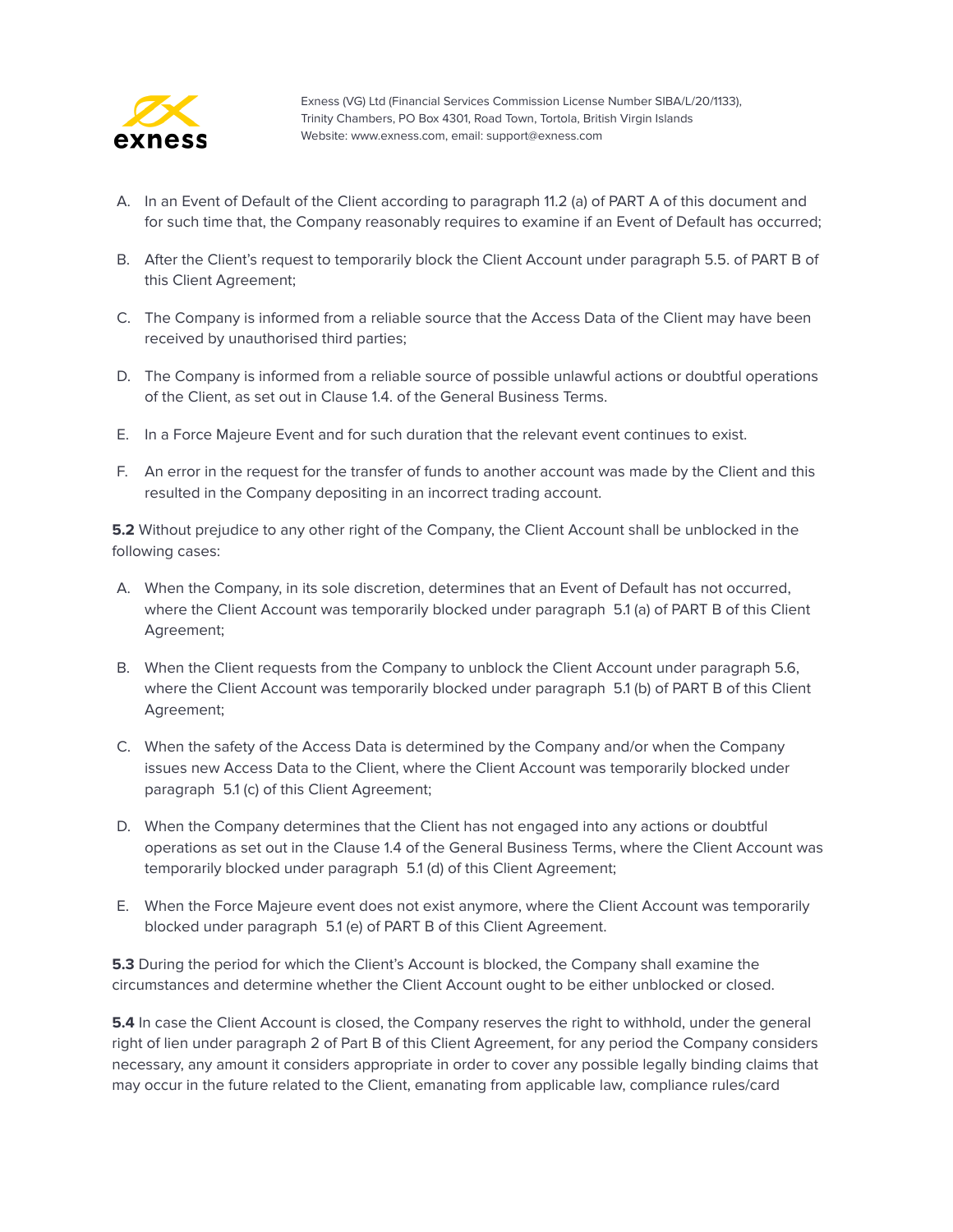A. In an Event of Default of the Client according to paragraph 11.2 (a) of PART A of this document and for such time that, the Company reasonably requires to examine if an Event of Default has occurred;

B. After the Client's request to temporarily block the Client Account under paragraph 5.5. of PART B of this Client Agreement;

C. The Company is informed from a reliable source that the Access Data of the Client may have been received by unauthorised third parties;

D. The Company is informed from a reliable source of possible unlawful actions or doubtful operations of the Client, as set out in Clause 1.4. of the General Business Terms.

E. In a Force Majeure Event and for such duration that the relevant event continues to exist.

F. An error in the request for the transfer of funds to another account was made by the Client and this resulted in the Company depositing in an incorrect trading account.

**5.2** Without prejudice to any other right of the Company, the Client Account shall be unblocked in the following cases:

A. When the Company, in its sole discretion, determines that an Event of Default has not occurred, where the Client Account was temporarily blocked under paragraph 5.1 (a) of PART B of this Client Agreement;

B. When the Client requests from the Company to unblock the Client Account under paragraph 5.6, where the Client Account was temporarily blocked under paragraph 5.1 (b) of PART B of this Client Agreement;

C. When the safety of the Access Data is determined by the Company and/or when the Company issues new Access Data to the Client, where the Client Account was temporarily blocked under paragraph 5.1 (c) of this Client Agreement;

D. When the Company determines that the Client has not engaged into any actions or doubtful operations as set out in the Clause 1.4 of the General Business Terms, where the Client Account was temporarily blocked under paragraph 5.1 (d) of this Client Agreement;

E. When the Force Majeure event does not exist anymore, where the Client Account was temporarily blocked under paragraph 5.1 (e) of PART B of this Client Agreement.

**5.3** During the period for which the Client's Account is blocked, the Company shall examine the circumstances and determine whether the Client Account ought to be either unblocked or closed.

**5.4** In case the Client Account is closed, the Company reserves the right to withhold, under the general right of lien under paragraph 2 of Part B of this Client Agreement, for any period the Company considers necessary, any amount it considers appropriate in order to cover any possible legally binding claims that may occur in the future related to the Client, emanating from applicable law, compliance rules/card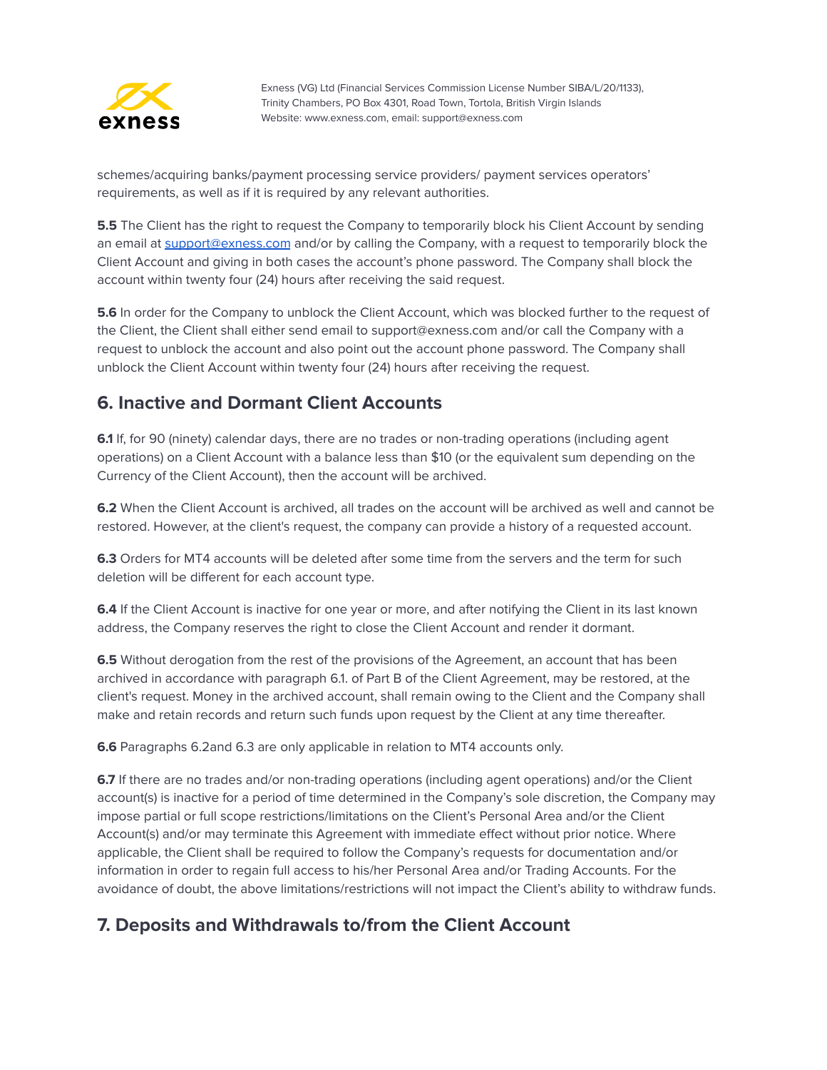schemes/acquiring banks/payment processing service providers/ payment services operators' requirements, as well as if it is required by any relevant authorities.

**5.5** The Client has the right to request the Company to temporarily block his Client Account by sending an email at support@exness.com and/or by calling the Company, with a request to temporarily block the Client Account and giving in both cases the account's phone password. The Company shall block the account within twenty four (24) hours after receiving the said request.

**5.6** In order for the Company to unblock the Client Account, which was blocked further to the request of the Client, the Client shall either send email to support@exness.com and/or call the Company with a request to unblock the account and also point out the account phone password. The Company shall unblock the Client Account within twenty four (24) hours after receiving the request.

## 6. Inactive and Dormant Client Accounts

**6.1** If, for 90 (ninety) calendar days, there are no trades or non-trading operations (including agent operations) on a Client Account with a balance less than $10 (or the equivalent sum depending on the Currency of the Client Account), then the account will be archived.

**6.2** When the Client Account is archived, all trades on the account will be archived as well and cannot be restored. However, at the client's request, the company can provide a history of a requested account.

**6.3** Orders for MT4 accounts will be deleted after some time from the servers and the term for such deletion will be different for each account type.

**6.4** If the Client Account is inactive for one year or more, and after notifying the Client in its last known address, the Company reserves the right to close the Client Account and render it dormant.

**6.5** Without derogation from the rest of the provisions of the Agreement, an account that has been archived in accordance with paragraph 6.1. of Part B of the Client Agreement, may be restored, at the client's request. Money in the archived account, shall remain owing to the Client and the Company shall make and retain records and return such funds upon request by the Client at any time thereafter.

**6.6** Paragraphs 6.2and 6.3 are only applicable in relation to MT4 accounts only.

**6.7** If there are no trades and/or non-trading operations (including agent operations) and/or the Client account(s) is inactive for a period of time determined in the Company's sole discretion, the Company may impose partial or full scope restrictions/limitations on the Client's Personal Area and/or the Client Account(s) and/or may terminate this Agreement with immediate effect without prior notice. Where applicable, the Client shall be required to follow the Company's requests for documentation and/or information in order to regain full access to his/her Personal Area and/or Trading Accounts. For the avoidance of doubt, the above limitations/restrictions will not impact the Client's ability to withdraw funds.

## 7. Deposits and Withdrawals to/from the Client Account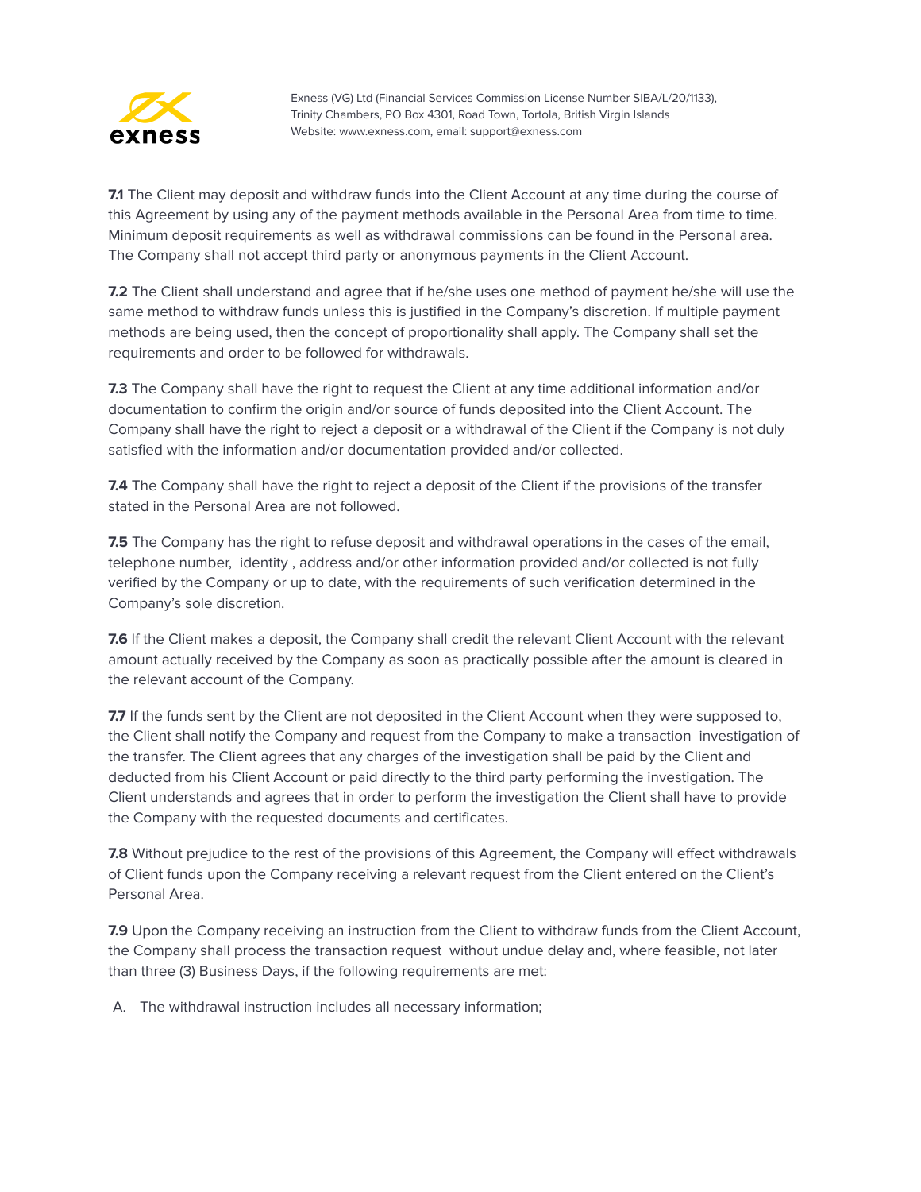**7.1** The Client may deposit and withdraw funds into the Client Account at any time during the course of this Agreement by using any of the payment methods available in the Personal Area from time to time. Minimum deposit requirements as well as withdrawal commissions can be found in the Personal area. The Company shall not accept third party or anonymous payments in the Client Account.

**7.2** The Client shall understand and agree that if he/she uses one method of payment he/she will use the same method to withdraw funds unless this is justified in the Company's discretion. If multiple payment methods are being used, then the concept of proportionality shall apply. The Company shall set the requirements and order to be followed for withdrawals.

**7.3** The Company shall have the right to request the Client at any time additional information and/or documentation to confirm the origin and/or source of funds deposited into the Client Account. The Company shall have the right to reject a deposit or a withdrawal of the Client if the Company is not duly satisfied with the information and/or documentation provided and/or collected.

**7.4** The Company shall have the right to reject a deposit of the Client if the provisions of the transfer stated in the Personal Area are not followed.

**7.5** The Company has the right to refuse deposit and withdrawal operations in the cases of the email, telephone number, identity , address and/or other information provided and/or collected is not fully verified by the Company or up to date, with the requirements of such verification determined in the Company's sole discretion.

**7.6** If the Client makes a deposit, the Company shall credit the relevant Client Account with the relevant amount actually received by the Company as soon as practically possible after the amount is cleared in the relevant account of the Company.

**7.7** If the funds sent by the Client are not deposited in the Client Account when they were supposed to, the Client shall notify the Company and request from the Company to make a transaction investigation of the transfer. The Client agrees that any charges of the investigation shall be paid by the Client and deducted from his Client Account or paid directly to the third party performing the investigation. The Client understands and agrees that in order to perform the investigation the Client shall have to provide the Company with the requested documents and certificates.

**7.8** Without prejudice to the rest of the provisions of this Agreement, the Company will effect withdrawals of Client funds upon the Company receiving a relevant request from the Client entered on the Client's Personal Area.

**7.9** Upon the Company receiving an instruction from the Client to withdraw funds from the Client Account, the Company shall process the transaction request without undue delay and, where feasible, not later than three (3) Business Days, if the following requirements are met:

A. The withdrawal instruction includes all necessary information;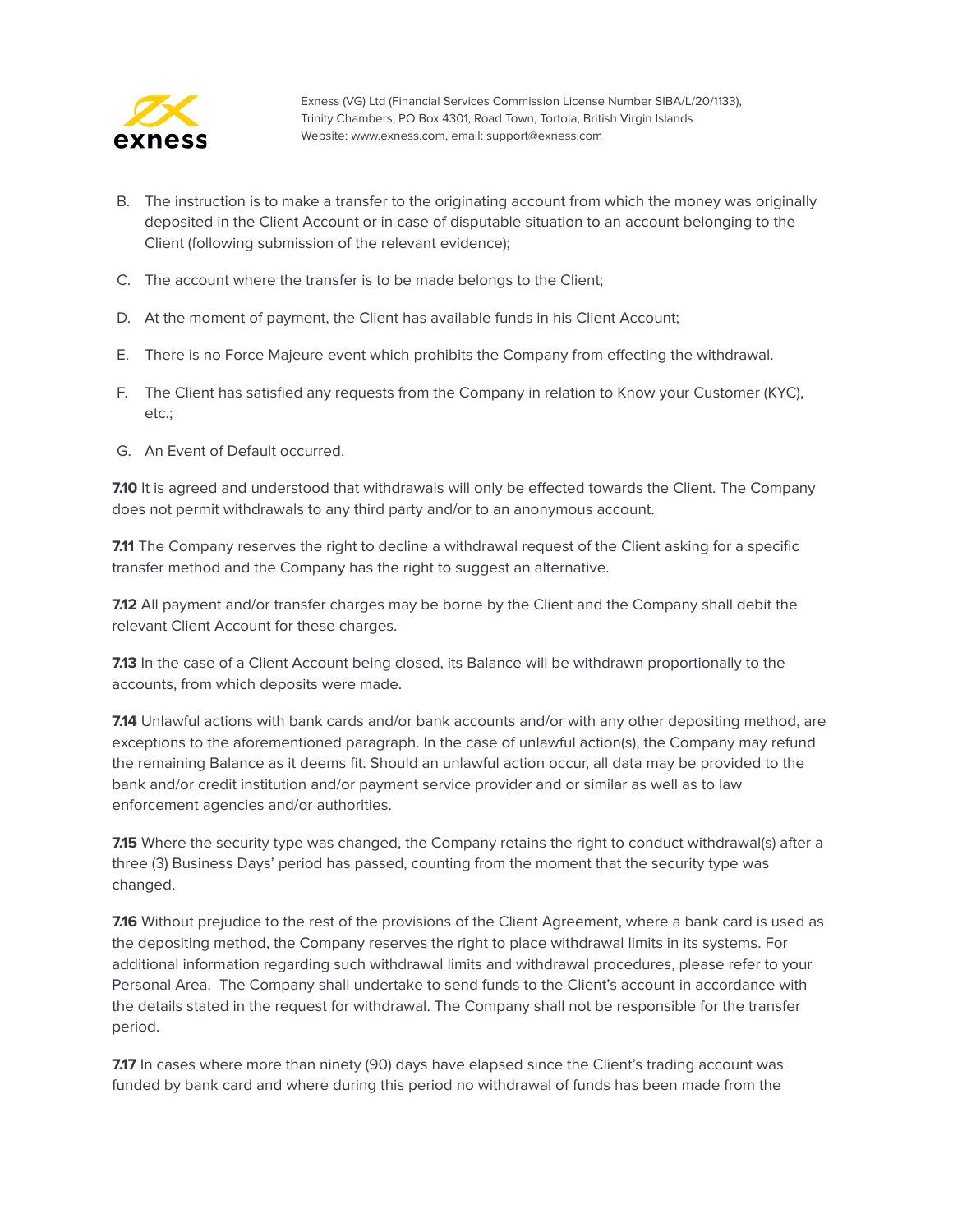B. The instruction is to make a transfer to the originating account from which the money was originally deposited in the Client Account or in case of disputable situation to an account belonging to the Client (following submission of the relevant evidence);

C. The account where the transfer is to be made belongs to the Client;

D. At the moment of payment, the Client has available funds in his Client Account;

E. There is no Force Majeure event which prohibits the Company from effecting the withdrawal.

F. The Client has satisfied any requests from the Company in relation to Know your Customer (KYC), etc.;

G. An Event of Default occurred.

**7.10** It is agreed and understood that withdrawals will only be effected towards the Client. The Company does not permit withdrawals to any third party and/or to an anonymous account.

**7.11** The Company reserves the right to decline a withdrawal request of the Client asking for a specific transfer method and the Company has the right to suggest an alternative.

**7.12** All payment and/or transfer charges may be borne by the Client and the Company shall debit the relevant Client Account for these charges.

**7.13** In the case of a Client Account being closed, its Balance will be withdrawn proportionally to the accounts, from which deposits were made.

**7.14** Unlawful actions with bank cards and/or bank accounts and/or with any other depositing method, are exceptions to the aforementioned paragraph. In the case of unlawful action(s), the Company may refund the remaining Balance as it deems fit. Should an unlawful action occur, all data may be provided to the bank and/or credit institution and/or payment service provider and or similar as well as to law enforcement agencies and/or authorities.

**7.15** Where the security type was changed, the Company retains the right to conduct withdrawal(s) after a three (3) Business Days' period has passed, counting from the moment that the security type was changed.

**7.16** Without prejudice to the rest of the provisions of the Client Agreement, where a bank card is used as the depositing method, the Company reserves the right to place withdrawal limits in its systems. For additional information regarding such withdrawal limits and withdrawal procedures, please refer to your Personal Area. The Company shall undertake to send funds to the Client's account in accordance with the details stated in the request for withdrawal. The Company shall not be responsible for the transfer period.

**7.17** In cases where more than ninety (90) days have elapsed since the Client's trading account was funded by bank card and where during this period no withdrawal of funds has been made from the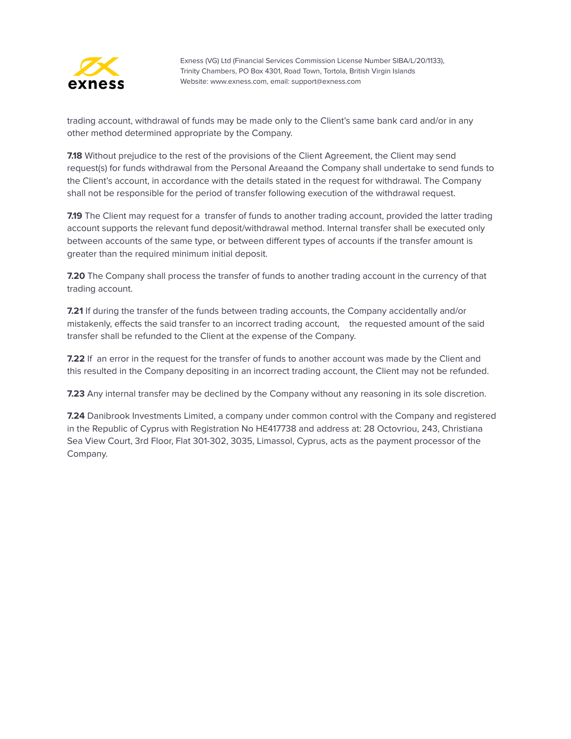trading account, withdrawal of funds may be made only to the Client's same bank card and/or in any other method determined appropriate by the Company.

**7.18** Without prejudice to the rest of the provisions of the Client Agreement, the Client may send request(s) for funds withdrawal from the Personal Areaand the Company shall undertake to send funds to the Client's account, in accordance with the details stated in the request for withdrawal. The Company shall not be responsible for the period of transfer following execution of the withdrawal request.

**7.19** The Client may request for a transfer of funds to another trading account, provided the latter trading account supports the relevant fund deposit/withdrawal method. Internal transfer shall be executed only between accounts of the same type, or between different types of accounts if the transfer amount is greater than the required minimum initial deposit.

**7.20** The Company shall process the transfer of funds to another trading account in the currency of that trading account.

**7.21** If during the transfer of the funds between trading accounts, the Company accidentally and/or mistakenly, effects the said transfer to an incorrect trading account, the requested amount of the said transfer shall be refunded to the Client at the expense of the Company.

**7.22** If an error in the request for the transfer of funds to another account was made by the Client and this resulted in the Company depositing in an incorrect trading account, the Client may not be refunded.

**7.23** Any internal transfer may be declined by the Company without any reasoning in its sole discretion.

**7.24** Danibrook Investments Limited, a company under common control with the Company and registered in the Republic of Cyprus with Registration No HE417738 and address at: 28 Octovriou, 243, Christiana Sea View Court, 3rd Floor, Flat 301-302, 3035, Limassol, Cyprus, acts as the payment processor of the Company.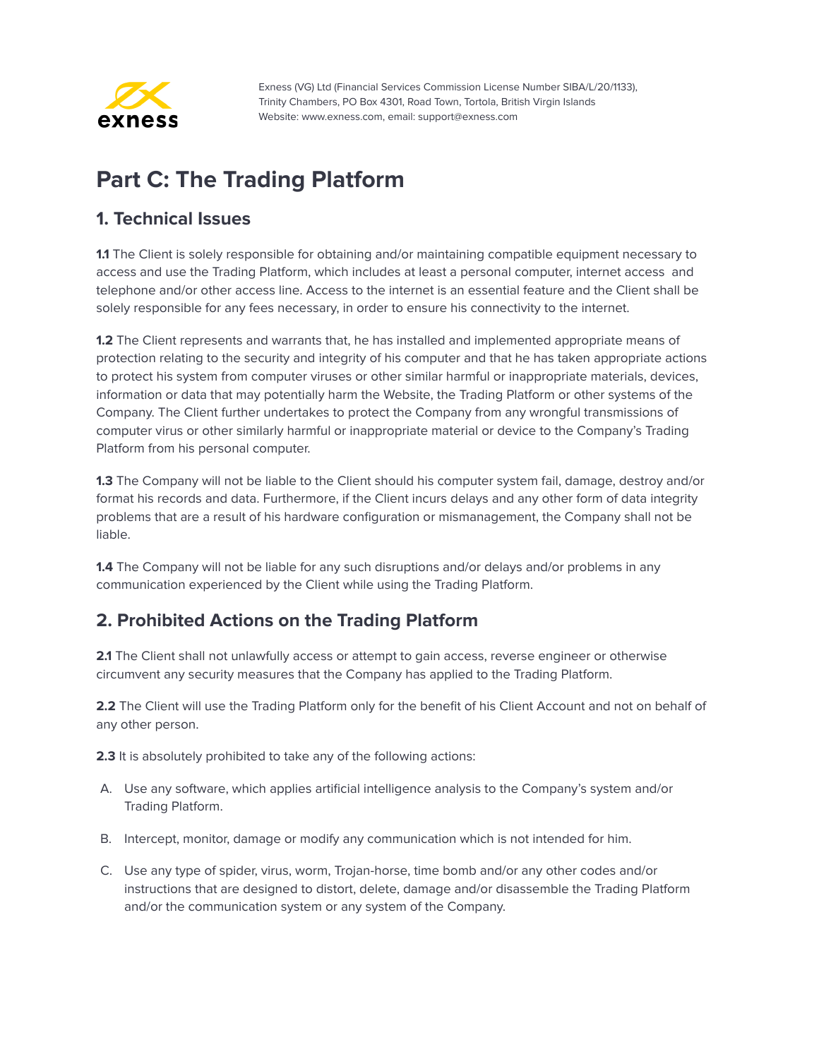# Part C: The Trading Platform

## 1. Technical Issues

**1.1** The Client is solely responsible for obtaining and/or maintaining compatible equipment necessary to access and use the Trading Platform, which includes at least a personal computer, internet access and telephone and/or other access line. Access to the internet is an essential feature and the Client shall be solely responsible for any fees necessary, in order to ensure his connectivity to the internet.

**1.2** The Client represents and warrants that, he has installed and implemented appropriate means of protection relating to the security and integrity of his computer and that he has taken appropriate actions to protect his system from computer viruses or other similar harmful or inappropriate materials, devices, information or data that may potentially harm the Website, the Trading Platform or other systems of the Company. The Client further undertakes to protect the Company from any wrongful transmissions of computer virus or other similarly harmful or inappropriate material or device to the Company's Trading Platform from his personal computer.

**1.3** The Company will not be liable to the Client should his computer system fail, damage, destroy and/or format his records and data. Furthermore, if the Client incurs delays and any other form of data integrity problems that are a result of his hardware configuration or mismanagement, the Company shall not be liable.

**1.4** The Company will not be liable for any such disruptions and/or delays and/or problems in any communication experienced by the Client while using the Trading Platform.

## 2. Prohibited Actions on the Trading Platform

**2.1** The Client shall not unlawfully access or attempt to gain access, reverse engineer or otherwise circumvent any security measures that the Company has applied to the Trading Platform.

**2.2** The Client will use the Trading Platform only for the benefit of his Client Account and not on behalf of any other person.

**2.3** It is absolutely prohibited to take any of the following actions:

A. Use any software, which applies artificial intelligence analysis to the Company's system and/or Trading Platform.

B. Intercept, monitor, damage or modify any communication which is not intended for him.

C. Use any type of spider, virus, worm, Trojan-horse, time bomb and/or any other codes and/or instructions that are designed to distort, delete, damage and/or disassemble the Trading Platform and/or the communication system or any system of the Company.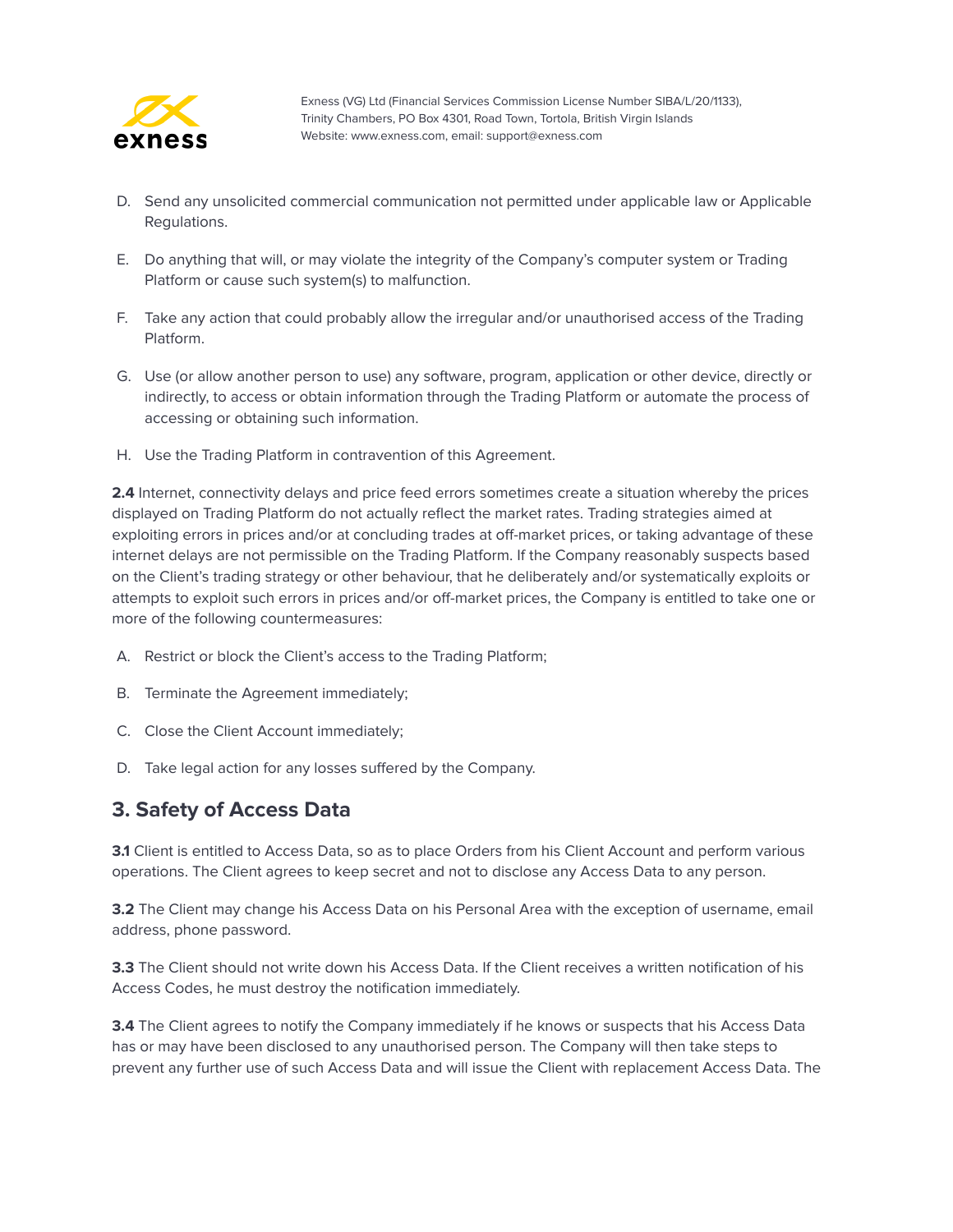D. Send any unsolicited commercial communication not permitted under applicable law or Applicable Regulations.

E. Do anything that will, or may violate the integrity of the Company's computer system or Trading Platform or cause such system(s) to malfunction.

F. Take any action that could probably allow the irregular and/or unauthorised access of the Trading Platform.

G. Use (or allow another person to use) any software, program, application or other device, directly or indirectly, to access or obtain information through the Trading Platform or automate the process of accessing or obtaining such information.

H. Use the Trading Platform in contravention of this Agreement.

**2.4** Internet, connectivity delays and price feed errors sometimes create a situation whereby the prices displayed on Trading Platform do not actually reflect the market rates. Trading strategies aimed at exploiting errors in prices and/or at concluding trades at off-market prices, or taking advantage of these internet delays are not permissible on the Trading Platform. If the Company reasonably suspects based on the Client's trading strategy or other behaviour, that he deliberately and/or systematically exploits or attempts to exploit such errors in prices and/or off-market prices, the Company is entitled to take one or more of the following countermeasures:

A. Restrict or block the Client's access to the Trading Platform;

B. Terminate the Agreement immediately;

C. Close the Client Account immediately;

D. Take legal action for any losses suffered by the Company.

## 3. Safety of Access Data

**3.1** Client is entitled to Access Data, so as to place Orders from his Client Account and perform various operations. The Client agrees to keep secret and not to disclose any Access Data to any person.

**3.2** The Client may change his Access Data on his Personal Area with the exception of username, email address, phone password.

**3.3** The Client should not write down his Access Data. If the Client receives a written notification of his Access Codes, he must destroy the notification immediately.

**3.4** The Client agrees to notify the Company immediately if he knows or suspects that his Access Data has or may have been disclosed to any unauthorised person. The Company will then take steps to prevent any further use of such Access Data and will issue the Client with replacement Access Data. The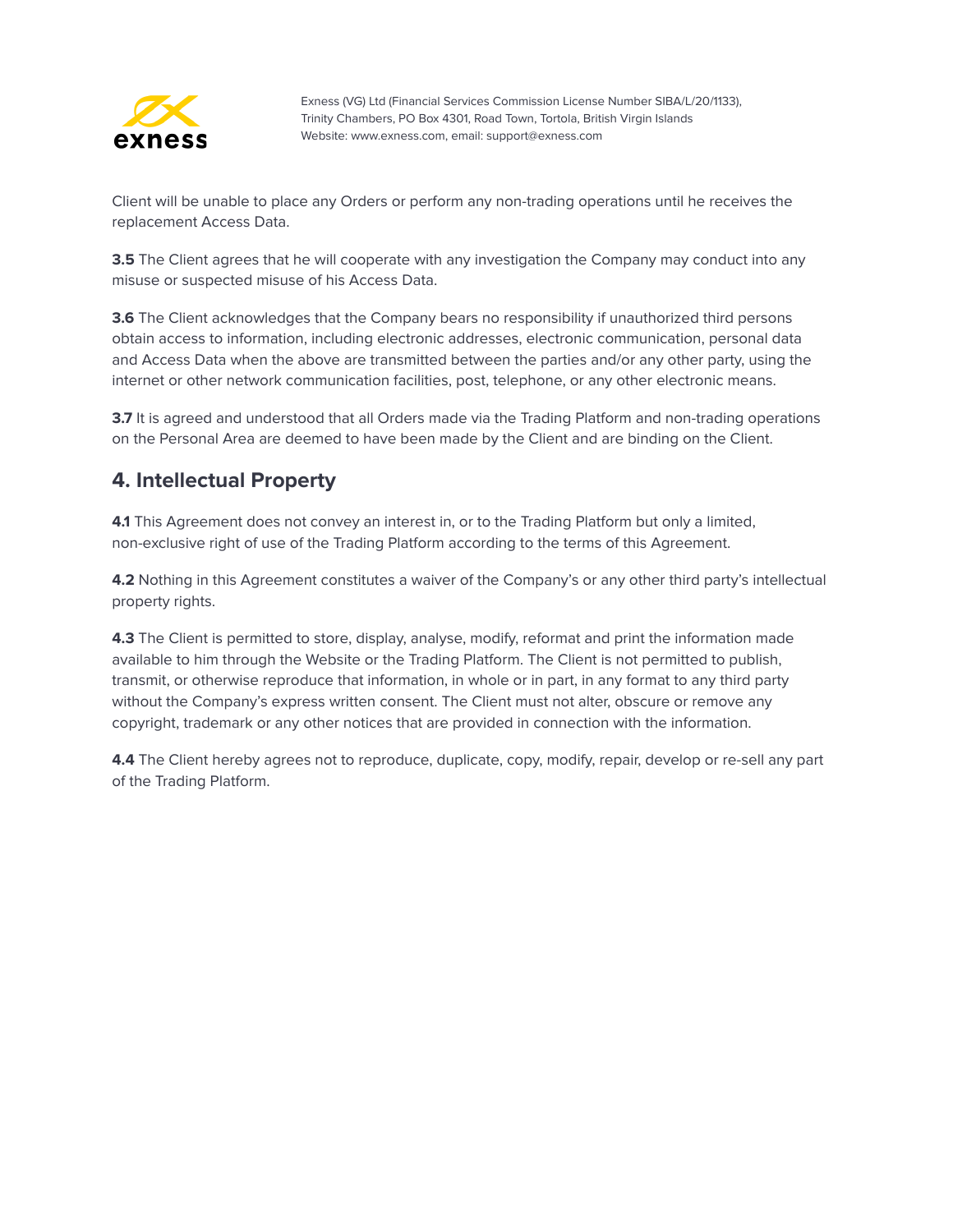Client will be unable to place any Orders or perform any non-trading operations until he receives the replacement Access Data.

**3.5** The Client agrees that he will cooperate with any investigation the Company may conduct into any misuse or suspected misuse of his Access Data.

**3.6** The Client acknowledges that the Company bears no responsibility if unauthorized third persons obtain access to information, including electronic addresses, electronic communication, personal data and Access Data when the above are transmitted between the parties and/or any other party, using the internet or other network communication facilities, post, telephone, or any other electronic means.

**3.7** It is agreed and understood that all Orders made via the Trading Platform and non-trading operations on the Personal Area are deemed to have been made by the Client and are binding on the Client.

## 4. Intellectual Property

**4.1** This Agreement does not convey an interest in, or to the Trading Platform but only a limited, non-exclusive right of use of the Trading Platform according to the terms of this Agreement.

**4.2** Nothing in this Agreement constitutes a waiver of the Company's or any other third party's intellectual property rights.

**4.3** The Client is permitted to store, display, analyse, modify, reformat and print the information made available to him through the Website or the Trading Platform. The Client is not permitted to publish, transmit, or otherwise reproduce that information, in whole or in part, in any format to any third party without the Company's express written consent. The Client must not alter, obscure or remove any copyright, trademark or any other notices that are provided in connection with the information.

**4.4** The Client hereby agrees not to reproduce, duplicate, copy, modify, repair, develop or re-sell any part of the Trading Platform.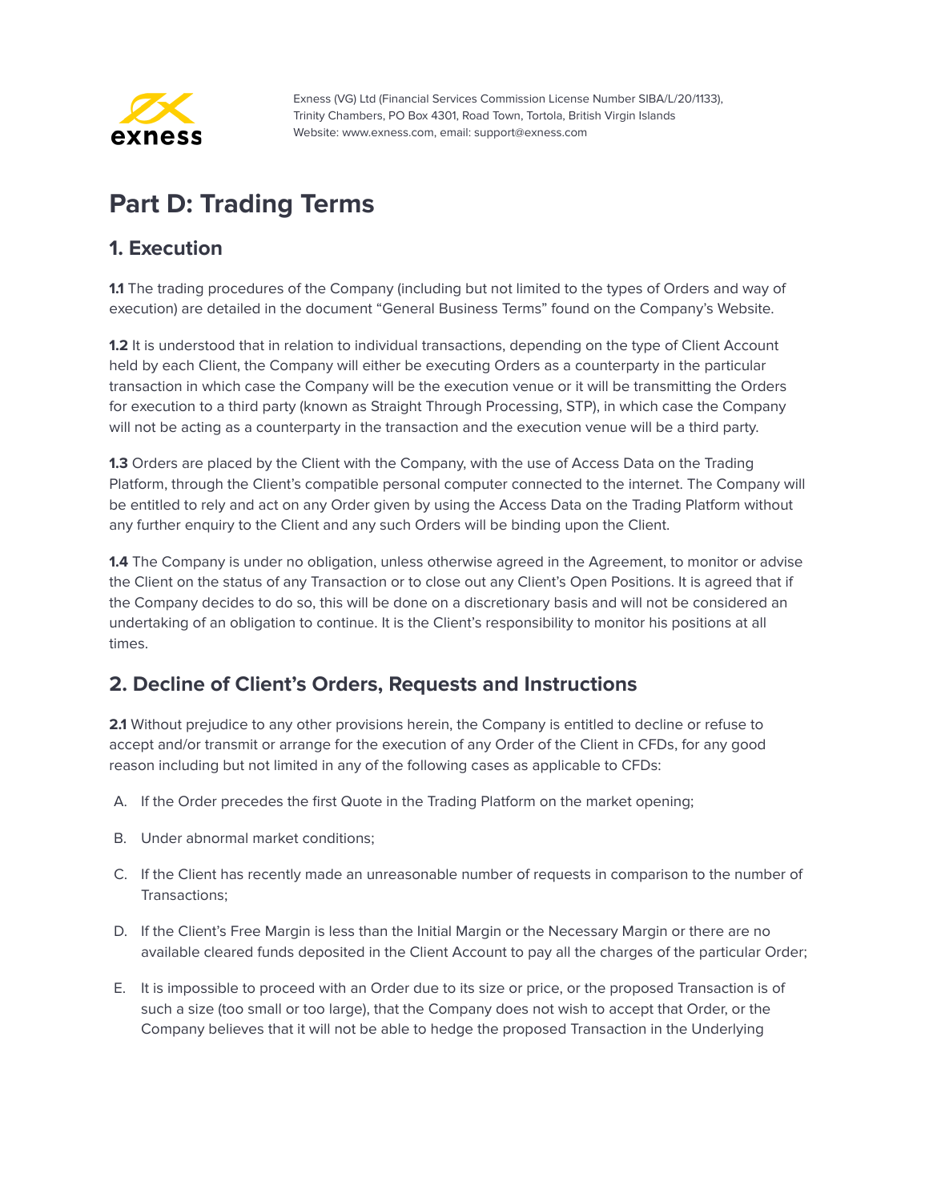# Part D: Trading Terms

## 1. Execution

**1.1** The trading procedures of the Company (including but not limited to the types of Orders and way of execution) are detailed in the document "General Business Terms" found on the Company's Website.

**1.2** It is understood that in relation to individual transactions, depending on the type of Client Account held by each Client, the Company will either be executing Orders as a counterparty in the particular transaction in which case the Company will be the execution venue or it will be transmitting the Orders for execution to a third party (known as Straight Through Processing, STP), in which case the Company will not be acting as a counterparty in the transaction and the execution venue will be a third party.

**1.3** Orders are placed by the Client with the Company, with the use of Access Data on the Trading Platform, through the Client's compatible personal computer connected to the internet. The Company will be entitled to rely and act on any Order given by using the Access Data on the Trading Platform without any further enquiry to the Client and any such Orders will be binding upon the Client.

**1.4** The Company is under no obligation, unless otherwise agreed in the Agreement, to monitor or advise the Client on the status of any Transaction or to close out any Client's Open Positions. It is agreed that if the Company decides to do so, this will be done on a discretionary basis and will not be considered an undertaking of an obligation to continue. It is the Client's responsibility to monitor his positions at all times.

## 2. Decline of Client's Orders, Requests and Instructions

**2.1** Without prejudice to any other provisions herein, the Company is entitled to decline or refuse to accept and/or transmit or arrange for the execution of any Order of the Client in CFDs, for any good reason including but not limited in any of the following cases as applicable to CFDs:

A. If the Order precedes the first Quote in the Trading Platform on the market opening;

B. Under abnormal market conditions;

C. If the Client has recently made an unreasonable number of requests in comparison to the number of Transactions;

D. If the Client's Free Margin is less than the Initial Margin or the Necessary Margin or there are no available cleared funds deposited in the Client Account to pay all the charges of the particular Order;

E. It is impossible to proceed with an Order due to its size or price, or the proposed Transaction is of such a size (too small or too large), that the Company does not wish to accept that Order, or the Company believes that it will not be able to hedge the proposed Transaction in the Underlying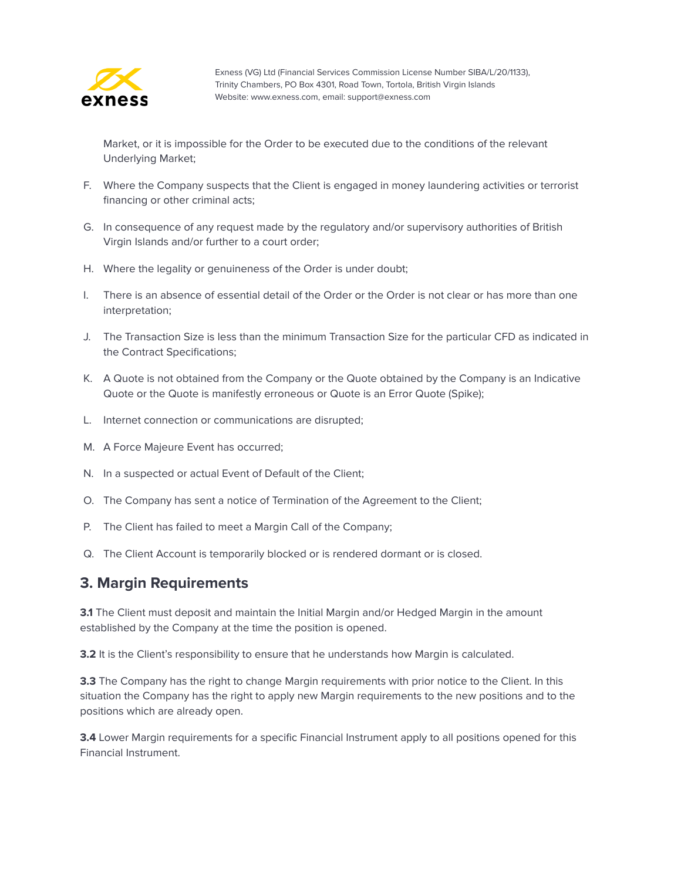Market, or it is impossible for the Order to be executed due to the conditions of the relevant Underlying Market;

F. Where the Company suspects that the Client is engaged in money laundering activities or terrorist financing or other criminal acts;

G. In consequence of any request made by the regulatory and/or supervisory authorities of British Virgin Islands and/or further to a court order;

H. Where the legality or genuineness of the Order is under doubt;

I. There is an absence of essential detail of the Order or the Order is not clear or has more than one interpretation;

J. The Transaction Size is less than the minimum Transaction Size for the particular CFD as indicated in the Contract Specifications;

K. A Quote is not obtained from the Company or the Quote obtained by the Company is an Indicative Quote or the Quote is manifestly erroneous or Quote is an Error Quote (Spike);

L. Internet connection or communications are disrupted;

M. A Force Majeure Event has occurred;

N. In a suspected or actual Event of Default of the Client;

O. The Company has sent a notice of Termination of the Agreement to the Client;

P. The Client has failed to meet a Margin Call of the Company;

Q. The Client Account is temporarily blocked or is rendered dormant or is closed.

## 3. Margin Requirements

**3.1** The Client must deposit and maintain the Initial Margin and/or Hedged Margin in the amount established by the Company at the time the position is opened.

**3.2** It is the Client's responsibility to ensure that he understands how Margin is calculated.

**3.3** The Company has the right to change Margin requirements with prior notice to the Client. In this situation the Company has the right to apply new Margin requirements to the new positions and to the positions which are already open.

**3.4** Lower Margin requirements for a specific Financial Instrument apply to all positions opened for this Financial Instrument.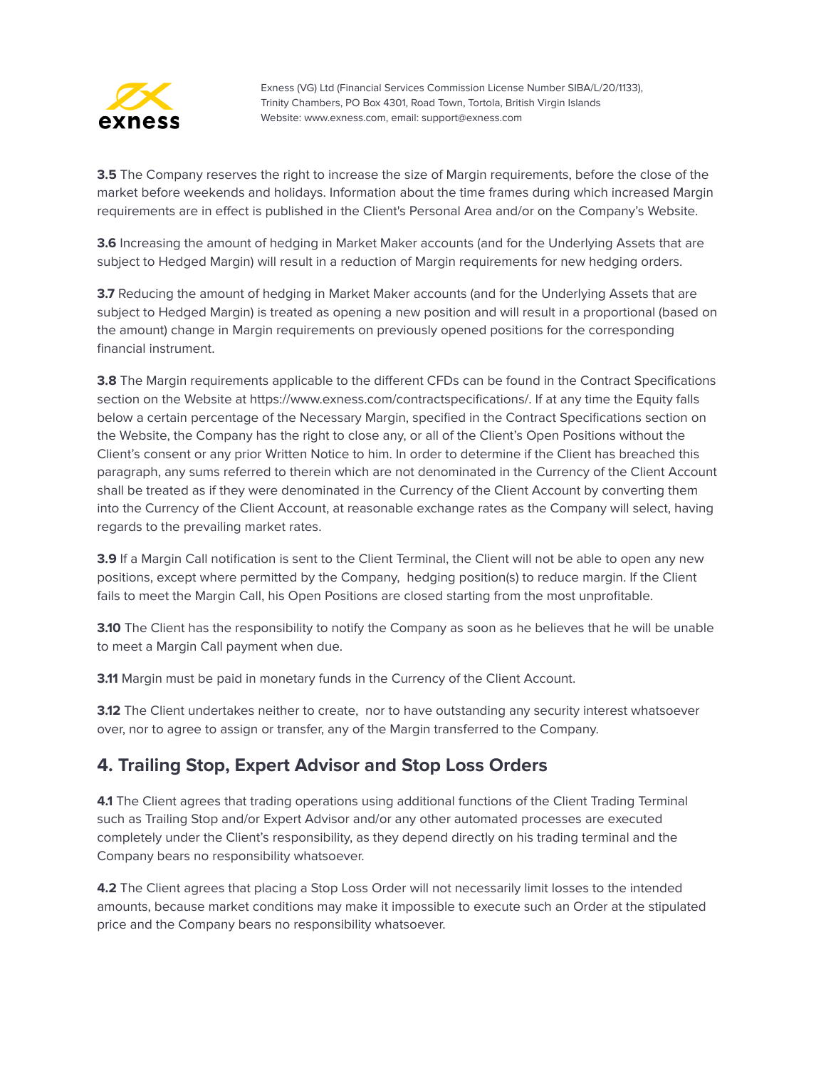**3.5** The Company reserves the right to increase the size of Margin requirements, before the close of the market before weekends and holidays. Information about the time frames during which increased Margin requirements are in effect is published in the Client's Personal Area and/or on the Company's Website.

**3.6** Increasing the amount of hedging in Market Maker accounts (and for the Underlying Assets that are subject to Hedged Margin) will result in a reduction of Margin requirements for new hedging orders.

**3.7** Reducing the amount of hedging in Market Maker accounts (and for the Underlying Assets that are subject to Hedged Margin) is treated as opening a new position and will result in a proportional (based on the amount) change in Margin requirements on previously opened positions for the corresponding financial instrument.

**3.8** The Margin requirements applicable to the different CFDs can be found in the Contract Specifications section on the Website at https://www.exness.com/contractspecifications/. If at any time the Equity falls below a certain percentage of the Necessary Margin, specified in the Contract Specifications section on the Website, the Company has the right to close any, or all of the Client's Open Positions without the Client's consent or any prior Written Notice to him. In order to determine if the Client has breached this paragraph, any sums referred to therein which are not denominated in the Currency of the Client Account shall be treated as if they were denominated in the Currency of the Client Account by converting them into the Currency of the Client Account, at reasonable exchange rates as the Company will select, having regards to the prevailing market rates.

**3.9** If a Margin Call notification is sent to the Client Terminal, the Client will not be able to open any new positions, except where permitted by the Company, hedging position(s) to reduce margin. If the Client fails to meet the Margin Call, his Open Positions are closed starting from the most unprofitable.

**3.10** The Client has the responsibility to notify the Company as soon as he believes that he will be unable to meet a Margin Call payment when due.

**3.11** Margin must be paid in monetary funds in the Currency of the Client Account.

**3.12** The Client undertakes neither to create, nor to have outstanding any security interest whatsoever over, nor to agree to assign or transfer, any of the Margin transferred to the Company.

## 4. Trailing Stop, Expert Advisor and Stop Loss Orders

**4.1** The Client agrees that trading operations using additional functions of the Client Trading Terminal such as Trailing Stop and/or Expert Advisor and/or any other automated processes are executed completely under the Client's responsibility, as they depend directly on his trading terminal and the Company bears no responsibility whatsoever.

**4.2** The Client agrees that placing a Stop Loss Order will not necessarily limit losses to the intended amounts, because market conditions may make it impossible to execute such an Order at the stipulated price and the Company bears no responsibility whatsoever.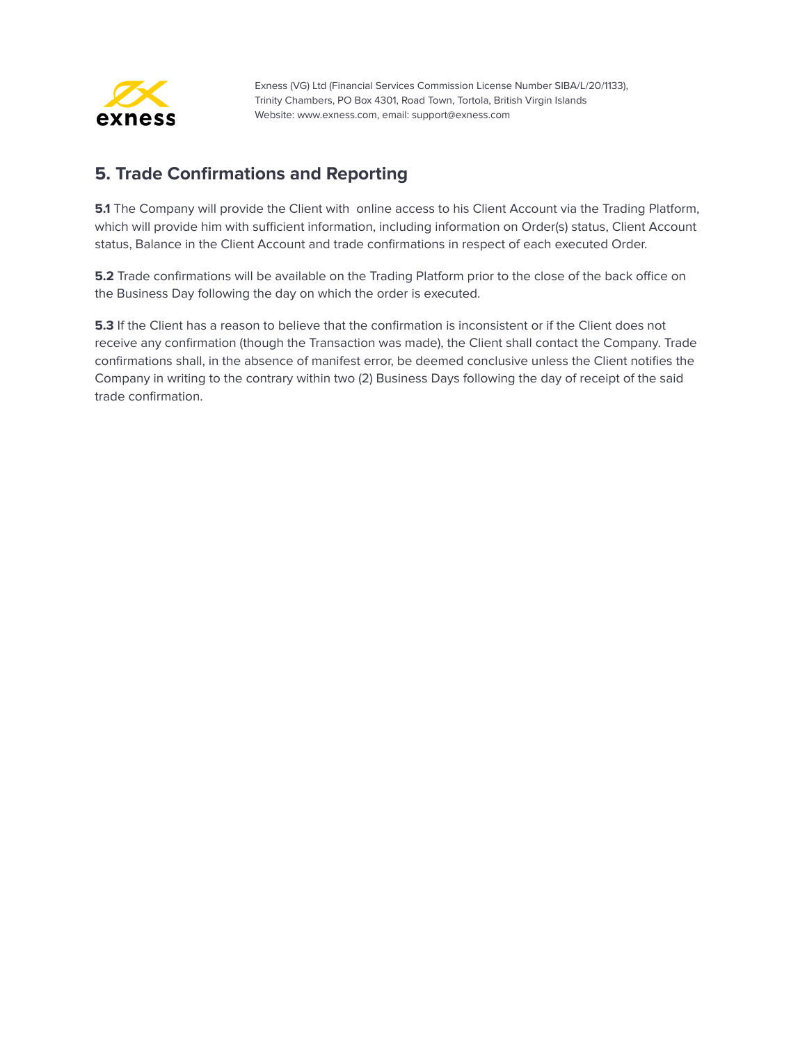## 5. Trade Confirmations and Reporting

**5.1** The Company will provide the Client with online access to his Client Account via the Trading Platform, which will provide him with sufficient information, including information on Order(s) status, Client Account status, Balance in the Client Account and trade confirmations in respect of each executed Order.

**5.2** Trade confirmations will be available on the Trading Platform prior to the close of the back office on the Business Day following the day on which the order is executed.

**5.3** If the Client has a reason to believe that the confirmation is inconsistent or if the Client does not receive any confirmation (though the Transaction was made), the Client shall contact the Company. Trade confirmations shall, in the absence of manifest error, be deemed conclusive unless the Client notifies the Company in writing to the contrary within two (2) Business Days following the day of receipt of the said trade confirmation.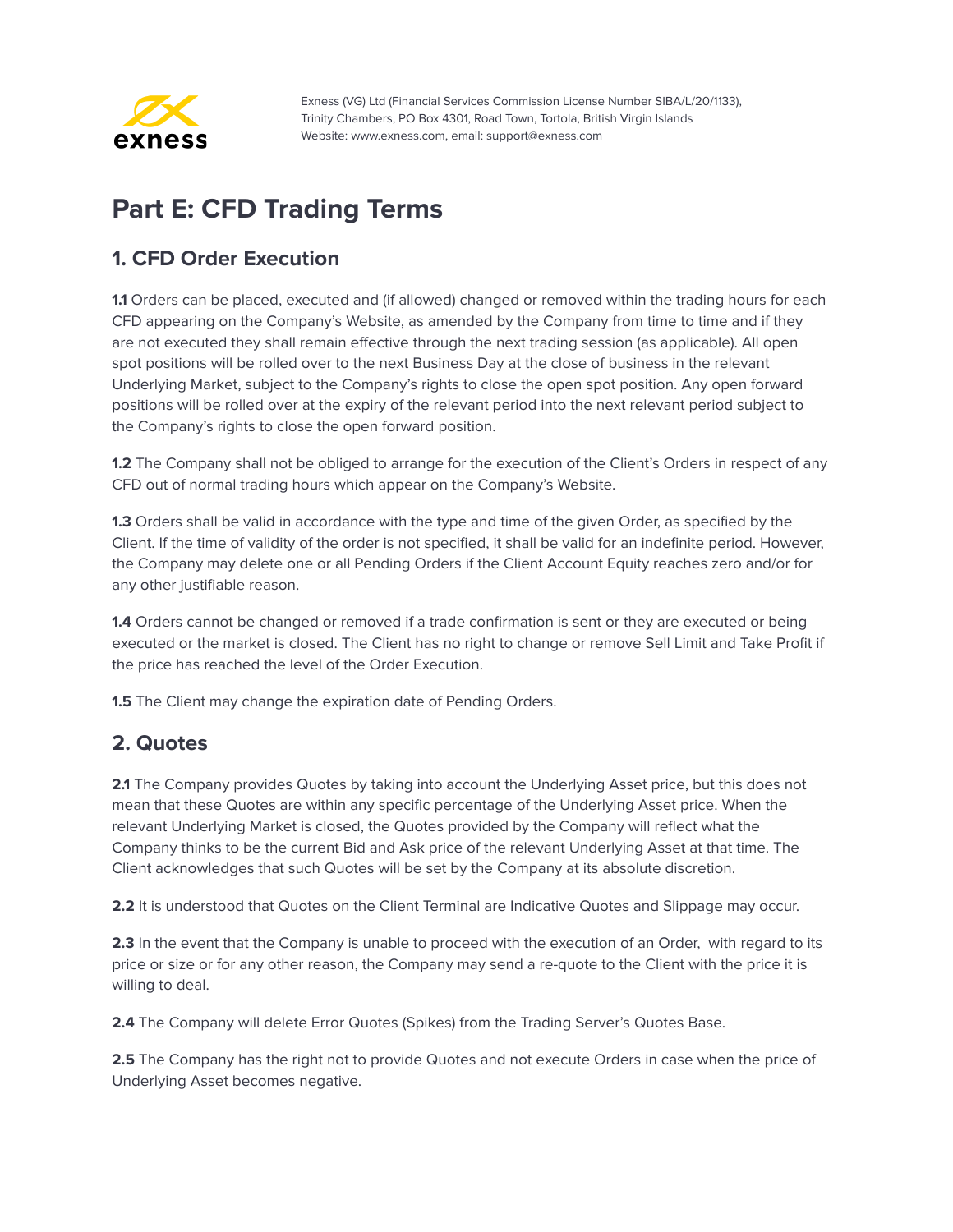# Part E: CFD Trading Terms

## 1. CFD Order Execution

**1.1** Orders can be placed, executed and (if allowed) changed or removed within the trading hours for each CFD appearing on the Company's Website, as amended by the Company from time to time and if they are not executed they shall remain effective through the next trading session (as applicable). All open spot positions will be rolled over to the next Business Day at the close of business in the relevant Underlying Market, subject to the Company's rights to close the open spot position. Any open forward positions will be rolled over at the expiry of the relevant period into the next relevant period subject to the Company's rights to close the open forward position.

**1.2** The Company shall not be obliged to arrange for the execution of the Client's Orders in respect of any CFD out of normal trading hours which appear on the Company's Website.

**1.3** Orders shall be valid in accordance with the type and time of the given Order, as specified by the Client. If the time of validity of the order is not specified, it shall be valid for an indefinite period. However, the Company may delete one or all Pending Orders if the Client Account Equity reaches zero and/or for any other justifiable reason.

**1.4** Orders cannot be changed or removed if a trade confirmation is sent or they are executed or being executed or the market is closed. The Client has no right to change or remove Sell Limit and Take Profit if the price has reached the level of the Order Execution.

**1.5** The Client may change the expiration date of Pending Orders.

## 2. Quotes

**2.1** The Company provides Quotes by taking into account the Underlying Asset price, but this does not mean that these Quotes are within any specific percentage of the Underlying Asset price. When the relevant Underlying Market is closed, the Quotes provided by the Company will reflect what the Company thinks to be the current Bid and Ask price of the relevant Underlying Asset at that time. The Client acknowledges that such Quotes will be set by the Company at its absolute discretion.

**2.2** It is understood that Quotes on the Client Terminal are Indicative Quotes and Slippage may occur.

**2.3** In the event that the Company is unable to proceed with the execution of an Order, with regard to its price or size or for any other reason, the Company may send a re-quote to the Client with the price it is willing to deal.

**2.4** The Company will delete Error Quotes (Spikes) from the Trading Server's Quotes Base.

**2.5** The Company has the right not to provide Quotes and not execute Orders in case when the price of Underlying Asset becomes negative.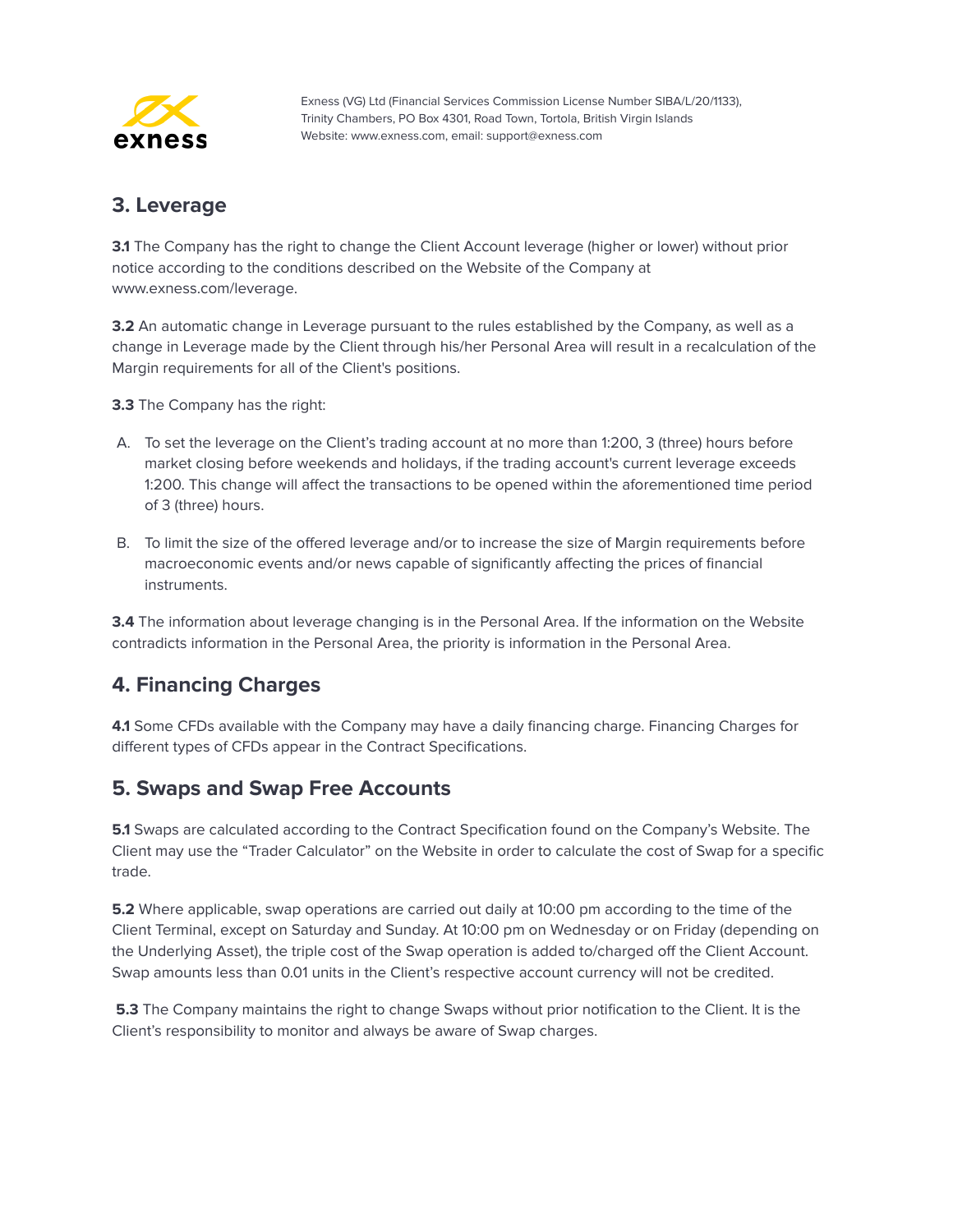## 3. Leverage

**3.1** The Company has the right to change the Client Account leverage (higher or lower) without prior notice according to the conditions described on the Website of the Company at www.exness.com/leverage.

**3.2** An automatic change in Leverage pursuant to the rules established by the Company, as well as a change in Leverage made by the Client through his/her Personal Area will result in a recalculation of the Margin requirements for all of the Client's positions.

**3.3** The Company has the right:

A. To set the leverage on the Client's trading account at no more than 1:200, 3 (three) hours before market closing before weekends and holidays, if the trading account's current leverage exceeds 1:200. This change will affect the transactions to be opened within the aforementioned time period of 3 (three) hours.

B. To limit the size of the offered leverage and/or to increase the size of Margin requirements before macroeconomic events and/or news capable of significantly affecting the prices of financial instruments.

**3.4** The information about leverage changing is in the Personal Area. If the information on the Website contradicts information in the Personal Area, the priority is information in the Personal Area.

## 4. Financing Charges

**4.1** Some CFDs available with the Company may have a daily financing charge. Financing Charges for different types of CFDs appear in the Contract Specifications.

## 5. Swaps and Swap Free Accounts

**5.1** Swaps are calculated according to the Contract Specification found on the Company's Website. The Client may use the "Trader Calculator" on the Website in order to calculate the cost of Swap for a specific trade.

**5.2** Where applicable, swap operations are carried out daily at 10:00 pm according to the time of the Client Terminal, except on Saturday and Sunday. At 10:00 pm on Wednesday or on Friday (depending on the Underlying Asset), the triple cost of the Swap operation is added to/charged off the Client Account. Swap amounts less than 0.01 units in the Client's respective account currency will not be credited.

**5.3** The Company maintains the right to change Swaps without prior notification to the Client. It is the Client's responsibility to monitor and always be aware of Swap charges.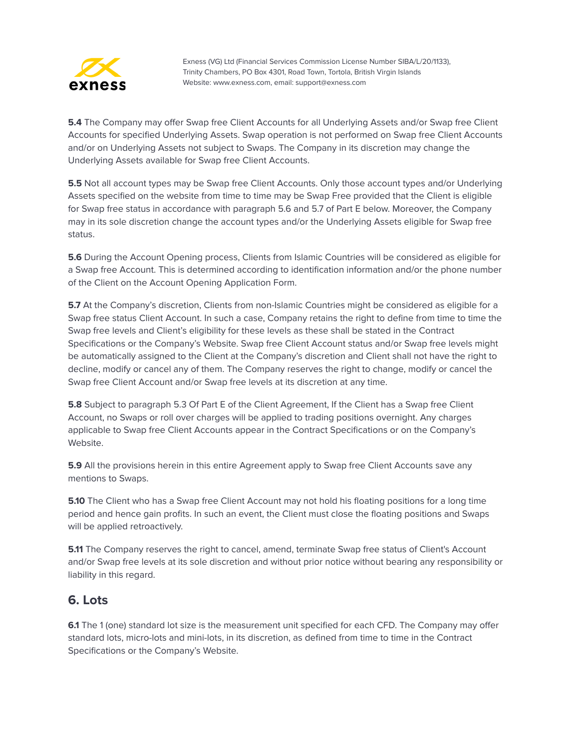**5.4** The Company may offer Swap free Client Accounts for all Underlying Assets and/or Swap free Client Accounts for specified Underlying Assets. Swap operation is not performed on Swap free Client Accounts and/or on Underlying Assets not subject to Swaps. The Company in its discretion may change the Underlying Assets available for Swap free Client Accounts.

**5.5** Not all account types may be Swap free Client Accounts. Only those account types and/or Underlying Assets specified on the website from time to time may be Swap Free provided that the Client is eligible for Swap free status in accordance with paragraph 5.6 and 5.7 of Part E below. Moreover, the Company may in its sole discretion change the account types and/or the Underlying Assets eligible for Swap free status.

**5.6** During the Account Opening process, Clients from Islamic Countries will be considered as eligible for a Swap free Account. This is determined according to identification information and/or the phone number of the Client on the Account Opening Application Form.

**5.7** At the Company's discretion, Clients from non-Islamic Countries might be considered as eligible for a Swap free status Client Account. In such a case, Company retains the right to define from time to time the Swap free levels and Client's eligibility for these levels as these shall be stated in the Contract Specifications or the Company's Website. Swap free Client Account status and/or Swap free levels might be automatically assigned to the Client at the Company's discretion and Client shall not have the right to decline, modify or cancel any of them. The Company reserves the right to change, modify or cancel the Swap free Client Account and/or Swap free levels at its discretion at any time.

**5.8** Subject to paragraph 5.3 Of Part E of the Client Agreement, If the Client has a Swap free Client Account, no Swaps or roll over charges will be applied to trading positions overnight. Any charges applicable to Swap free Client Accounts appear in the Contract Specifications or on the Company's Website.

**5.9** All the provisions herein in this entire Agreement apply to Swap free Client Accounts save any mentions to Swaps.

**5.10** The Client who has a Swap free Client Account may not hold his floating positions for a long time period and hence gain profits. In such an event, the Client must close the floating positions and Swaps will be applied retroactively.

**5.11** The Company reserves the right to cancel, amend, terminate Swap free status of Client's Account and/or Swap free levels at its sole discretion and without prior notice without bearing any responsibility or liability in this regard.

## 6. Lots

**6.1** The 1 (one) standard lot size is the measurement unit specified for each CFD. The Company may offer standard lots, micro-lots and mini-lots, in its discretion, as defined from time to time in the Contract Specifications or the Company's Website.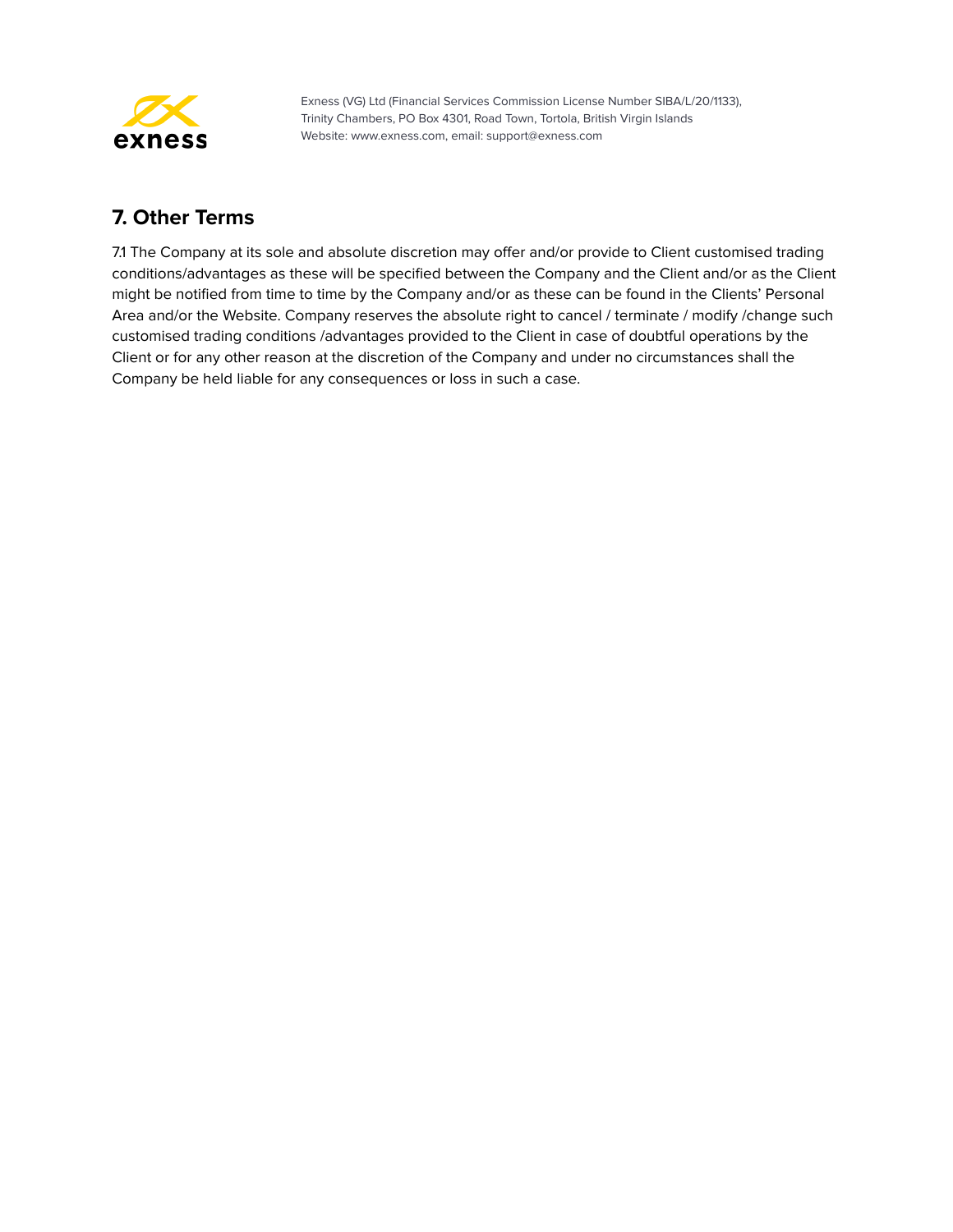## 7. Other Terms

7.1 The Company at its sole and absolute discretion may offer and/or provide to Client customised trading conditions/advantages as these will be specified between the Company and the Client and/or as the Client might be notified from time to time by the Company and/or as these can be found in the Clients' Personal Area and/or the Website. Company reserves the absolute right to cancel / terminate / modify /change such customised trading conditions /advantages provided to the Client in case of doubtful operations by the Client or for any other reason at the discretion of the Company and under no circumstances shall the Company be held liable for any consequences or loss in such a case.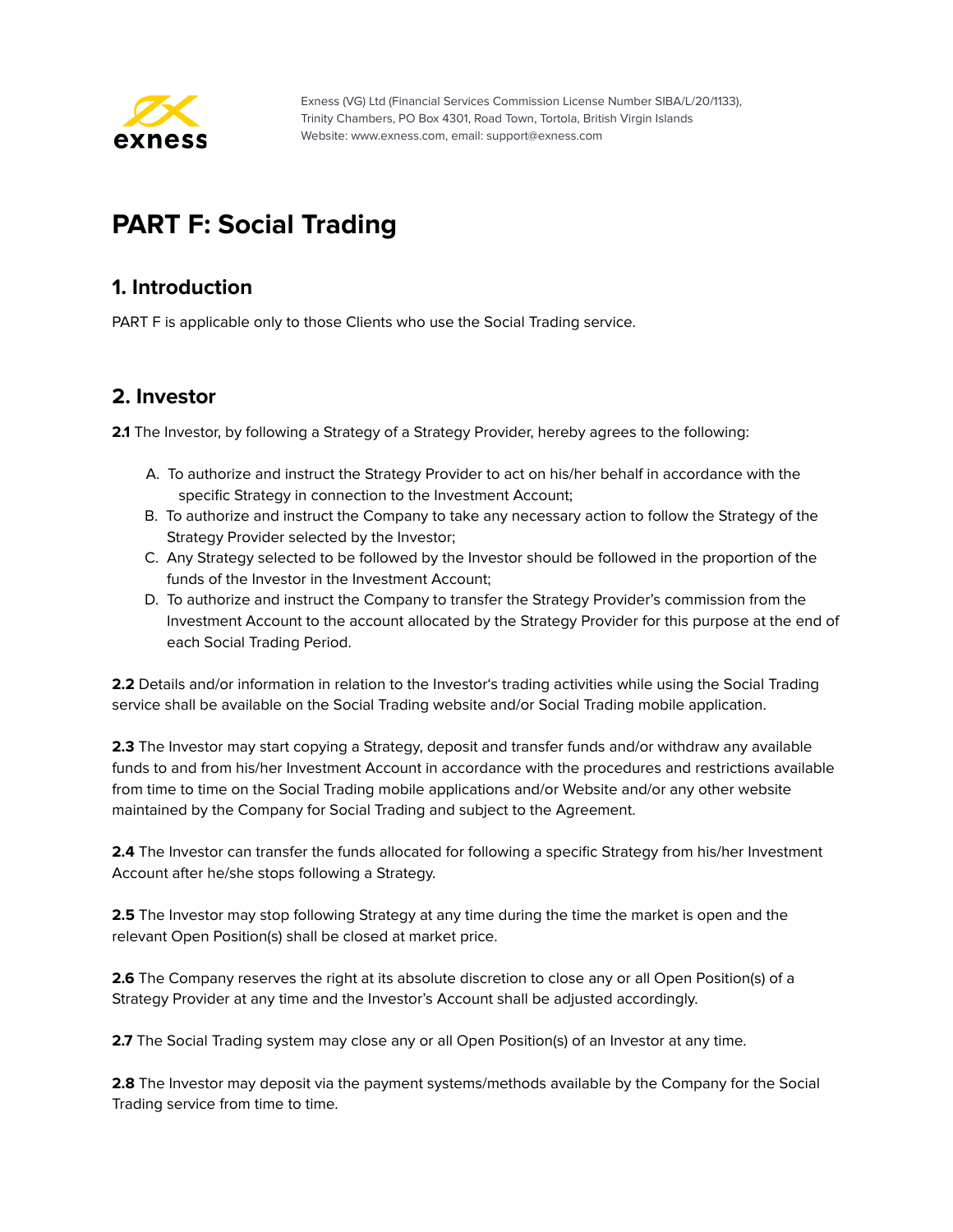# PART F: Social Trading

## 1. Introduction

PART F is applicable only to those Clients who use the Social Trading service.

## 2. Investor

**2.1** The Investor, by following a Strategy of a Strategy Provider, hereby agrees to the following:

A. To authorize and instruct the Strategy Provider to act on his/her behalf in accordance with the specific Strategy in connection to the Investment Account;
B. To authorize and instruct the Company to take any necessary action to follow the Strategy of the Strategy Provider selected by the Investor;
C. Any Strategy selected to be followed by the Investor should be followed in the proportion of the funds of the Investor in the Investment Account;
D. To authorize and instruct the Company to transfer the Strategy Provider's commission from the Investment Account to the account allocated by the Strategy Provider for this purpose at the end of each Social Trading Period.

**2.2** Details and/or information in relation to the Investor's trading activities while using the Social Trading service shall be available on the Social Trading website and/or Social Trading mobile application.

**2.3** The Investor may start copying a Strategy, deposit and transfer funds and/or withdraw any available funds to and from his/her Investment Account in accordance with the procedures and restrictions available from time to time on the Social Trading mobile applications and/or Website and/or any other website maintained by the Company for Social Trading and subject to the Agreement.

**2.4** The Investor can transfer the funds allocated for following a specific Strategy from his/her Investment Account after he/she stops following a Strategy.

**2.5** The Investor may stop following Strategy at any time during the time the market is open and the relevant Open Position(s) shall be closed at market price.

**2.6** The Company reserves the right at its absolute discretion to close any or all Open Position(s) of a Strategy Provider at any time and the Investor's Account shall be adjusted accordingly.

**2.7** The Social Trading system may close any or all Open Position(s) of an Investor at any time.

**2.8** The Investor may deposit via the payment systems/methods available by the Company for the Social Trading service from time to time.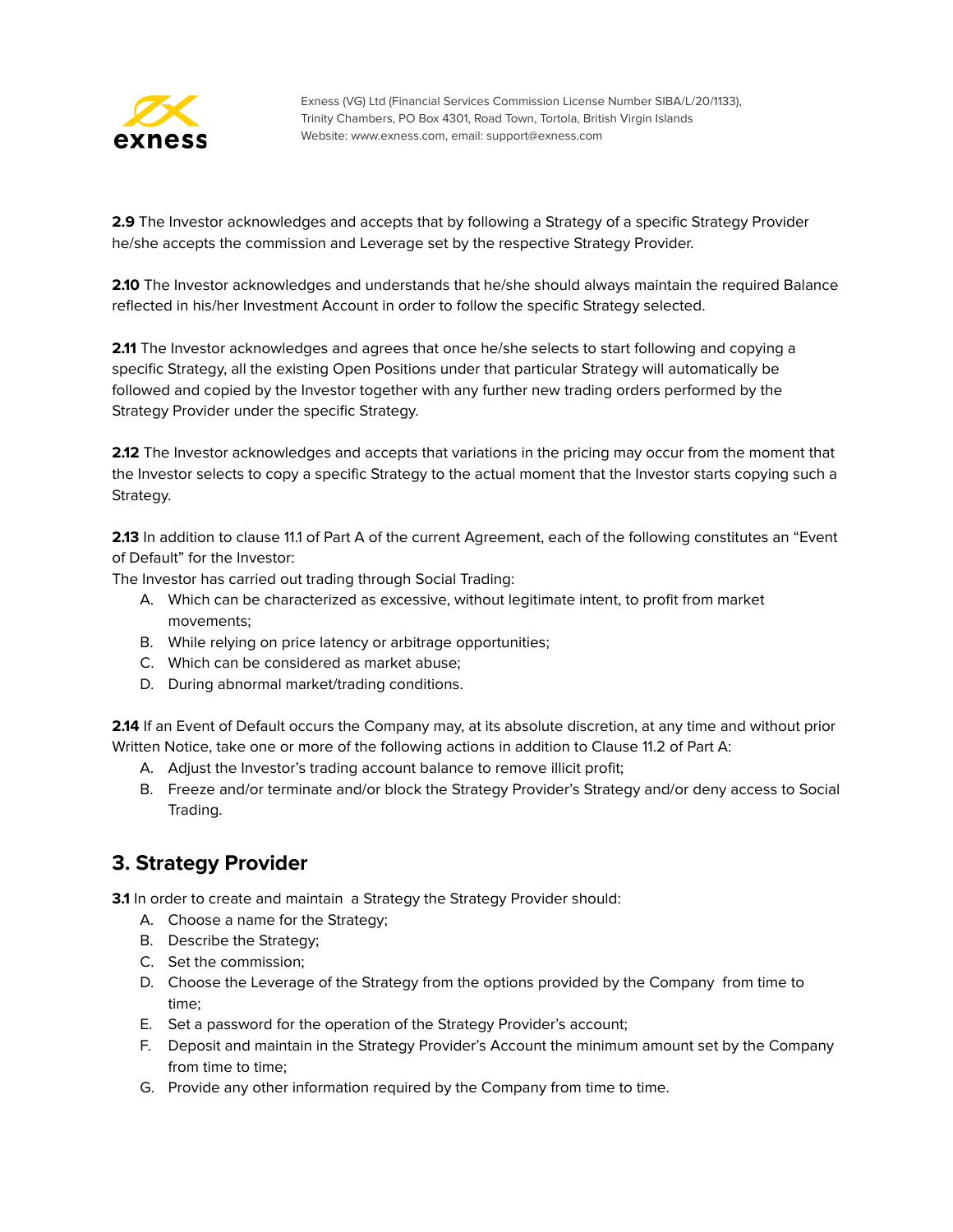**2.9** The Investor acknowledges and accepts that by following a Strategy of a specific Strategy Provider he/she accepts the commission and Leverage set by the respective Strategy Provider.

**2.10** The Investor acknowledges and understands that he/she should always maintain the required Balance reflected in his/her Investment Account in order to follow the specific Strategy selected.

**2.11** The Investor acknowledges and agrees that once he/she selects to start following and copying a specific Strategy, all the existing Open Positions under that particular Strategy will automatically be followed and copied by the Investor together with any further new trading orders performed by the Strategy Provider under the specific Strategy.

**2.12** The Investor acknowledges and accepts that variations in the pricing may occur from the moment that the Investor selects to copy a specific Strategy to the actual moment that the Investor starts copying such a Strategy.

**2.13** In addition to clause 11.1 of Part A of the current Agreement, each of the following constitutes an "Event of Default" for the Investor:
The Investor has carried out trading through Social Trading:

A. Which can be characterized as excessive, without legitimate intent, to profit from market movements;
B. While relying on price latency or arbitrage opportunities;
C. Which can be considered as market abuse;
D. During abnormal market/trading conditions.

**2.14** If an Event of Default occurs the Company may, at its absolute discretion, at any time and without prior Written Notice, take one or more of the following actions in addition to Clause 11.2 of Part A:

A. Adjust the Investor's trading account balance to remove illicit profit;
B. Freeze and/or terminate and/or block the Strategy Provider's Strategy and/or deny access to Social Trading.

## 3. Strategy Provider

**3.1** In order to create and maintain a Strategy the Strategy Provider should:

A. Choose a name for the Strategy;
B. Describe the Strategy;
C. Set the commission;
D. Choose the Leverage of the Strategy from the options provided by the Company from time to time;
E. Set a password for the operation of the Strategy Provider's account;
F. Deposit and maintain in the Strategy Provider's Account the minimum amount set by the Company from time to time;
G. Provide any other information required by the Company from time to time.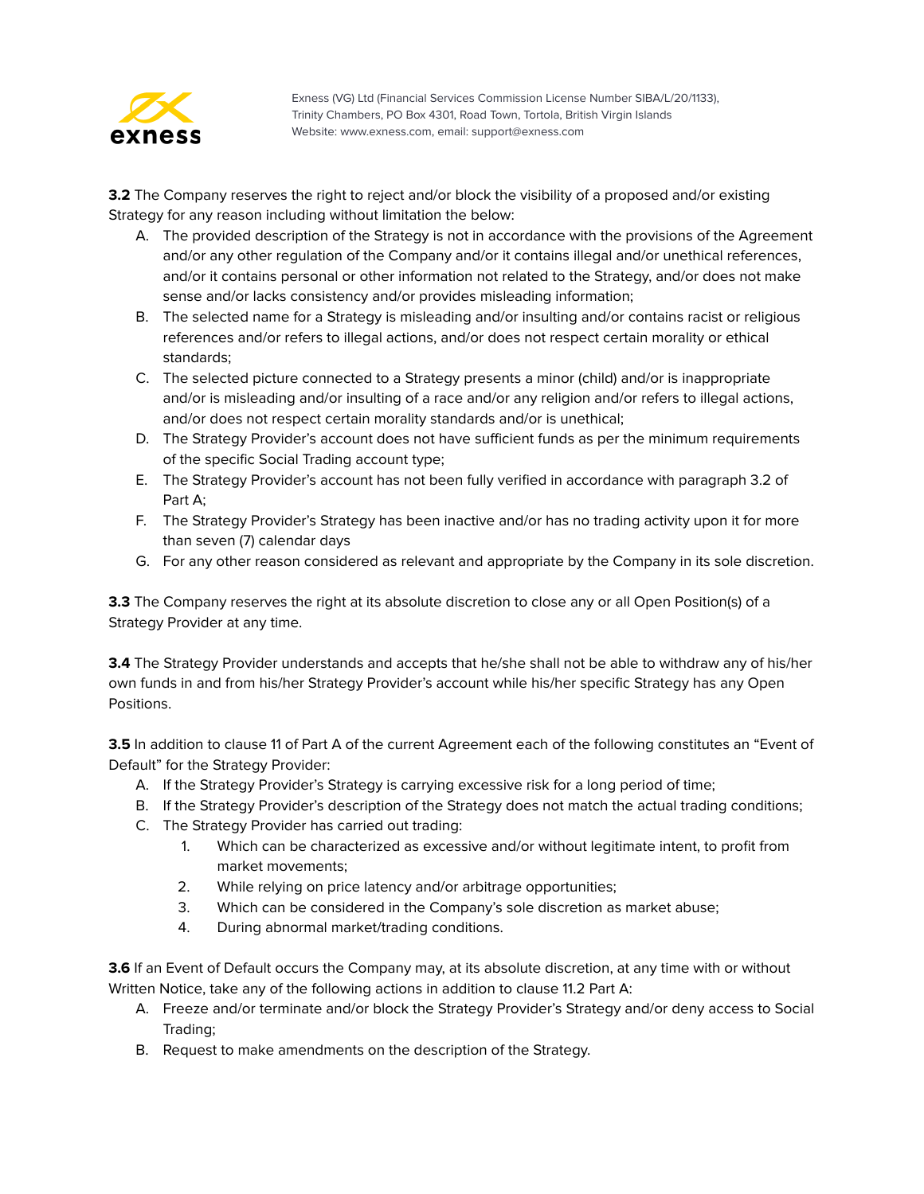**3.2** The Company reserves the right to reject and/or block the visibility of a proposed and/or existing Strategy for any reason including without limitation the below:

A. The provided description of the Strategy is not in accordance with the provisions of the Agreement and/or any other regulation of the Company and/or it contains illegal and/or unethical references, and/or it contains personal or other information not related to the Strategy, and/or does not make sense and/or lacks consistency and/or provides misleading information;

B. The selected name for a Strategy is misleading and/or insulting and/or contains racist or religious references and/or refers to illegal actions, and/or does not respect certain morality or ethical standards;

C. The selected picture connected to a Strategy presents a minor (child) and/or is inappropriate and/or is misleading and/or insulting of a race and/or any religion and/or refers to illegal actions, and/or does not respect certain morality standards and/or is unethical;

D. The Strategy Provider's account does not have sufficient funds as per the minimum requirements of the specific Social Trading account type;

E. The Strategy Provider's account has not been fully verified in accordance with paragraph 3.2 of Part A;

F. The Strategy Provider's Strategy has been inactive and/or has no trading activity upon it for more than seven (7) calendar days

G. For any other reason considered as relevant and appropriate by the Company in its sole discretion.

**3.3** The Company reserves the right at its absolute discretion to close any or all Open Position(s) of a Strategy Provider at any time.

**3.4** The Strategy Provider understands and accepts that he/she shall not be able to withdraw any of his/her own funds in and from his/her Strategy Provider's account while his/her specific Strategy has any Open Positions.

**3.5** In addition to clause 11 of Part A of the current Agreement each of the following constitutes an "Event of Default" for the Strategy Provider:

A. If the Strategy Provider's Strategy is carrying excessive risk for a long period of time;

B. If the Strategy Provider's description of the Strategy does not match the actual trading conditions;

C. The Strategy Provider has carried out trading:
   1. Which can be characterized as excessive and/or without legitimate intent, to profit from market movements;
   2. While relying on price latency and/or arbitrage opportunities;
   3. Which can be considered in the Company's sole discretion as market abuse;
   4. During abnormal market/trading conditions.

**3.6** If an Event of Default occurs the Company may, at its absolute discretion, at any time with or without Written Notice, take any of the following actions in addition to clause 11.2 Part A:

A. Freeze and/or terminate and/or block the Strategy Provider's Strategy and/or deny access to Social Trading;

B. Request to make amendments on the description of the Strategy.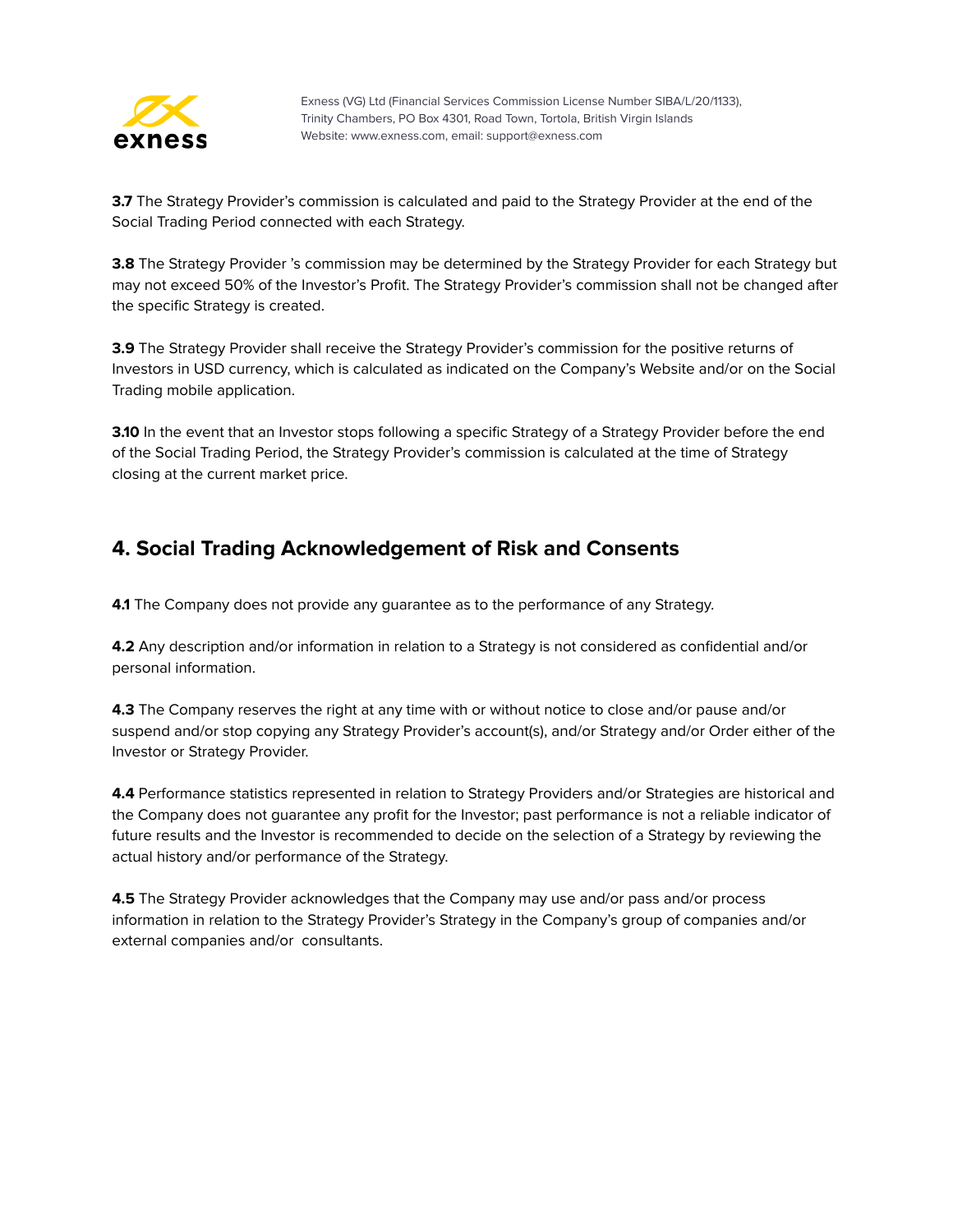**3.7** The Strategy Provider's commission is calculated and paid to the Strategy Provider at the end of the Social Trading Period connected with each Strategy.

**3.8** The Strategy Provider 's commission may be determined by the Strategy Provider for each Strategy but may not exceed 50% of the Investor's Profit. The Strategy Provider's commission shall not be changed after the specific Strategy is created.

**3.9** The Strategy Provider shall receive the Strategy Provider's commission for the positive returns of Investors in USD currency, which is calculated as indicated on the Company's Website and/or on the Social Trading mobile application.

**3.10** In the event that an Investor stops following a specific Strategy of a Strategy Provider before the end of the Social Trading Period, the Strategy Provider's commission is calculated at the time of Strategy closing at the current market price.

## 4. Social Trading Acknowledgement of Risk and Consents

**4.1** The Company does not provide any guarantee as to the performance of any Strategy.

**4.2** Any description and/or information in relation to a Strategy is not considered as confidential and/or personal information.

**4.3** The Company reserves the right at any time with or without notice to close and/or pause and/or suspend and/or stop copying any Strategy Provider's account(s), and/or Strategy and/or Order either of the Investor or Strategy Provider.

**4.4** Performance statistics represented in relation to Strategy Providers and/or Strategies are historical and the Company does not guarantee any profit for the Investor; past performance is not a reliable indicator of future results and the Investor is recommended to decide on the selection of a Strategy by reviewing the actual history and/or performance of the Strategy.

**4.5** The Strategy Provider acknowledges that the Company may use and/or pass and/or process information in relation to the Strategy Provider's Strategy in the Company's group of companies and/or external companies and/or consultants.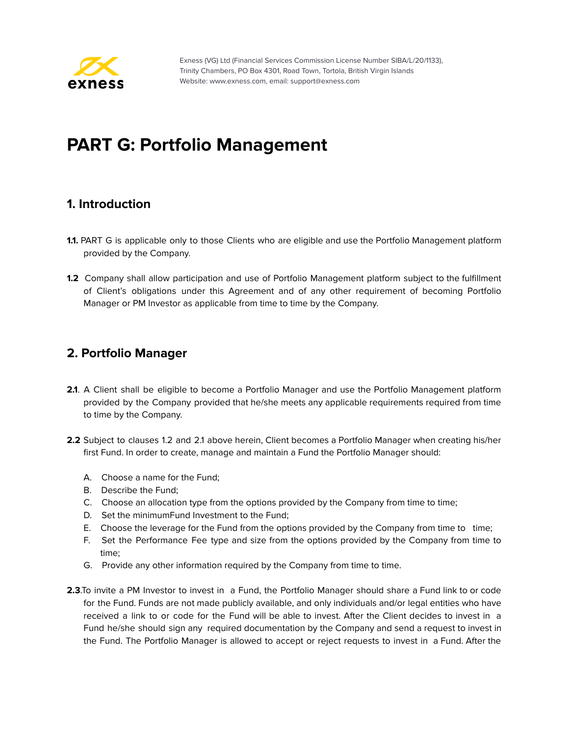# PART G: Portfolio Management

## 1. Introduction

**1.1.** PART G is applicable only to those Clients who are eligible and use the Portfolio Management platform provided by the Company.

**1.2** Company shall allow participation and use of Portfolio Management platform subject to the fulfillment of Client's obligations under this Agreement and of any other requirement of becoming Portfolio Manager or PM Investor as applicable from time to time by the Company.

## 2. Portfolio Manager

**2.1**. A Client shall be eligible to become a Portfolio Manager and use the Portfolio Management platform provided by the Company provided that he/she meets any applicable requirements required from time to time by the Company.

**2.2** Subject to clauses 1.2 and 2.1 above herein, Client becomes a Portfolio Manager when creating his/her first Fund. In order to create, manage and maintain a Fund the Portfolio Manager should:

A. Choose a name for the Fund;
B. Describe the Fund;
C. Choose an allocation type from the options provided by the Company from time to time;
D. Set the minimumFund Investment to the Fund;
E. Choose the leverage for the Fund from the options provided by the Company from time to time;
F. Set the Performance Fee type and size from the options provided by the Company from time to time;
G. Provide any other information required by the Company from time to time.

**2.3**.To invite a PM Investor to invest in a Fund, the Portfolio Manager should share a Fund link to or code for the Fund. Funds are not made publicly available, and only individuals and/or legal entities who have received a link to or code for the Fund will be able to invest. After the Client decides to invest in a Fund he/she should sign any required documentation by the Company and send a request to invest in the Fund. The Portfolio Manager is allowed to accept or reject requests to invest in a Fund. After the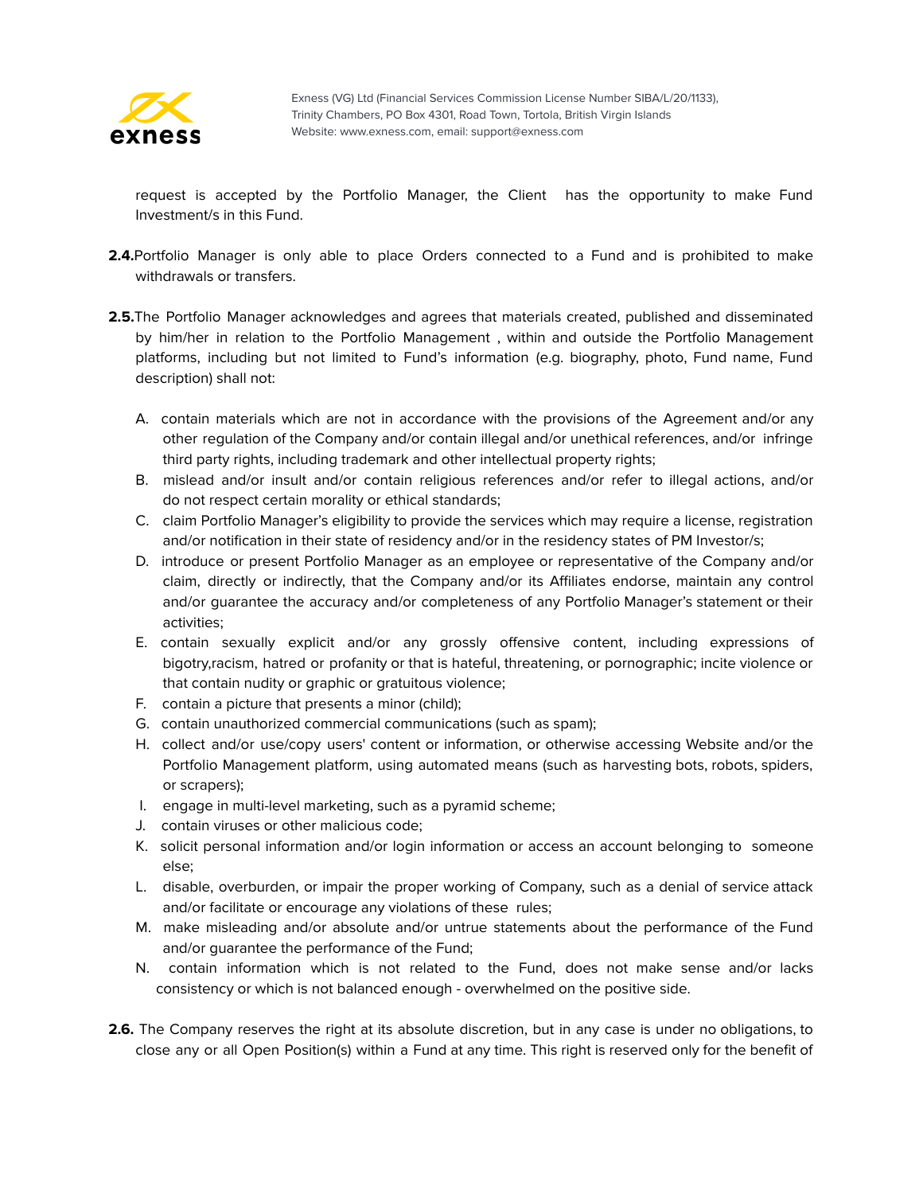request is accepted by the Portfolio Manager, the Client has the opportunity to make Fund Investment/s in this Fund.

**2.4.** Portfolio Manager is only able to place Orders connected to a Fund and is prohibited to make withdrawals or transfers.

**2.5.** The Portfolio Manager acknowledges and agrees that materials created, published and disseminated by him/her in relation to the Portfolio Management , within and outside the Portfolio Management platforms, including but not limited to Fund's information (e.g. biography, photo, Fund name, Fund description) shall not:

A. contain materials which are not in accordance with the provisions of the Agreement and/or any other regulation of the Company and/or contain illegal and/or unethical references, and/or infringe third party rights, including trademark and other intellectual property rights;
B. mislead and/or insult and/or contain religious references and/or refer to illegal actions, and/or do not respect certain morality or ethical standards;
C. claim Portfolio Manager's eligibility to provide the services which may require a license, registration and/or notification in their state of residency and/or in the residency states of PM Investor/s;
D. introduce or present Portfolio Manager as an employee or representative of the Company and/or claim, directly or indirectly, that the Company and/or its Affiliates endorse, maintain any control and/or guarantee the accuracy and/or completeness of any Portfolio Manager's statement or their activities;
E. contain sexually explicit and/or any grossly offensive content, including expressions of bigotry,racism, hatred or profanity or that is hateful, threatening, or pornographic; incite violence or that contain nudity or graphic or gratuitous violence;
F. contain a picture that presents a minor (child);
G. contain unauthorized commercial communications (such as spam);
H. collect and/or use/copy users' content or information, or otherwise accessing Website and/or the Portfolio Management platform, using automated means (such as harvesting bots, robots, spiders, or scrapers);
I. engage in multi-level marketing, such as a pyramid scheme;
J. contain viruses or other malicious code;
K. solicit personal information and/or login information or access an account belonging to someone else;
L. disable, overburden, or impair the proper working of Company, such as a denial of service attack and/or facilitate or encourage any violations of these rules;
M. make misleading and/or absolute and/or untrue statements about the performance of the Fund and/or guarantee the performance of the Fund;
N. contain information which is not related to the Fund, does not make sense and/or lacks consistency or which is not balanced enough - overwhelmed on the positive side.

**2.6.** The Company reserves the right at its absolute discretion, but in any case is under no obligations, to close any or all Open Position(s) within a Fund at any time. This right is reserved only for the benefit of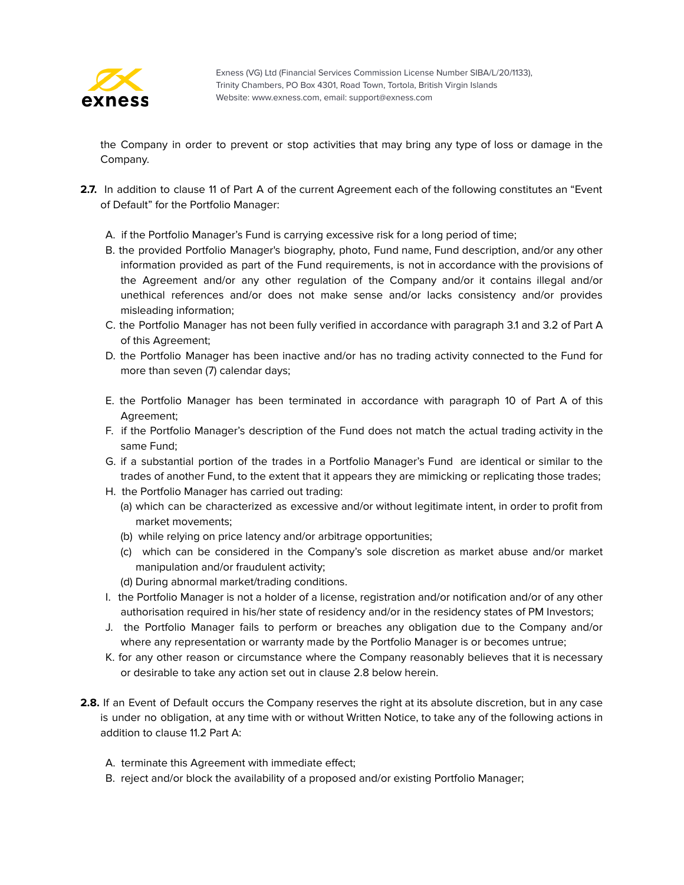the Company in order to prevent or stop activities that may bring any type of loss or damage in the Company.

**2.7.** In addition to clause 11 of Part A of the current Agreement each of the following constitutes an "Event of Default" for the Portfolio Manager:

A. if the Portfolio Manager's Fund is carrying excessive risk for a long period of time;
B. the provided Portfolio Manager's biography, photo, Fund name, Fund description, and/or any other information provided as part of the Fund requirements, is not in accordance with the provisions of the Agreement and/or any other regulation of the Company and/or it contains illegal and/or unethical references and/or does not make sense and/or lacks consistency and/or provides misleading information;
C. the Portfolio Manager has not been fully verified in accordance with paragraph 3.1 and 3.2 of Part A of this Agreement;
D. the Portfolio Manager has been inactive and/or has no trading activity connected to the Fund for more than seven (7) calendar days;
E. the Portfolio Manager has been terminated in accordance with paragraph 10 of Part A of this Agreement;
F. if the Portfolio Manager's description of the Fund does not match the actual trading activity in the same Fund;
G. if a substantial portion of the trades in a Portfolio Manager's Fund are identical or similar to the trades of another Fund, to the extent that it appears they are mimicking or replicating those trades;
H. the Portfolio Manager has carried out trading:
   (a) which can be characterized as excessive and/or without legitimate intent, in order to profit from market movements;
   (b) while relying on price latency and/or arbitrage opportunities;
   (c) which can be considered in the Company's sole discretion as market abuse and/or market manipulation and/or fraudulent activity;
   (d) During abnormal market/trading conditions.
I. the Portfolio Manager is not a holder of a license, registration and/or notification and/or of any other authorisation required in his/her state of residency and/or in the residency states of PM Investors;
J. the Portfolio Manager fails to perform or breaches any obligation due to the Company and/or where any representation or warranty made by the Portfolio Manager is or becomes untrue;
K. for any other reason or circumstance where the Company reasonably believes that it is necessary or desirable to take any action set out in clause 2.8 below herein.

**2.8.** If an Event of Default occurs the Company reserves the right at its absolute discretion, but in any case is under no obligation, at any time with or without Written Notice, to take any of the following actions in addition to clause 11.2 Part A:

A. terminate this Agreement with immediate effect;
B. reject and/or block the availability of a proposed and/or existing Portfolio Manager;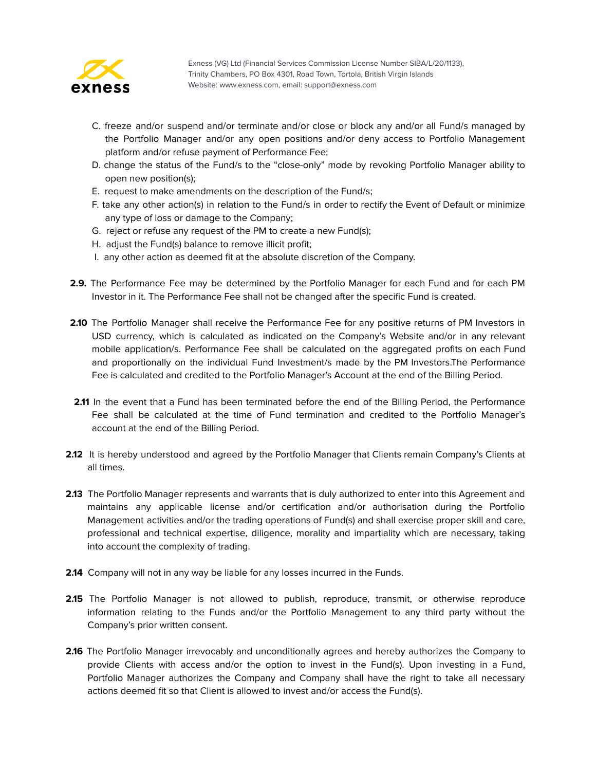C. freeze and/or suspend and/or terminate and/or close or block any and/or all Fund/s managed by the Portfolio Manager and/or any open positions and/or deny access to Portfolio Management platform and/or refuse payment of Performance Fee;

D. change the status of the Fund/s to the "close-only" mode by revoking Portfolio Manager ability to open new position(s);

E. request to make amendments on the description of the Fund/s;

F. take any other action(s) in relation to the Fund/s in order to rectify the Event of Default or minimize any type of loss or damage to the Company;

G. reject or refuse any request of the PM to create a new Fund(s);

H. adjust the Fund(s) balance to remove illicit profit;

I. any other action as deemed fit at the absolute discretion of the Company.

**2.9.** The Performance Fee may be determined by the Portfolio Manager for each Fund and for each PM Investor in it. The Performance Fee shall not be changed after the specific Fund is created.

**2.10** The Portfolio Manager shall receive the Performance Fee for any positive returns of PM Investors in USD currency, which is calculated as indicated on the Company's Website and/or in any relevant mobile application/s. Performance Fee shall be calculated on the aggregated profits on each Fund and proportionally on the individual Fund Investment/s made by the PM Investors.The Performance Fee is calculated and credited to the Portfolio Manager's Account at the end of the Billing Period.

**2.11** In the event that a Fund has been terminated before the end of the Billing Period, the Performance Fee shall be calculated at the time of Fund termination and credited to the Portfolio Manager's account at the end of the Billing Period.

**2.12** It is hereby understood and agreed by the Portfolio Manager that Clients remain Company's Clients at all times.

**2.13** The Portfolio Manager represents and warrants that is duly authorized to enter into this Agreement and maintains any applicable license and/or certification and/or authorisation during the Portfolio Management activities and/or the trading operations of Fund(s) and shall exercise proper skill and care, professional and technical expertise, diligence, morality and impartiality which are necessary, taking into account the complexity of trading.

**2.14** Company will not in any way be liable for any losses incurred in the Funds.

**2.15** The Portfolio Manager is not allowed to publish, reproduce, transmit, or otherwise reproduce information relating to the Funds and/or the Portfolio Management to any third party without the Company's prior written consent.

**2.16** The Portfolio Manager irrevocably and unconditionally agrees and hereby authorizes the Company to provide Clients with access and/or the option to invest in the Fund(s). Upon investing in a Fund, Portfolio Manager authorizes the Company and Company shall have the right to take all necessary actions deemed fit so that Client is allowed to invest and/or access the Fund(s).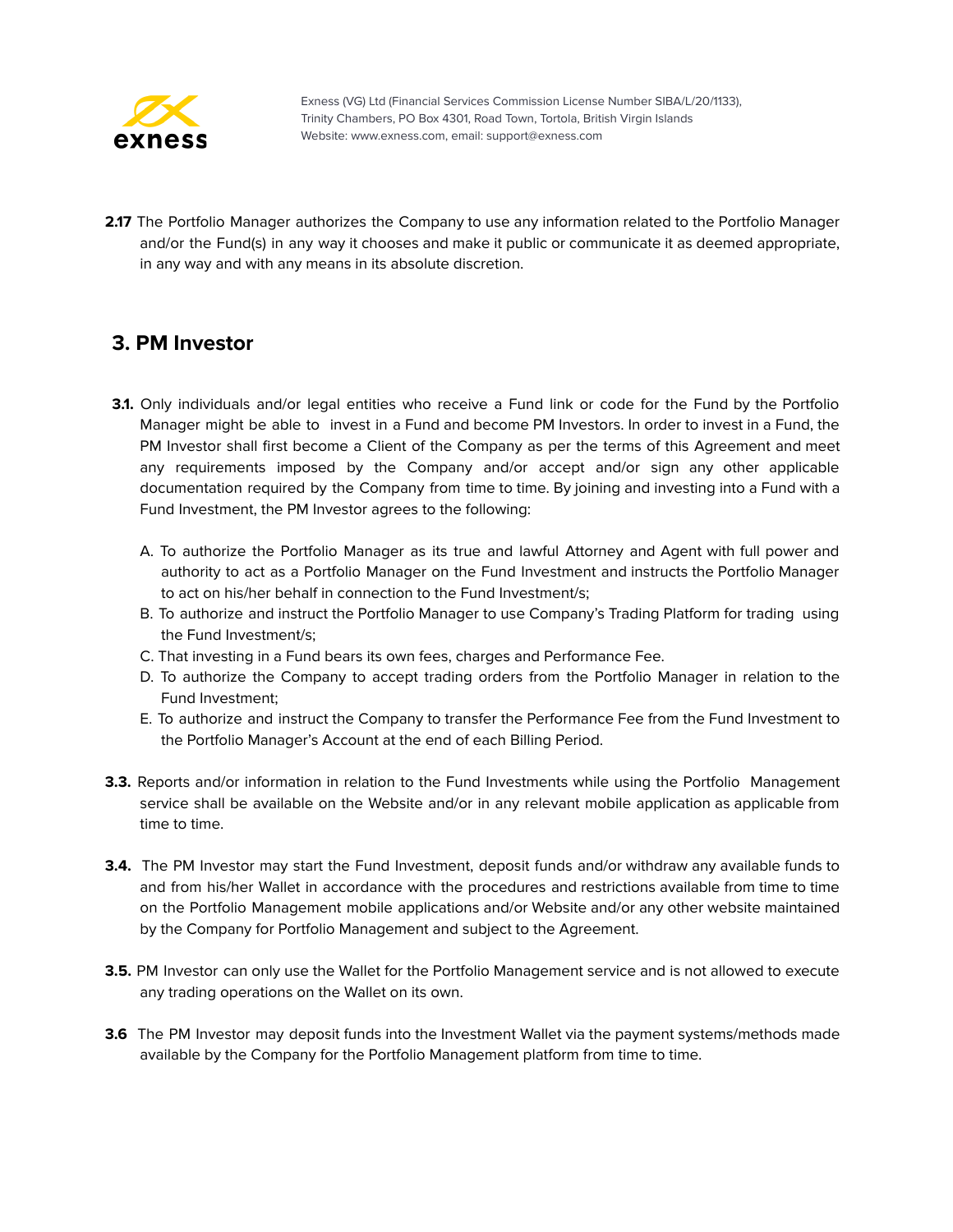**2.17** The Portfolio Manager authorizes the Company to use any information related to the Portfolio Manager and/or the Fund(s) in any way it chooses and make it public or communicate it as deemed appropriate, in any way and with any means in its absolute discretion.

## 3. PM Investor

**3.1.** Only individuals and/or legal entities who receive a Fund link or code for the Fund by the Portfolio Manager might be able to invest in a Fund and become PM Investors. In order to invest in a Fund, the PM Investor shall first become a Client of the Company as per the terms of this Agreement and meet any requirements imposed by the Company and/or accept and/or sign any other applicable documentation required by the Company from time to time. By joining and investing into a Fund with a Fund Investment, the PM Investor agrees to the following:

A. To authorize the Portfolio Manager as its true and lawful Attorney and Agent with full power and authority to act as a Portfolio Manager on the Fund Investment and instructs the Portfolio Manager to act on his/her behalf in connection to the Fund Investment/s;
B. To authorize and instruct the Portfolio Manager to use Company's Trading Platform for trading using the Fund Investment/s;
C. That investing in a Fund bears its own fees, charges and Performance Fee.
D. To authorize the Company to accept trading orders from the Portfolio Manager in relation to the Fund Investment;
E. To authorize and instruct the Company to transfer the Performance Fee from the Fund Investment to the Portfolio Manager's Account at the end of each Billing Period.

**3.3.** Reports and/or information in relation to the Fund Investments while using the Portfolio Management service shall be available on the Website and/or in any relevant mobile application as applicable from time to time.

**3.4.** The PM Investor may start the Fund Investment, deposit funds and/or withdraw any available funds to and from his/her Wallet in accordance with the procedures and restrictions available from time to time on the Portfolio Management mobile applications and/or Website and/or any other website maintained by the Company for Portfolio Management and subject to the Agreement.

**3.5.** PM Investor can only use the Wallet for the Portfolio Management service and is not allowed to execute any trading operations on the Wallet on its own.

**3.6** The PM Investor may deposit funds into the Investment Wallet via the payment systems/methods made available by the Company for the Portfolio Management platform from time to time.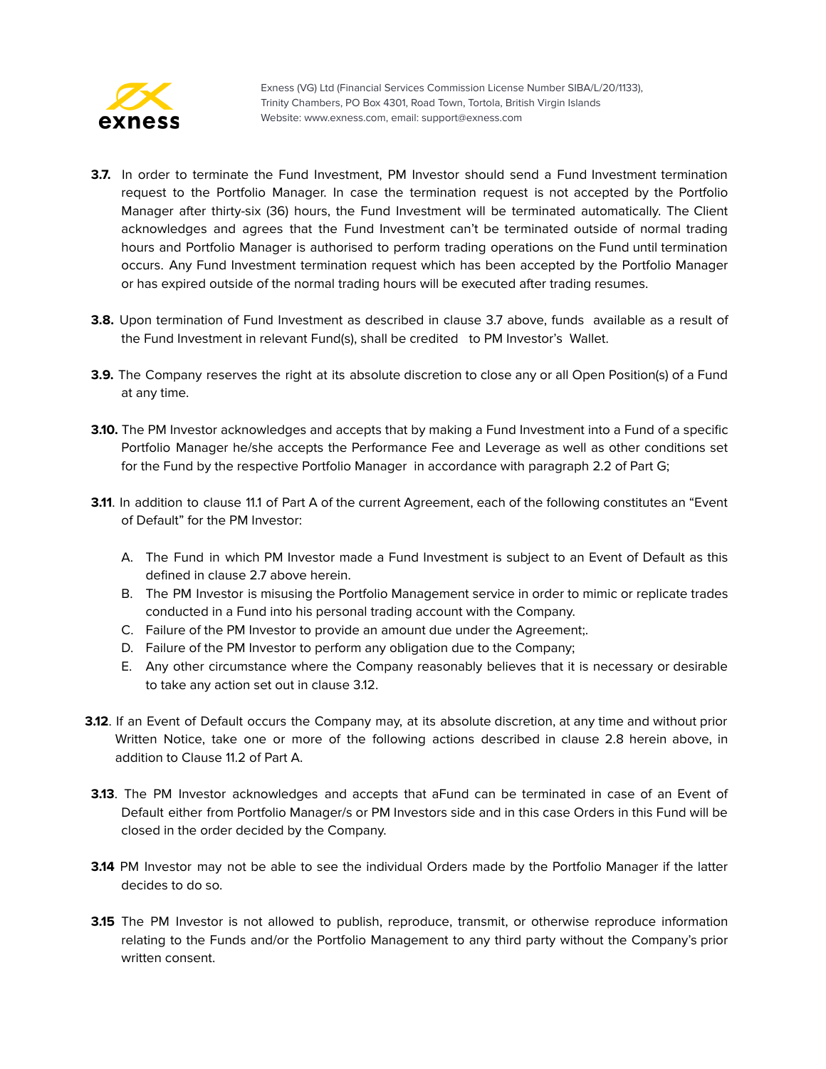**3.7.** In order to terminate the Fund Investment, PM Investor should send a Fund Investment termination request to the Portfolio Manager. In case the termination request is not accepted by the Portfolio Manager after thirty-six (36) hours, the Fund Investment will be terminated automatically. The Client acknowledges and agrees that the Fund Investment can't be terminated outside of normal trading hours and Portfolio Manager is authorised to perform trading operations on the Fund until termination occurs. Any Fund Investment termination request which has been accepted by the Portfolio Manager or has expired outside of the normal trading hours will be executed after trading resumes.

**3.8.** Upon termination of Fund Investment as described in clause 3.7 above, funds available as a result of the Fund Investment in relevant Fund(s), shall be credited to PM Investor's Wallet.

**3.9.** The Company reserves the right at its absolute discretion to close any or all Open Position(s) of a Fund at any time.

**3.10.** The PM Investor acknowledges and accepts that by making a Fund Investment into a Fund of a specific Portfolio Manager he/she accepts the Performance Fee and Leverage as well as other conditions set for the Fund by the respective Portfolio Manager in accordance with paragraph 2.2 of Part G;

**3.11**. In addition to clause 11.1 of Part A of the current Agreement, each of the following constitutes an "Event of Default" for the PM Investor:

A. The Fund in which PM Investor made a Fund Investment is subject to an Event of Default as this defined in clause 2.7 above herein.
B. The PM Investor is misusing the Portfolio Management service in order to mimic or replicate trades conducted in a Fund into his personal trading account with the Company.
C. Failure of the PM Investor to provide an amount due under the Agreement;.
D. Failure of the PM Investor to perform any obligation due to the Company;
E. Any other circumstance where the Company reasonably believes that it is necessary or desirable to take any action set out in clause 3.12.

**3.12**. If an Event of Default occurs the Company may, at its absolute discretion, at any time and without prior Written Notice, take one or more of the following actions described in clause 2.8 herein above, in addition to Clause 11.2 of Part A.

**3.13**. The PM Investor acknowledges and accepts that aFund can be terminated in case of an Event of Default either from Portfolio Manager/s or PM Investors side and in this case Orders in this Fund will be closed in the order decided by the Company.

**3.14** PM Investor may not be able to see the individual Orders made by the Portfolio Manager if the latter decides to do so.

**3.15** The PM Investor is not allowed to publish, reproduce, transmit, or otherwise reproduce information relating to the Funds and/or the Portfolio Management to any third party without the Company's prior written consent.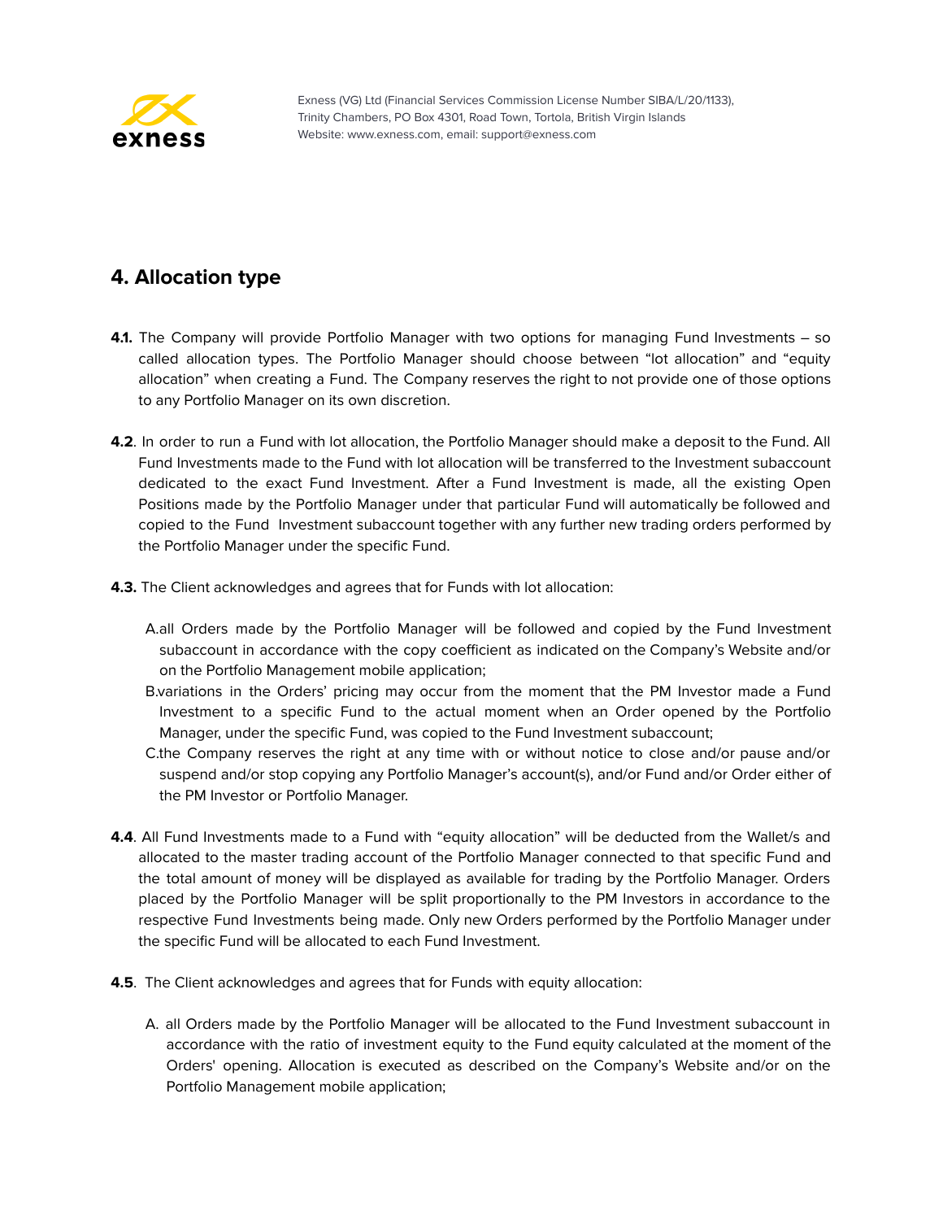## 4. Allocation type

**4.1.** The Company will provide Portfolio Manager with two options for managing Fund Investments – so called allocation types. The Portfolio Manager should choose between "lot allocation" and "equity allocation" when creating a Fund. The Company reserves the right to not provide one of those options to any Portfolio Manager on its own discretion.

**4.2**. In order to run a Fund with lot allocation, the Portfolio Manager should make a deposit to the Fund. All Fund Investments made to the Fund with lot allocation will be transferred to the Investment subaccount dedicated to the exact Fund Investment. After a Fund Investment is made, all the existing Open Positions made by the Portfolio Manager under that particular Fund will automatically be followed and copied to the Fund Investment subaccount together with any further new trading orders performed by the Portfolio Manager under the specific Fund.

**4.3.** The Client acknowledges and agrees that for Funds with lot allocation:

A. all Orders made by the Portfolio Manager will be followed and copied by the Fund Investment subaccount in accordance with the copy coefficient as indicated on the Company's Website and/or on the Portfolio Management mobile application;

B. variations in the Orders' pricing may occur from the moment that the PM Investor made a Fund Investment to a specific Fund to the actual moment when an Order opened by the Portfolio Manager, under the specific Fund, was copied to the Fund Investment subaccount;

C. the Company reserves the right at any time with or without notice to close and/or pause and/or suspend and/or stop copying any Portfolio Manager's account(s), and/or Fund and/or Order either of the PM Investor or Portfolio Manager.

**4.4**. All Fund Investments made to a Fund with "equity allocation" will be deducted from the Wallet/s and allocated to the master trading account of the Portfolio Manager connected to that specific Fund and the total amount of money will be displayed as available for trading by the Portfolio Manager. Orders placed by the Portfolio Manager will be split proportionally to the PM Investors in accordance to the respective Fund Investments being made. Only new Orders performed by the Portfolio Manager under the specific Fund will be allocated to each Fund Investment.

**4.5**. The Client acknowledges and agrees that for Funds with equity allocation:

A. all Orders made by the Portfolio Manager will be allocated to the Fund Investment subaccount in accordance with the ratio of investment equity to the Fund equity calculated at the moment of the Orders' opening. Allocation is executed as described on the Company's Website and/or on the Portfolio Management mobile application;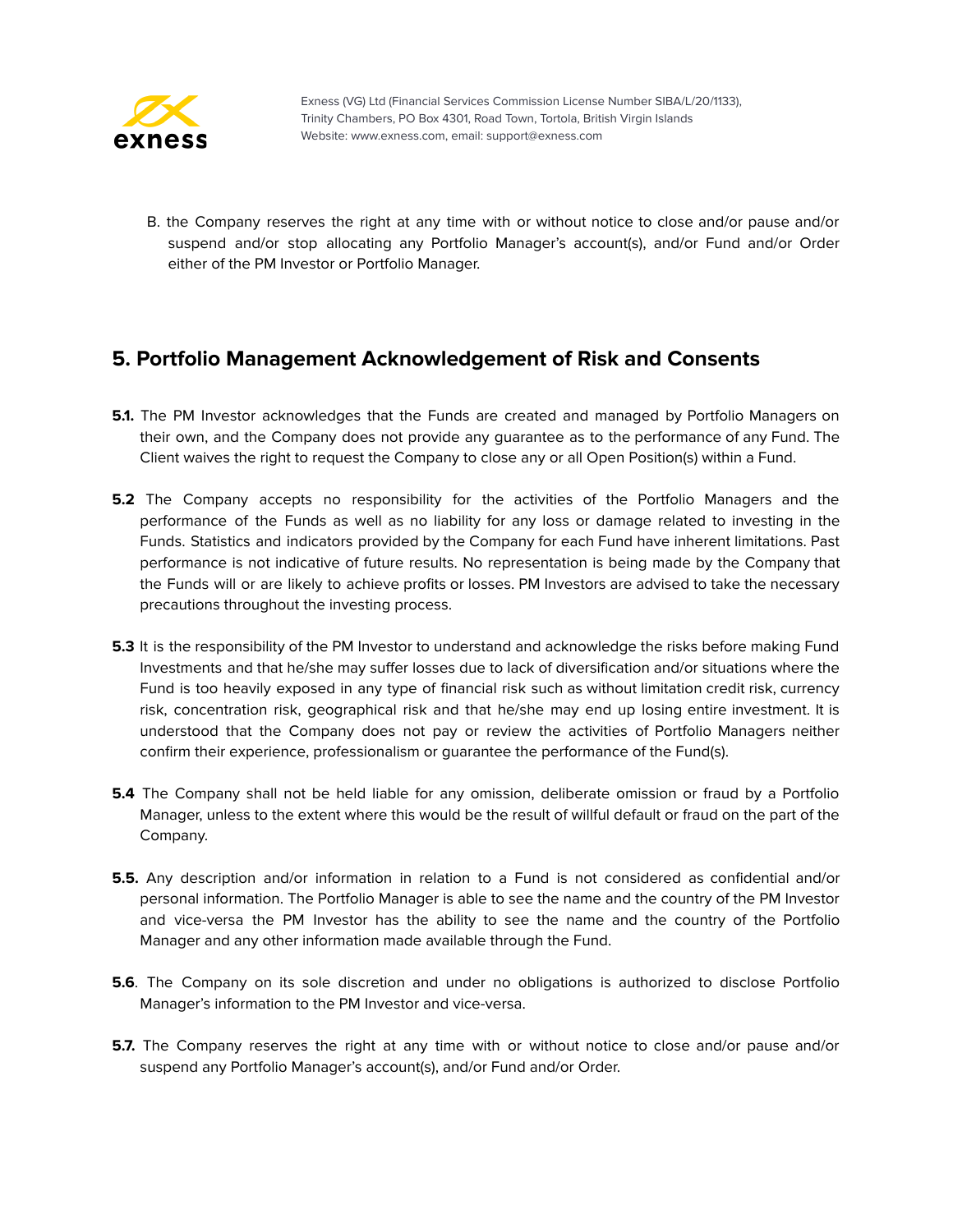B. the Company reserves the right at any time with or without notice to close and/or pause and/or suspend and/or stop allocating any Portfolio Manager's account(s), and/or Fund and/or Order either of the PM Investor or Portfolio Manager.

## 5. Portfolio Management Acknowledgement of Risk and Consents

**5.1.** The PM Investor acknowledges that the Funds are created and managed by Portfolio Managers on their own, and the Company does not provide any guarantee as to the performance of any Fund. The Client waives the right to request the Company to close any or all Open Position(s) within a Fund.

**5.2** The Company accepts no responsibility for the activities of the Portfolio Managers and the performance of the Funds as well as no liability for any loss or damage related to investing in the Funds. Statistics and indicators provided by the Company for each Fund have inherent limitations. Past performance is not indicative of future results. No representation is being made by the Company that the Funds will or are likely to achieve profits or losses. PM Investors are advised to take the necessary precautions throughout the investing process.

**5.3** It is the responsibility of the PM Investor to understand and acknowledge the risks before making Fund Investments and that he/she may suffer losses due to lack of diversification and/or situations where the Fund is too heavily exposed in any type of financial risk such as without limitation credit risk, currency risk, concentration risk, geographical risk and that he/she may end up losing entire investment. It is understood that the Company does not pay or review the activities of Portfolio Managers neither confirm their experience, professionalism or guarantee the performance of the Fund(s).

**5.4** The Company shall not be held liable for any omission, deliberate omission or fraud by a Portfolio Manager, unless to the extent where this would be the result of willful default or fraud on the part of the Company.

**5.5.** Any description and/or information in relation to a Fund is not considered as confidential and/or personal information. The Portfolio Manager is able to see the name and the country of the PM Investor and vice-versa the PM Investor has the ability to see the name and the country of the Portfolio Manager and any other information made available through the Fund.

**5.6**. The Company on its sole discretion and under no obligations is authorized to disclose Portfolio Manager's information to the PM Investor and vice-versa.

**5.7.** The Company reserves the right at any time with or without notice to close and/or pause and/or suspend any Portfolio Manager's account(s), and/or Fund and/or Order.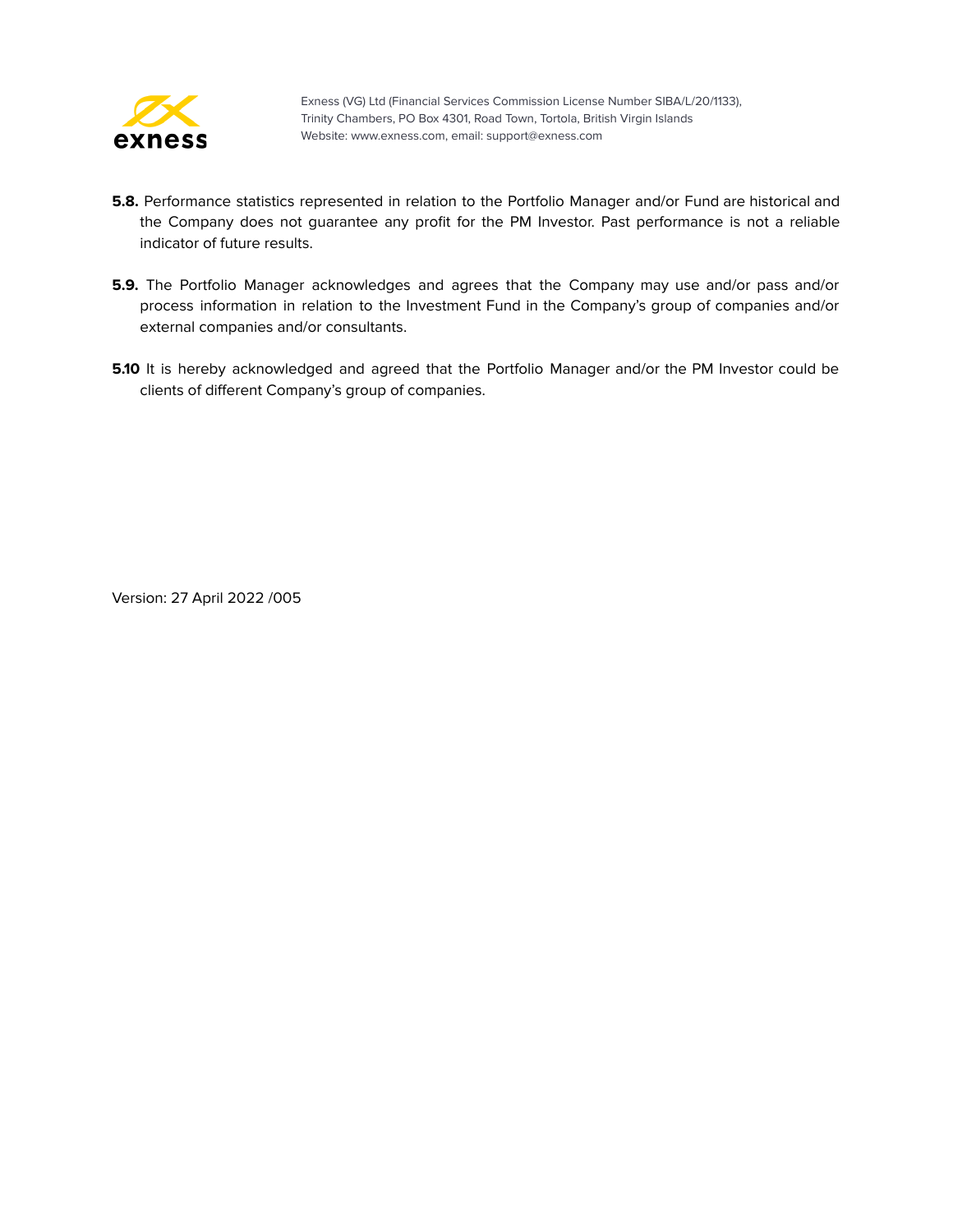**5.8.** Performance statistics represented in relation to the Portfolio Manager and/or Fund are historical and the Company does not guarantee any profit for the PM Investor. Past performance is not a reliable indicator of future results.

**5.9.** The Portfolio Manager acknowledges and agrees that the Company may use and/or pass and/or process information in relation to the Investment Fund in the Company's group of companies and/or external companies and/or consultants.

**5.10** It is hereby acknowledged and agreed that the Portfolio Manager and/or the PM Investor could be clients of different Company's group of companies.

Version: 27 April 2022 /005